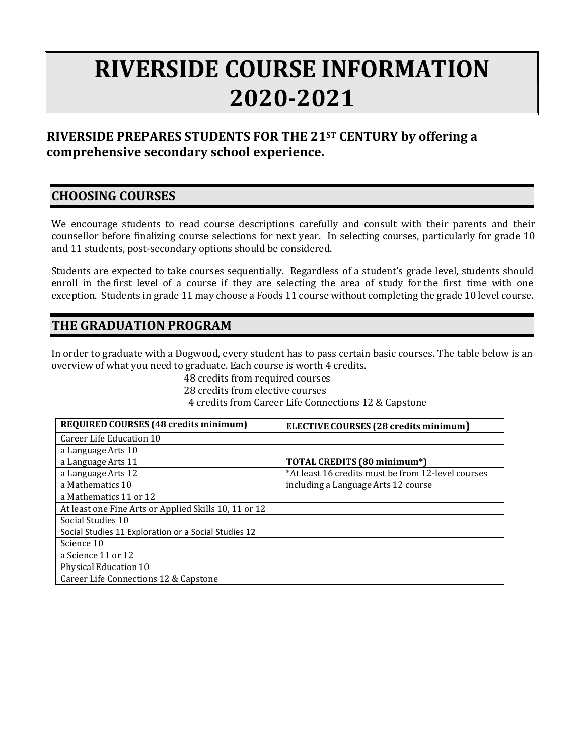# RIVERSIDE COURSE INFORMATION 2020-2021

**RIVERSIDE PREPARES STUDENTS FOR THE 21ST CENTURY by offering a comprehensive secondary school experience.**

## CHOOSING COURSES

We encourage students to read course descriptions carefully and consult with their parents and their counsellor before finalizing course selections for next year. In selecting courses, particularly for grade 10 and 11 students, post-secondary options should be considered.

Students are expected to take courses sequentially. Regardless of a student's grade level, students should enroll in the first level of a course if they are selecting the area of study for the first time with one exception. Students in grade 11 may choose a Foods 11 course without completing the grade 10 level course.

## THE GRADUATION PROGRAM

In order to graduate with a Dogwood, every student has to pass certain basic courses. The table below is an overview of what you need to graduate. Each course is worth 4 credits.

48 credits from required courses
28 credits from elective courses
4 credits from Career Life Connections 12 & Capstone

| REQUIRED COURSES (48 credits minimum) | ELECTIVE COURSES (28 credits minimum) |
|---|---|
| Career Life Education 10 | |
| a Language Arts 10 | |
| a Language Arts 11 | **TOTAL CREDITS (80 minimum*)** |
| a Language Arts 12 | *At least 16 credits must be from 12-level courses |
| a Mathematics 10 | including a Language Arts 12 course |
| a Mathematics 11 or 12 | |
| At least one Fine Arts or Applied Skills 10, 11 or 12 | |
| Social Studies 10 | |
| Social Studies 11 Exploration or a Social Studies 12 | |
| Science 10 | |
| a Science 11 or 12 | |
| Physical Education 10 | |
| Career Life Connections 12 & Capstone | |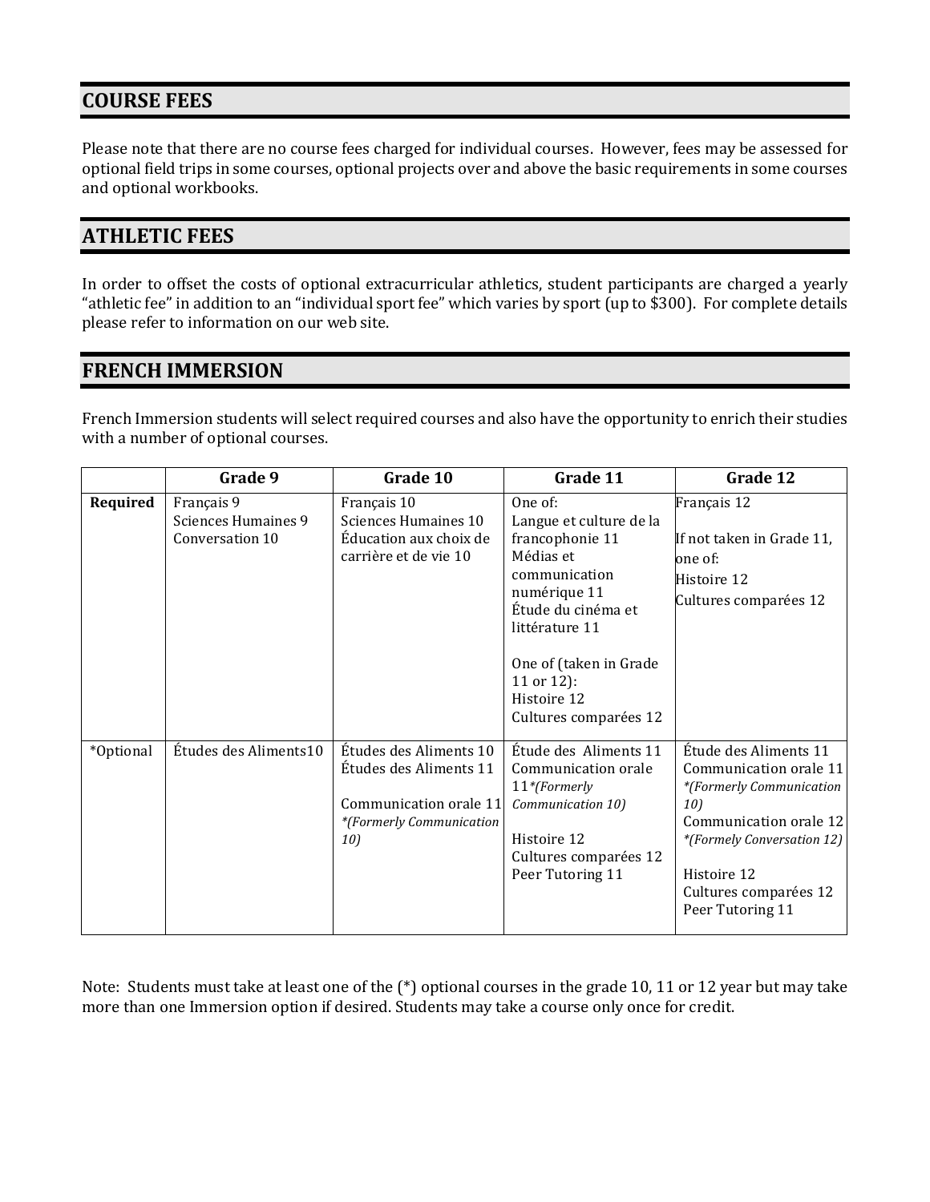## COURSE FEES

Please note that there are no course fees charged for individual courses. However, fees may be assessed for optional field trips in some courses, optional projects over and above the basic requirements in some courses and optional workbooks.

## ATHLETIC FEES

In order to offset the costs of optional extracurricular athletics, student participants are charged a yearly "athletic fee" in addition to an "individual sport fee" which varies by sport (up to $300). For complete details please refer to information on our web site.

## FRENCH IMMERSION

French Immersion students will select required courses and also have the opportunity to enrich their studies with a number of optional courses.

| | Grade 9 | Grade 10 | Grade 11 | Grade 12 |
|---|---|---|---|---|
| **Required** | Français 9<br>Sciences Humaines 9<br>Conversation 10 | Français 10<br>Sciences Humaines 10<br>Éducation aux choix de carrière et de vie 10 | One of:<br>Langue et culture de la francophonie 11<br>Médias et communication numérique 11<br>Étude du cinéma et littérature 11<br><br>One of (taken in Grade 11 or 12):<br>Histoire 12<br>Cultures comparées 12 | Français 12<br><br>If not taken in Grade 11, one of:<br>Histoire 12<br>Cultures comparées 12 |
| *Optional | Études des Aliments10 | Études des Aliments 10<br>Études des Aliments 11<br><br>Communication orale 11 *\*(Formerly Communication 10)* | Étude des Aliments 11<br>Communication orale 11 *\*(Formerly Communication 10)*<br><br>Histoire 12<br>Cultures comparées 12<br>Peer Tutoring 11 | Étude des Aliments 11<br>Communication orale 11 *\*(Formerly Communication 10)*<br>Communication orale 12 *\*(Formely Conversation 12)*<br><br>Histoire 12<br>Cultures comparées 12<br>Peer Tutoring 11 |

Note: Students must take at least one of the (*) optional courses in the grade 10, 11 or 12 year but may take more than one Immersion option if desired. Students may take a course only once for credit.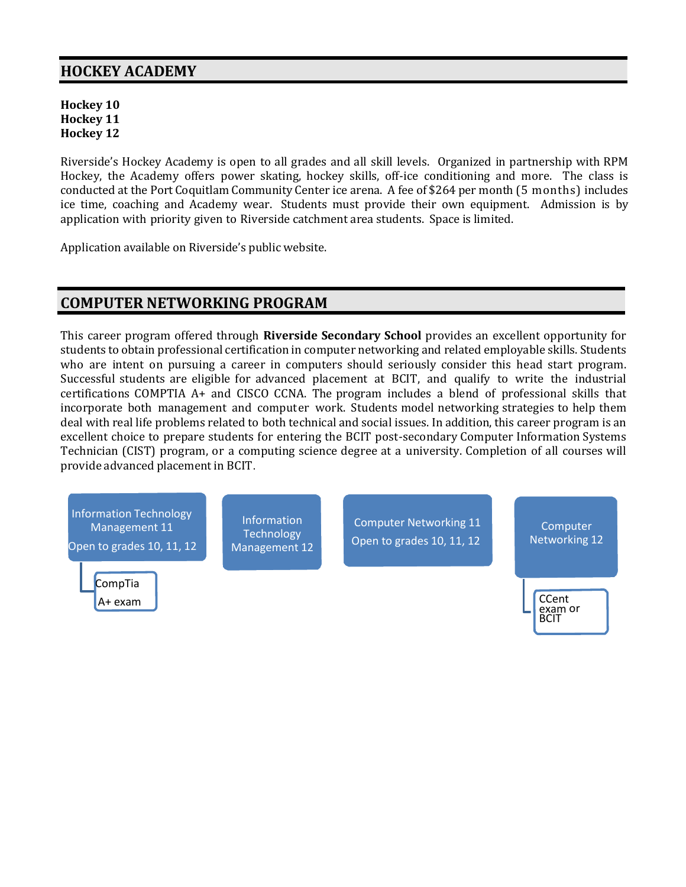## HOCKEY ACADEMY

**Hockey 10**
**Hockey 11**
**Hockey 12**

Riverside's Hockey Academy is open to all grades and all skill levels. Organized in partnership with RPM Hockey, the Academy offers power skating, hockey skills, off-ice conditioning and more. The class is conducted at the Port Coquitlam Community Center ice arena. A fee of $264 per month (5 months) includes ice time, coaching and Academy wear. Students must provide their own equipment. Admission is by application with priority given to Riverside catchment area students. Space is limited.

Application available on Riverside's public website.

## COMPUTER NETWORKING PROGRAM

This career program offered through **Riverside Secondary School** provides an excellent opportunity for students to obtain professional certification in computer networking and related employable skills. Students who are intent on pursuing a career in computers should seriously consider this head start program. Successful students are eligible for advanced placement at BCIT, and qualify to write the industrial certifications COMPTIA A+ and CISCO CCNA. The program includes a blend of professional skills that incorporate both management and computer work. Students model networking strategies to help them deal with real life problems related to both technical and social issues. In addition, this career program is an excellent choice to prepare students for entering the BCIT post-secondary Computer Information Systems Technician (CIST) program, or a computing science degree at a university. Completion of all courses will provide advanced placement in BCIT.

- Information Technology Management 11 — Open to grades 10, 11, 12
  - CompTia A+ exam
- Information Technology Management 12
- Computer Networking 11 — Open to grades 10, 11, 12
- Computer Networking 12
  - CCent exam or BCIT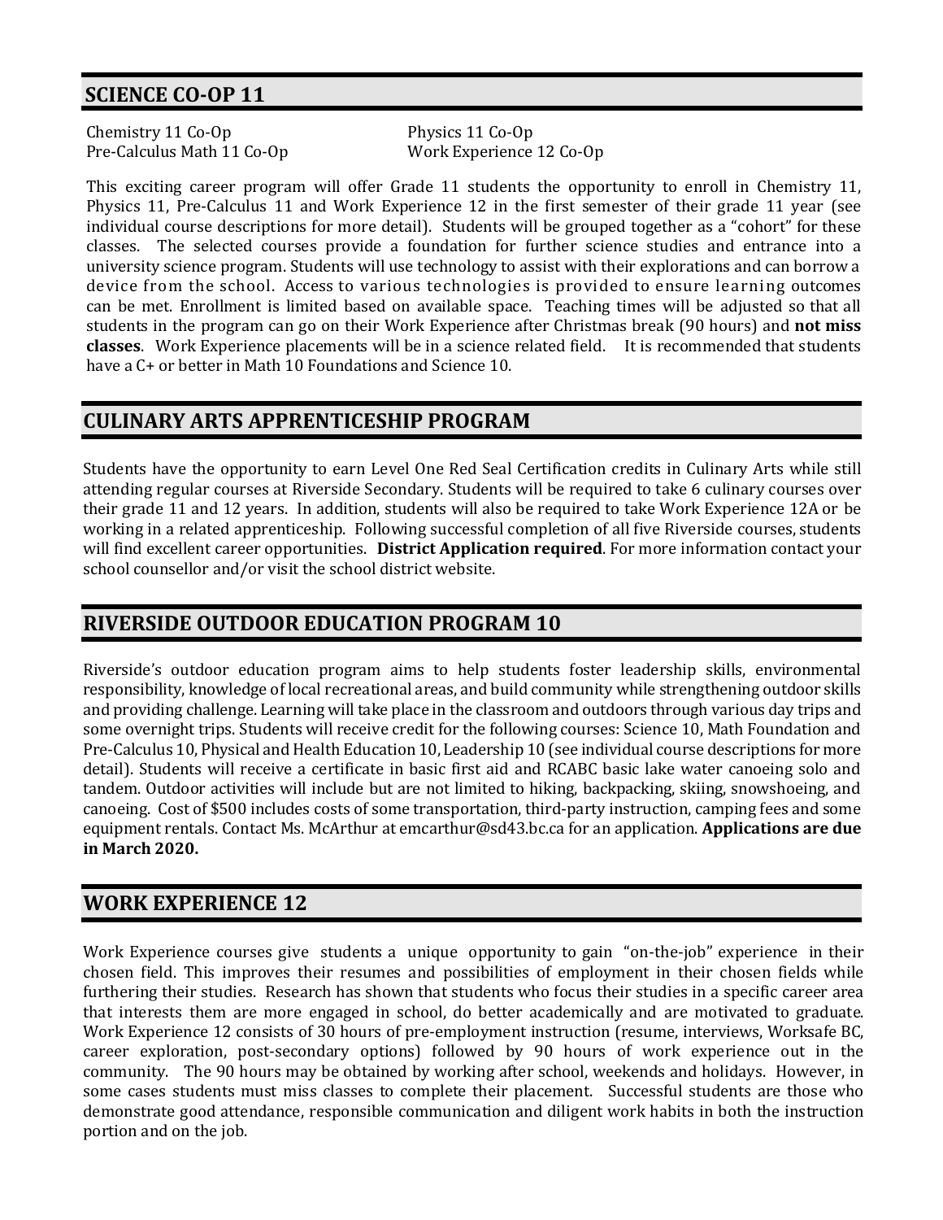## SCIENCE CO-OP 11

Chemistry 11 Co-Op
Pre-Calculus Math 11 Co-Op
Physics 11 Co-Op
Work Experience 12 Co-Op

This exciting career program will offer Grade 11 students the opportunity to enroll in Chemistry 11, Physics 11, Pre-Calculus 11 and Work Experience 12 in the first semester of their grade 11 year (see individual course descriptions for more detail). Students will be grouped together as a "cohort" for these classes. The selected courses provide a foundation for further science studies and entrance into a university science program. Students will use technology to assist with their explorations and can borrow a device from the school. Access to various technologies is provided to ensure learning outcomes can be met. Enrollment is limited based on available space. Teaching times will be adjusted so that all students in the program can go on their Work Experience after Christmas break (90 hours) and **not miss classes**. Work Experience placements will be in a science related field. It is recommended that students have a C+ or better in Math 10 Foundations and Science 10.

## CULINARY ARTS APPRENTICESHIP PROGRAM

Students have the opportunity to earn Level One Red Seal Certification credits in Culinary Arts while still attending regular courses at Riverside Secondary. Students will be required to take 6 culinary courses over their grade 11 and 12 years. In addition, students will also be required to take Work Experience 12A or be working in a related apprenticeship. Following successful completion of all five Riverside courses, students will find excellent career opportunities. **District Application required**. For more information contact your school counsellor and/or visit the school district website.

## RIVERSIDE OUTDOOR EDUCATION PROGRAM 10

Riverside's outdoor education program aims to help students foster leadership skills, environmental responsibility, knowledge of local recreational areas, and build community while strengthening outdoor skills and providing challenge. Learning will take place in the classroom and outdoors through various day trips and some overnight trips. Students will receive credit for the following courses: Science 10, Math Foundation and Pre-Calculus 10, Physical and Health Education 10, Leadership 10 (see individual course descriptions for more detail). Students will receive a certificate in basic first aid and RCABC basic lake water canoeing solo and tandem. Outdoor activities will include but are not limited to hiking, backpacking, skiing, snowshoeing, and canoeing. Cost of $500 includes costs of some transportation, third-party instruction, camping fees and some equipment rentals. Contact Ms. McArthur at emcarthur@sd43.bc.ca for an application. **Applications are due in March 2020.**

## WORK EXPERIENCE 12

Work Experience courses give students a unique opportunity to gain "on-the-job" experience in their chosen field. This improves their resumes and possibilities of employment in their chosen fields while furthering their studies. Research has shown that students who focus their studies in a specific career area that interests them are more engaged in school, do better academically and are motivated to graduate. Work Experience 12 consists of 30 hours of pre-employment instruction (resume, interviews, Worksafe BC, career exploration, post-secondary options) followed by 90 hours of work experience out in the community. The 90 hours may be obtained by working after school, weekends and holidays. However, in some cases students must miss classes to complete their placement. Successful students are those who demonstrate good attendance, responsible communication and diligent work habits in both the instruction portion and on the job.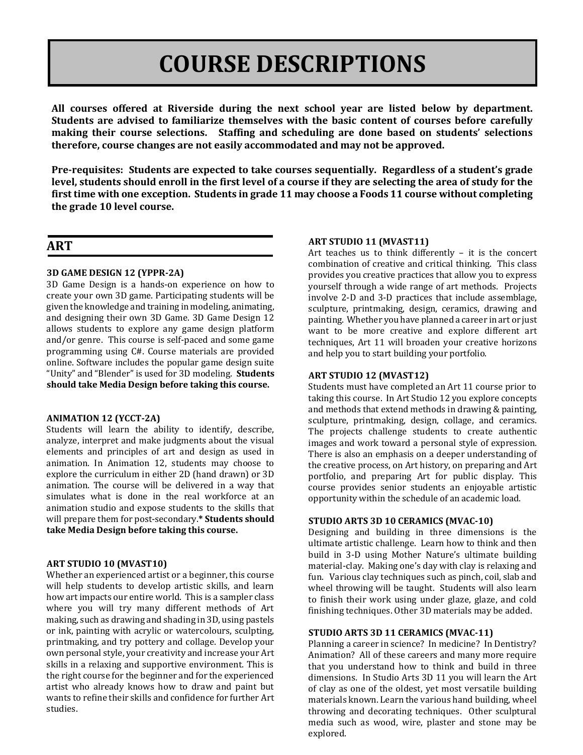# COURSE DESCRIPTIONS

**All courses offered at Riverside during the next school year are listed below by department. Students are advised to familiarize themselves with the basic content of courses before carefully making their course selections. Staffing and scheduling are done based on students' selections therefore, course changes are not easily accommodated and may not be approved.**

**Pre-requisites: Students are expected to take courses sequentially. Regardless of a student's grade level, students should enroll in the first level of a course if they are selecting the area of study for the first time with one exception. Students in grade 11 may choose a Foods 11 course without completing the grade 10 level course.**

## ART

### 3D GAME DESIGN 12 (YPPR-2A)

3D Game Design is a hands-on experience on how to create your own 3D game. Participating students will be given the knowledge and training in modeling, animating, and designing their own 3D Game. 3D Game Design 12 allows students to explore any game design platform and/or genre. This course is self-paced and some game programming using C#. Course materials are provided online. Software includes the popular game design suite "Unity" and "Blender" is used for 3D modeling. **Students should take Media Design before taking this course.**

### ANIMATION 12 (YCCT-2A)

Students will learn the ability to identify, describe, analyze, interpret and make judgments about the visual elements and principles of art and design as used in animation. In Animation 12, students may choose to explore the curriculum in either 2D (hand drawn) or 3D animation. The course will be delivered in a way that simulates what is done in the real workforce at an animation studio and expose students to the skills that will prepare them for post-secondary.* **Students should take Media Design before taking this course.**

### ART STUDIO 10 (MVAST10)

Whether an experienced artist or a beginner, this course will help students to develop artistic skills, and learn how art impacts our entire world. This is a sampler class where you will try many different methods of Art making, such as drawing and shading in 3D, using pastels or ink, painting with acrylic or watercolours, sculpting, printmaking, and try pottery and collage. Develop your own personal style, your creativity and increase your Art skills in a relaxing and supportive environment. This is the right course for the beginner and for the experienced artist who already knows how to draw and paint but wants to refine their skills and confidence for further Art studies.

### ART STUDIO 11 (MVAST11)

Art teaches us to think differently – it is the concert combination of creative and critical thinking. This class provides you creative practices that allow you to express yourself through a wide range of art methods. Projects involve 2-D and 3-D practices that include assemblage, sculpture, printmaking, design, ceramics, drawing and painting. Whether you have planned a career in art or just want to be more creative and explore different art techniques, Art 11 will broaden your creative horizons and help you to start building your portfolio.

### ART STUDIO 12 (MVAST12)

Students must have completed an Art 11 course prior to taking this course. In Art Studio 12 you explore concepts and methods that extend methods in drawing & painting, sculpture, printmaking, design, collage, and ceramics. The projects challenge students to create authentic images and work toward a personal style of expression. There is also an emphasis on a deeper understanding of the creative process, on Art history, on preparing and Art portfolio, and preparing Art for public display. This course provides senior students an enjoyable artistic opportunity within the schedule of an academic load.

### STUDIO ARTS 3D 10 CERAMICS (MVAC-10)

Designing and building in three dimensions is the ultimate artistic challenge. Learn how to think and then build in 3-D using Mother Nature's ultimate building material-clay. Making one's day with clay is relaxing and fun. Various clay techniques such as pinch, coil, slab and wheel throwing will be taught. Students will also learn to finish their work using under glaze, glaze, and cold finishing techniques. Other 3D materials may be added.

### STUDIO ARTS 3D 11 CERAMICS (MVAC-11)

Planning a career in science? In medicine? In Dentistry? Animation? All of these careers and many more require that you understand how to think and build in three dimensions. In Studio Arts 3D 11 you will learn the Art of clay as one of the oldest, yet most versatile building materials known. Learn the various hand building, wheel throwing and decorating techniques. Other sculptural media such as wood, wire, plaster and stone may be explored.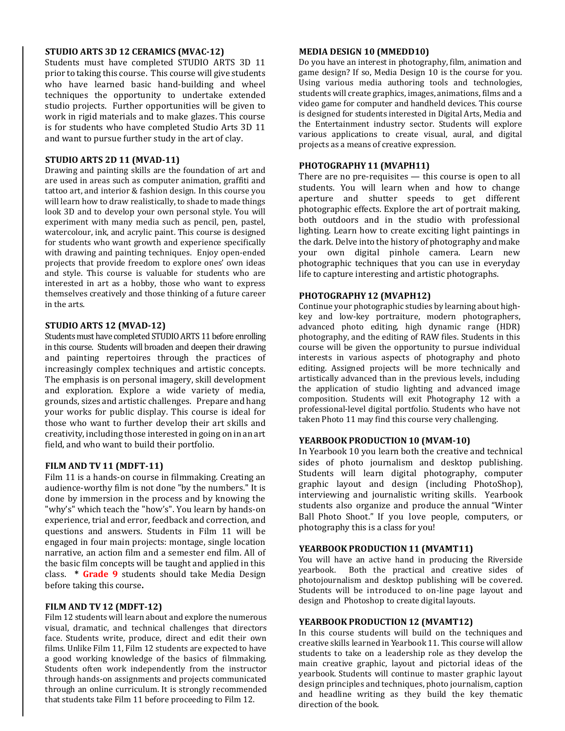### STUDIO ARTS 3D 12 CERAMICS (MVAC-12)

Students must have completed STUDIO ARTS 3D 11 prior to taking this course. This course will give students who have learned basic hand-building and wheel techniques the opportunity to undertake extended studio projects. Further opportunities will be given to work in rigid materials and to make glazes. This course is for students who have completed Studio Arts 3D 11 and want to pursue further study in the art of clay.

### STUDIO ARTS 2D 11 (MVAD-11)

Drawing and painting skills are the foundation of art and are used in areas such as computer animation, graffiti and tattoo art, and interior & fashion design. In this course you will learn how to draw realistically, to shade to made things look 3D and to develop your own personal style. You will experiment with many media such as pencil, pen, pastel, watercolour, ink, and acrylic paint. This course is designed for students who want growth and experience specifically with drawing and painting techniques. Enjoy open-ended projects that provide freedom to explore ones' own ideas and style. This course is valuable for students who are interested in art as a hobby, those who want to express themselves creatively and those thinking of a future career in the arts.

### STUDIO ARTS 12 (MVAD-12)

Students must have completed STUDIO ARTS 11 before enrolling in this course. Students will broaden and deepen their drawing and painting repertoires through the practices of increasingly complex techniques and artistic concepts. The emphasis is on personal imagery, skill development and exploration. Explore a wide variety of media, grounds, sizes and artistic challenges. Prepare and hang your works for public display. This course is ideal for those who want to further develop their art skills and creativity, including those interested in going on in an art field, and who want to build their portfolio.

### FILM AND TV 11 (MDFT-11)

Film 11 is a hands-on course in filmmaking. Creating an audience-worthy film is not done "by the numbers." It is done by immersion in the process and by knowing the "why's" which teach the "how's". You learn by hands-on experience, trial and error, feedback and correction, and questions and answers. Students in Film 11 will be engaged in four main projects: montage, single location narrative, an action film and a semester end film. All of the basic film concepts will be taught and applied in this class. **\* Grade 9** students should take Media Design before taking this course**.**

### FILM AND TV 12 (MDFT-12)

Film 12 students will learn about and explore the numerous visual, dramatic, and technical challenges that directors face. Students write, produce, direct and edit their own films. Unlike Film 11, Film 12 students are expected to have a good working knowledge of the basics of filmmaking. Students often work independently from the instructor through hands-on assignments and projects communicated through an online curriculum. It is strongly recommended that students take Film 11 before proceeding to Film 12.

### MEDIA DESIGN 10 (MMEDD10)

Do you have an interest in photography, film, animation and game design? If so, Media Design 10 is the course for you. Using various media authoring tools and technologies, students will create graphics, images, animations, films and a video game for computer and handheld devices. This course is designed for students interested in Digital Arts, Media and the Entertainment industry sector. Students will explore various applications to create visual, aural, and digital projects as a means of creative expression.

### PHOTOGRAPHY 11 (MVAPH11)

There are no pre-requisites — this course is open to all students. You will learn when and how to change aperture and shutter speeds to get different photographic effects. Explore the art of portrait making, both outdoors and in the studio with professional lighting. Learn how to create exciting light paintings in the dark. Delve into the history of photography and make your own digital pinhole camera. Learn new photographic techniques that you can use in everyday life to capture interesting and artistic photographs.

### PHOTOGRAPHY 12 (MVAPH12)

Continue your photographic studies by learning about high-key and low-key portraiture, modern photographers, advanced photo editing, high dynamic range (HDR) photography, and the editing of RAW files. Students in this course will be given the opportunity to pursue individual interests in various aspects of photography and photo editing. Assigned projects will be more technically and artistically advanced than in the previous levels, including the application of studio lighting and advanced image composition. Students will exit Photography 12 with a professional-level digital portfolio. Students who have not taken Photo 11 may find this course very challenging.

### YEARBOOK PRODUCTION 10 (MVAM-10)

In Yearbook 10 you learn both the creative and technical sides of photo journalism and desktop publishing. Students will learn digital photography, computer graphic layout and design (including PhotoShop), interviewing and journalistic writing skills. Yearbook students also organize and produce the annual "Winter Ball Photo Shoot." If you love people, computers, or photography this is a class for you!

### YEARBOOK PRODUCTION 11 (MVAMT11)

You will have an active hand in producing the Riverside yearbook. Both the practical and creative sides of photojournalism and desktop publishing will be covered. Students will be introduced to on-line page layout and design and Photoshop to create digital layouts.

### YEARBOOK PRODUCTION 12 (MVAMT12)

In this course students will build on the techniques and creative skills learned in Yearbook 11. This course will allow students to take on a leadership role as they develop the main creative graphic, layout and pictorial ideas of the yearbook. Students will continue to master graphic layout design principles and techniques, photo journalism, caption and headline writing as they build the key thematic direction of the book.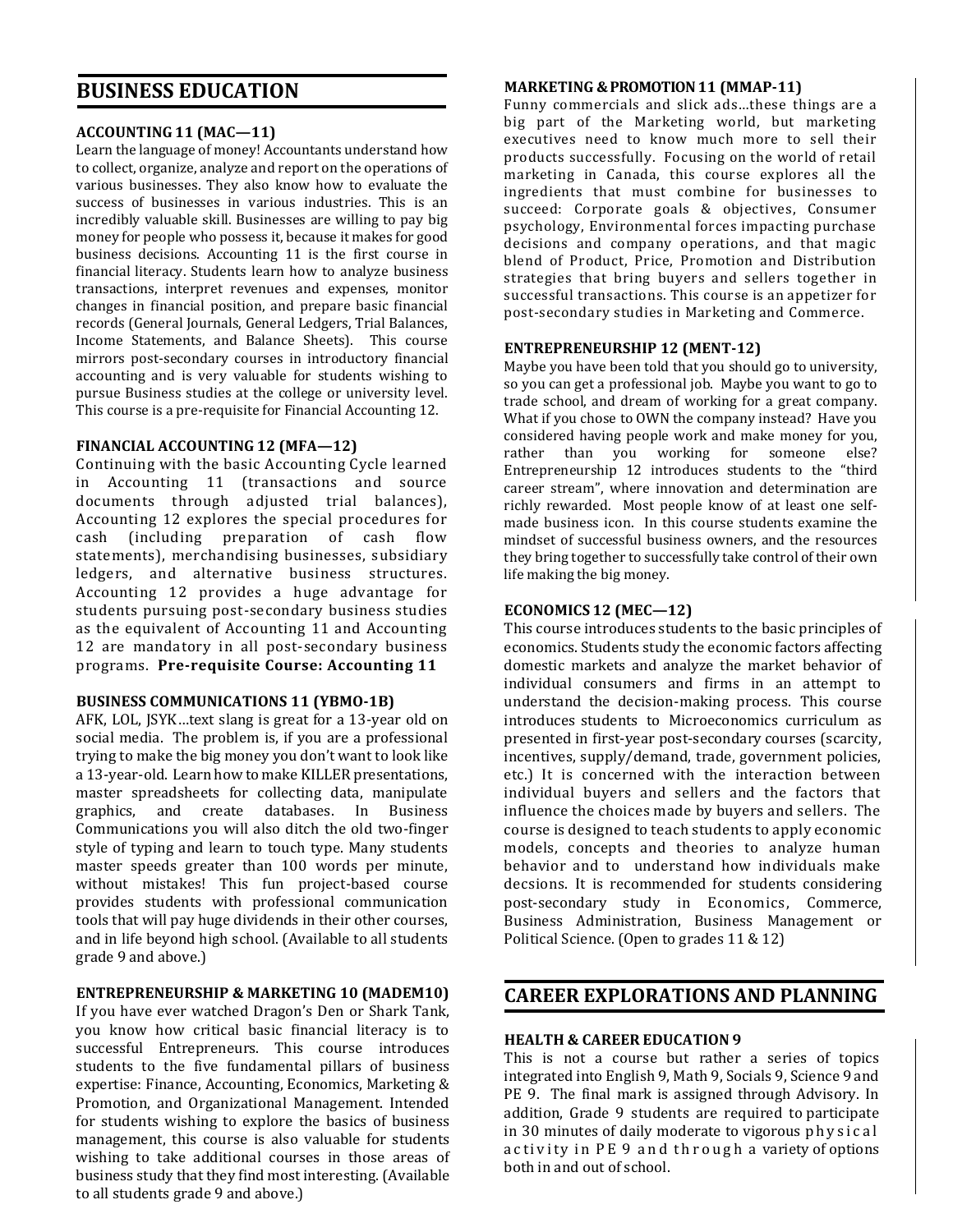## BUSINESS EDUCATION

### ACCOUNTING 11 (MAC—11)

Learn the language of money! Accountants understand how to collect, organize, analyze and report on the operations of various businesses. They also know how to evaluate the success of businesses in various industries. This is an incredibly valuable skill. Businesses are willing to pay big money for people who possess it, because it makes for good business decisions. Accounting 11 is the first course in financial literacy. Students learn how to analyze business transactions, interpret revenues and expenses, monitor changes in financial position, and prepare basic financial records (General Journals, General Ledgers, Trial Balances, Income Statements, and Balance Sheets). This course mirrors post-secondary courses in introductory financial accounting and is very valuable for students wishing to pursue Business studies at the college or university level. This course is a pre-requisite for Financial Accounting 12.

### FINANCIAL ACCOUNTING 12 (MFA—12)

Continuing with the basic Accounting Cycle learned in Accounting 11 (transactions and source documents through adjusted trial balances), Accounting 12 explores the special procedures for cash (including preparation of cash flow statements), merchandising businesses, subsidiary ledgers, and alternative business structures. Accounting 12 provides a huge advantage for students pursuing post-secondary business studies as the equivalent of Accounting 11 and Accounting 12 are mandatory in all post-secondary business programs. **Pre-requisite Course: Accounting 11**

### BUSINESS COMMUNICATIONS 11 (YBMO-1B)

AFK, LOL, JSYK…text slang is great for a 13-year old on social media. The problem is, if you are a professional trying to make the big money you don't want to look like a 13-year-old. Learn how to make KILLER presentations, master spreadsheets for collecting data, manipulate graphics, and create databases. In Business Communications you will also ditch the old two-finger style of typing and learn to touch type. Many students master speeds greater than 100 words per minute, without mistakes! This fun project-based course provides students with professional communication tools that will pay huge dividends in their other courses, and in life beyond high school. (Available to all students grade 9 and above.)

### ENTREPRENEURSHIP & MARKETING 10 (MADEM10)

If you have ever watched Dragon's Den or Shark Tank, you know how critical basic financial literacy is to successful Entrepreneurs. This course introduces students to the five fundamental pillars of business expertise: Finance, Accounting, Economics, Marketing & Promotion, and Organizational Management. Intended for students wishing to explore the basics of business management, this course is also valuable for students wishing to take additional courses in those areas of business study that they find most interesting. (Available to all students grade 9 and above.)

### MARKETING & PROMOTION 11 (MMAP-11)

Funny commercials and slick ads…these things are a big part of the Marketing world, but marketing executives need to know much more to sell their products successfully. Focusing on the world of retail marketing in Canada, this course explores all the ingredients that must combine for businesses to succeed: Corporate goals & objectives, Consumer psychology, Environmental forces impacting purchase decisions and company operations, and that magic blend of Product, Price, Promotion and Distribution strategies that bring buyers and sellers together in successful transactions. This course is an appetizer for post-secondary studies in Marketing and Commerce.

### ENTREPRENEURSHIP 12 (MENT-12)

Maybe you have been told that you should go to university, so you can get a professional job. Maybe you want to go to trade school, and dream of working for a great company. What if you chose to OWN the company instead? Have you considered having people work and make money for you, rather than you working for someone else? Entrepreneurship 12 introduces students to the "third career stream", where innovation and determination are richly rewarded. Most people know of at least one self-made business icon. In this course students examine the mindset of successful business owners, and the resources they bring together to successfully take control of their own life making the big money.

### ECONOMICS 12 (MEC—12)

This course introduces students to the basic principles of economics. Students study the economic factors affecting domestic markets and analyze the market behavior of individual consumers and firms in an attempt to understand the decision-making process. This course introduces students to Microeconomics curriculum as presented in first-year post-secondary courses (scarcity, incentives, supply/demand, trade, government policies, etc.) It is concerned with the interaction between individual buyers and sellers and the factors that influence the choices made by buyers and sellers. The course is designed to teach students to apply economic models, concepts and theories to analyze human behavior and to understand how individuals make decsions. It is recommended for students considering post-secondary study in Economics, Commerce, Business Administration, Business Management or Political Science. (Open to grades 11 & 12)

## CAREER EXPLORATIONS AND PLANNING

### HEALTH & CAREER EDUCATION 9

This is not a course but rather a series of topics integrated into English 9, Math 9, Socials 9, Science 9 and PE 9. The final mark is assigned through Advisory. In addition, Grade 9 students are required to participate in 30 minutes of daily moderate to vigorous physical activity in PE 9 and through a variety of options both in and out of school.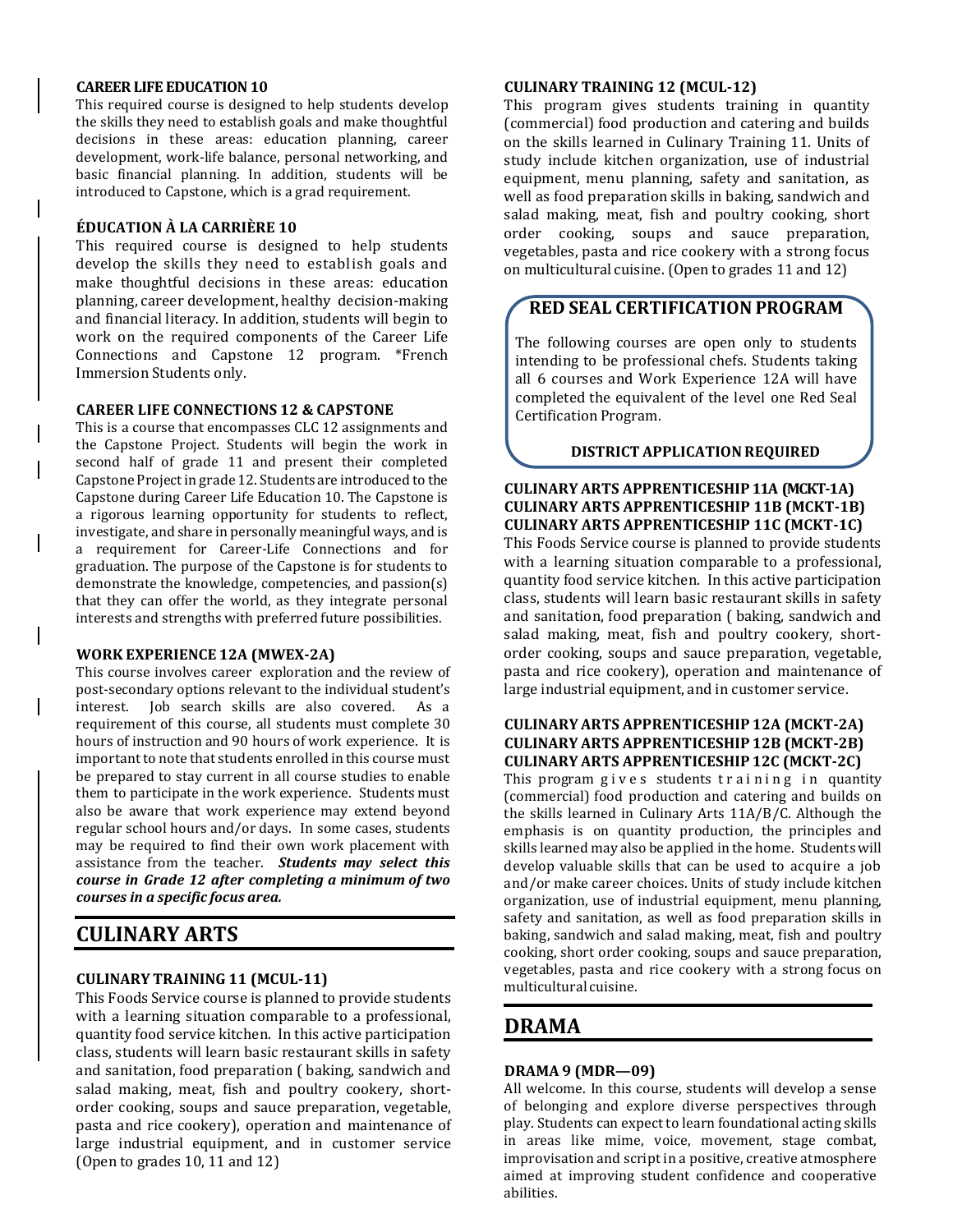**CAREER LIFE EDUCATION 10**

This required course is designed to help students develop the skills they need to establish goals and make thoughtful decisions in these areas: education planning, career development, work-life balance, personal networking, and basic financial planning. In addition, students will be introduced to Capstone, which is a grad requirement.

**ÉDUCATION À LA CARRIÈRE 10**

This required course is designed to help students develop the skills they need to establish goals and make thoughtful decisions in these areas: education planning, career development, healthy decision-making and financial literacy. In addition, students will begin to work on the required components of the Career Life Connections and Capstone 12 program. *French Immersion Students only.

**CAREER LIFE CONNECTIONS 12 & CAPSTONE**

This is a course that encompasses CLC 12 assignments and the Capstone Project. Students will begin the work in second half of grade 11 and present their completed Capstone Project in grade 12. Students are introduced to the Capstone during Career Life Education 10. The Capstone is a rigorous learning opportunity for students to reflect, investigate, and share in personally meaningful ways, and is a requirement for Career-Life Connections and for graduation. The purpose of the Capstone is for students to demonstrate the knowledge, competencies, and passion(s) that they can offer the world, as they integrate personal interests and strengths with preferred future possibilities.

**WORK EXPERIENCE 12A (MWEX-2A)**

This course involves career exploration and the review of post-secondary options relevant to the individual student's interest. Job search skills are also covered. As a requirement of this course, all students must complete 30 hours of instruction and 90 hours of work experience. It is important to note that students enrolled in this course must be prepared to stay current in all course studies to enable them to participate in the work experience. Students must also be aware that work experience may extend beyond regular school hours and/or days. In some cases, students may be required to find their own work placement with assistance from the teacher. ***Students may select this course in Grade 12 after completing a minimum of two courses in a specific focus area.***

## CULINARY ARTS

**CULINARY TRAINING 11 (MCUL-11)**

This Foods Service course is planned to provide students with a learning situation comparable to a professional, quantity food service kitchen. In this active participation class, students will learn basic restaurant skills in safety and sanitation, food preparation ( baking, sandwich and salad making, meat, fish and poultry cookery, short-order cooking, soups and sauce preparation, vegetable, pasta and rice cookery), operation and maintenance of large industrial equipment, and in customer service (Open to grades 10, 11 and 12)

**CULINARY TRAINING 12 (MCUL-12)**

This program gives students training in quantity (commercial) food production and catering and builds on the skills learned in Culinary Training 11. Units of study include kitchen organization, use of industrial equipment, menu planning, safety and sanitation, as well as food preparation skills in baking, sandwich and salad making, meat, fish and poultry cooking, short order cooking, soups and sauce preparation, vegetables, pasta and rice cookery with a strong focus on multicultural cuisine. (Open to grades 11 and 12)

### RED SEAL CERTIFICATION PROGRAM

The following courses are open only to students intending to be professional chefs. Students taking all 6 courses and Work Experience 12A will have completed the equivalent of the level one Red Seal Certification Program.

**DISTRICT APPLICATION REQUIRED**

**CULINARY ARTS APPRENTICESHIP 11A (MCKT-1A)**
**CULINARY ARTS APPRENTICESHIP 11B (MCKT-1B)**
**CULINARY ARTS APPRENTICESHIP 11C (MCKT-1C)**

This Foods Service course is planned to provide students with a learning situation comparable to a professional, quantity food service kitchen. In this active participation class, students will learn basic restaurant skills in safety and sanitation, food preparation ( baking, sandwich and salad making, meat, fish and poultry cookery, short-order cooking, soups and sauce preparation, vegetable, pasta and rice cookery), operation and maintenance of large industrial equipment, and in customer service.

**CULINARY ARTS APPRENTICESHIP 12A (MCKT-2A)**
**CULINARY ARTS APPRENTICESHIP 12B (MCKT-2B)**
**CULINARY ARTS APPRENTICESHIP 12C (MCKT-2C)**

This program gives students training in quantity (commercial) food production and catering and builds on the skills learned in Culinary Arts 11A/B/C. Although the emphasis is on quantity production, the principles and skills learned may also be applied in the home. Students will develop valuable skills that can be used to acquire a job and/or make career choices. Units of study include kitchen organization, use of industrial equipment, menu planning, safety and sanitation, as well as food preparation skills in baking, sandwich and salad making, meat, fish and poultry cooking, short order cooking, soups and sauce preparation, vegetables, pasta and rice cookery with a strong focus on multicultural cuisine.

## DRAMA

**DRAMA 9 (MDR—09)**

All welcome. In this course, students will develop a sense of belonging and explore diverse perspectives through play. Students can expect to learn foundational acting skills in areas like mime, voice, movement, stage combat, improvisation and script in a positive, creative atmosphere aimed at improving student confidence and cooperative abilities.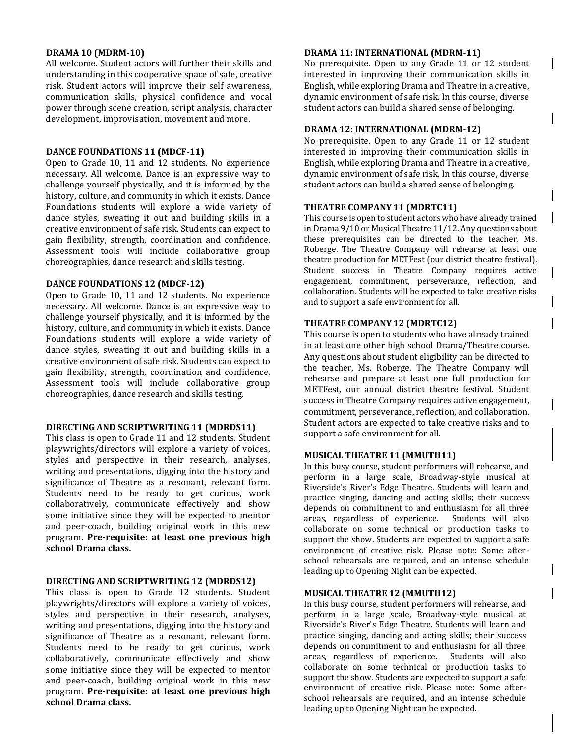### DRAMA 10 (MDRM-10)

All welcome. Student actors will further their skills and understanding in this cooperative space of safe, creative risk. Student actors will improve their self awareness, communication skills, physical confidence and vocal power through scene creation, script analysis, character development, improvisation, movement and more.

### DANCE FOUNDATIONS 11 (MDCF-11)

Open to Grade 10, 11 and 12 students. No experience necessary. All welcome. Dance is an expressive way to challenge yourself physically, and it is informed by the history, culture, and community in which it exists. Dance Foundations students will explore a wide variety of dance styles, sweating it out and building skills in a creative environment of safe risk. Students can expect to gain flexibility, strength, coordination and confidence. Assessment tools will include collaborative group choreographies, dance research and skills testing.

### DANCE FOUNDATIONS 12 (MDCF-12)

Open to Grade 10, 11 and 12 students. No experience necessary. All welcome. Dance is an expressive way to challenge yourself physically, and it is informed by the history, culture, and community in which it exists. Dance Foundations students will explore a wide variety of dance styles, sweating it out and building skills in a creative environment of safe risk. Students can expect to gain flexibility, strength, coordination and confidence. Assessment tools will include collaborative group choreographies, dance research and skills testing.

### DIRECTING AND SCRIPTWRITING 11 (MDRDS11)

This class is open to Grade 11 and 12 students. Student playwrights/directors will explore a variety of voices, styles and perspective in their research, analyses, writing and presentations, digging into the history and significance of Theatre as a resonant, relevant form. Students need to be ready to get curious, work collaboratively, communicate effectively and show some initiative since they will be expected to mentor and peer-coach, building original work in this new program. **Pre-requisite: at least one previous high school Drama class.**

### DIRECTING AND SCRIPTWRITING 12 (MDRDS12)

This class is open to Grade 12 students. Student playwrights/directors will explore a variety of voices, styles and perspective in their research, analyses, writing and presentations, digging into the history and significance of Theatre as a resonant, relevant form. Students need to be ready to get curious, work collaboratively, communicate effectively and show some initiative since they will be expected to mentor and peer-coach, building original work in this new program. **Pre-requisite: at least one previous high school Drama class.**

### DRAMA 11: INTERNATIONAL (MDRM-11)

No prerequisite. Open to any Grade 11 or 12 student interested in improving their communication skills in English, while exploring Drama and Theatre in a creative, dynamic environment of safe risk. In this course, diverse student actors can build a shared sense of belonging.

### DRAMA 12: INTERNATIONAL (MDRM-12)

No prerequisite. Open to any Grade 11 or 12 student interested in improving their communication skills in English, while exploring Drama and Theatre in a creative, dynamic environment of safe risk. In this course, diverse student actors can build a shared sense of belonging.

### THEATRE COMPANY 11 (MDRTC11)

This course is open to student actors who have already trained in Drama 9/10 or Musical Theatre 11/12. Any questions about these prerequisites can be directed to the teacher, Ms. Roberge. The Theatre Company will rehearse at least one theatre production for METFest (our district theatre festival). Student success in Theatre Company requires active engagement, commitment, perseverance, reflection, and collaboration. Students will be expected to take creative risks and to support a safe environment for all.

### THEATRE COMPANY 12 (MDRTC12)

This course is open to students who have already trained in at least one other high school Drama/Theatre course. Any questions about student eligibility can be directed to the teacher, Ms. Roberge. The Theatre Company will rehearse and prepare at least one full production for METFest, our annual district theatre festival. Student success in Theatre Company requires active engagement, commitment, perseverance, reflection, and collaboration. Student actors are expected to take creative risks and to support a safe environment for all.

### MUSICAL THEATRE 11 (MMUTH11)

In this busy course, student performers will rehearse, and perform in a large scale, Broadway-style musical at Riverside's River's Edge Theatre. Students will learn and practice singing, dancing and acting skills; their success depends on commitment to and enthusiasm for all three areas, regardless of experience. Students will also collaborate on some technical or production tasks to support the show. Students are expected to support a safe environment of creative risk. Please note: Some after-school rehearsals are required, and an intense schedule leading up to Opening Night can be expected.

### MUSICAL THEATRE 12 (MMUTH12)

In this busy course, student performers will rehearse, and perform in a large scale, Broadway-style musical at Riverside's River's Edge Theatre. Students will learn and practice singing, dancing and acting skills; their success depends on commitment to and enthusiasm for all three areas, regardless of experience. Students will also collaborate on some technical or production tasks to support the show. Students are expected to support a safe environment of creative risk. Please note: Some after-school rehearsals are required, and an intense schedule leading up to Opening Night can be expected.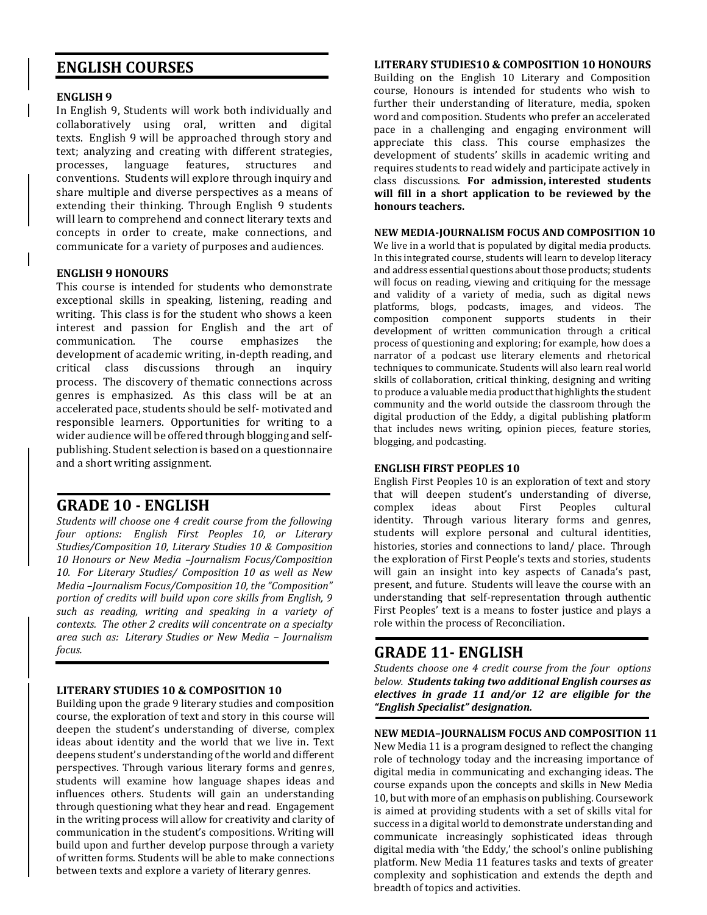# ENGLISH COURSES

### ENGLISH 9

In English 9, Students will work both individually and collaboratively using oral, written and digital texts. English 9 will be approached through story and text; analyzing and creating with different strategies, processes, language features, structures and conventions. Students will explore through inquiry and share multiple and diverse perspectives as a means of extending their thinking. Through English 9 students will learn to comprehend and connect literary texts and concepts in order to create, make connections, and communicate for a variety of purposes and audiences.

### ENGLISH 9 HONOURS

This course is intended for students who demonstrate exceptional skills in speaking, listening, reading and writing. This class is for the student who shows a keen interest and passion for English and the art of communication. The course emphasizes the development of academic writing, in-depth reading, and critical class discussions through an inquiry process. The discovery of thematic connections across genres is emphasized. As this class will be at an accelerated pace, students should be self- motivated and responsible learners. Opportunities for writing to a wider audience will be offered through blogging and self-publishing. Student selection is based on a questionnaire and a short writing assignment.

# GRADE 10 - ENGLISH

*Students will choose one 4 credit course from the following four options: English First Peoples 10, or Literary Studies/Composition 10, Literary Studies 10 & Composition 10 Honours or New Media –Journalism Focus/Composition 10. For Literary Studies/ Composition 10 as well as New Media –Journalism Focus/Composition 10, the "Composition" portion of credits will build upon core skills from English, 9 such as reading, writing and speaking in a variety of contexts. The other 2 credits will concentrate on a specialty area such as: Literary Studies or New Media – Journalism focus.*

### LITERARY STUDIES 10 & COMPOSITION 10

Building upon the grade 9 literary studies and composition course, the exploration of text and story in this course will deepen the student's understanding of diverse, complex ideas about identity and the world that we live in. Text deepens student's understanding of the world and different perspectives. Through various literary forms and genres, students will examine how language shapes ideas and influences others. Students will gain an understanding through questioning what they hear and read. Engagement in the writing process will allow for creativity and clarity of communication in the student's compositions. Writing will build upon and further develop purpose through a variety of written forms. Students will be able to make connections between texts and explore a variety of literary genres.

### LITERARY STUDIES10 & COMPOSITION 10 HONOURS

Building on the English 10 Literary and Composition course, Honours is intended for students who wish to further their understanding of literature, media, spoken word and composition. Students who prefer an accelerated pace in a challenging and engaging environment will appreciate this class. This course emphasizes the development of students' skills in academic writing and requires students to read widely and participate actively in class discussions. **For admission, interested students will fill in a short application to be reviewed by the honours teachers.**

### NEW MEDIA-JOURNALISM FOCUS AND COMPOSITION 10

We live in a world that is populated by digital media products. In this integrated course, students will learn to develop literacy and address essential questions about those products; students will focus on reading, viewing and critiquing for the message and validity of a variety of media, such as digital news platforms, blogs, podcasts, images, and videos. The composition component supports students in their development of written communication through a critical process of questioning and exploring; for example, how does a narrator of a podcast use literary elements and rhetorical techniques to communicate. Students will also learn real world skills of collaboration, critical thinking, designing and writing to produce a valuable media product that highlights the student community and the world outside the classroom through the digital production of the Eddy, a digital publishing platform that includes news writing, opinion pieces, feature stories, blogging, and podcasting.

### ENGLISH FIRST PEOPLES 10

English First Peoples 10 is an exploration of text and story that will deepen student's understanding of diverse, complex ideas about First Peoples cultural identity. Through various literary forms and genres, students will explore personal and cultural identities, histories, stories and connections to land/ place. Through the exploration of First People's texts and stories, students will gain an insight into key aspects of Canada's past, present, and future. Students will leave the course with an understanding that self-representation through authentic First Peoples' text is a means to foster justice and plays a role within the process of Reconciliation.

# GRADE 11- ENGLISH

*Students choose one 4 credit course from the four options below. **Students taking two additional English courses as electives in grade 11 and/or 12 are eligible for the "English Specialist" designation.***

### NEW MEDIA–JOURNALISM FOCUS AND COMPOSITION 11

New Media 11 is a program designed to reflect the changing role of technology today and the increasing importance of digital media in communicating and exchanging ideas. The course expands upon the concepts and skills in New Media 10, but with more of an emphasis on publishing. Coursework is aimed at providing students with a set of skills vital for success in a digital world to demonstrate understanding and communicate increasingly sophisticated ideas through digital media with 'the Eddy,' the school's online publishing platform. New Media 11 features tasks and texts of greater complexity and sophistication and extends the depth and breadth of topics and activities.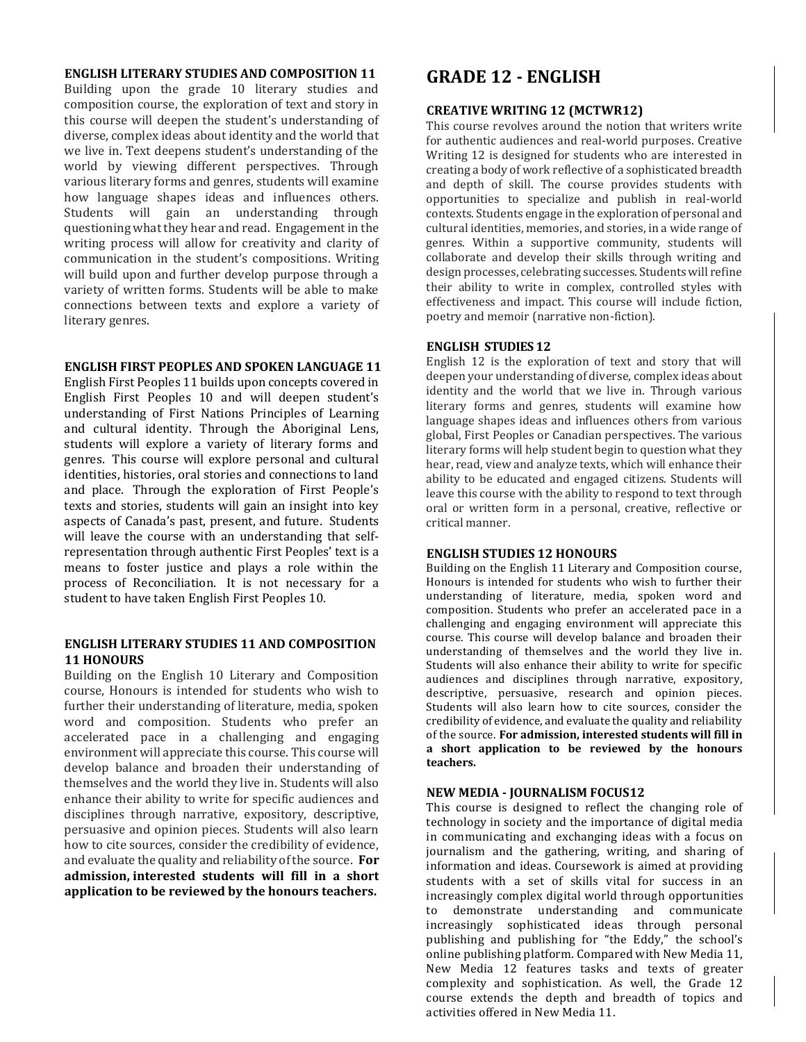### ENGLISH LITERARY STUDIES AND COMPOSITION 11

Building upon the grade 10 literary studies and composition course, the exploration of text and story in this course will deepen the student's understanding of diverse, complex ideas about identity and the world that we live in. Text deepens student's understanding of the world by viewing different perspectives. Through various literary forms and genres, students will examine how language shapes ideas and influences others. Students will gain an understanding through questioning what they hear and read. Engagement in the writing process will allow for creativity and clarity of communication in the student's compositions. Writing will build upon and further develop purpose through a variety of written forms. Students will be able to make connections between texts and explore a variety of literary genres.

### ENGLISH FIRST PEOPLES AND SPOKEN LANGUAGE 11

English First Peoples 11 builds upon concepts covered in English First Peoples 10 and will deepen student's understanding of First Nations Principles of Learning and cultural identity. Through the Aboriginal Lens, students will explore a variety of literary forms and genres. This course will explore personal and cultural identities, histories, oral stories and connections to land and place. Through the exploration of First People's texts and stories, students will gain an insight into key aspects of Canada's past, present, and future. Students will leave the course with an understanding that self-representation through authentic First Peoples' text is a means to foster justice and plays a role within the process of Reconciliation. It is not necessary for a student to have taken English First Peoples 10.

### ENGLISH LITERARY STUDIES 11 AND COMPOSITION 11 HONOURS

Building on the English 10 Literary and Composition course, Honours is intended for students who wish to further their understanding of literature, media, spoken word and composition. Students who prefer an accelerated pace in a challenging and engaging environment will appreciate this course. This course will develop balance and broaden their understanding of themselves and the world they live in. Students will also enhance their ability to write for specific audiences and disciplines through narrative, expository, descriptive, persuasive and opinion pieces. Students will also learn how to cite sources, consider the credibility of evidence, and evaluate the quality and reliability of the source. **For admission, interested students will fill in a short application to be reviewed by the honours teachers.**

## GRADE 12 - ENGLISH

### CREATIVE WRITING 12 (MCTWR12)

This course revolves around the notion that writers write for authentic audiences and real-world purposes. Creative Writing 12 is designed for students who are interested in creating a body of work reflective of a sophisticated breadth and depth of skill. The course provides students with opportunities to specialize and publish in real-world contexts. Students engage in the exploration of personal and cultural identities, memories, and stories, in a wide range of genres. Within a supportive community, students will collaborate and develop their skills through writing and design processes, celebrating successes. Students will refine their ability to write in complex, controlled styles with effectiveness and impact. This course will include fiction, poetry and memoir (narrative non-fiction).

### ENGLISH STUDIES 12

English 12 is the exploration of text and story that will deepen your understanding of diverse, complex ideas about identity and the world that we live in. Through various literary forms and genres, students will examine how language shapes ideas and influences others from various global, First Peoples or Canadian perspectives. The various literary forms will help student begin to question what they hear, read, view and analyze texts, which will enhance their ability to be educated and engaged citizens. Students will leave this course with the ability to respond to text through oral or written form in a personal, creative, reflective or critical manner.

### ENGLISH STUDIES 12 HONOURS

Building on the English 11 Literary and Composition course, Honours is intended for students who wish to further their understanding of literature, media, spoken word and composition. Students who prefer an accelerated pace in a challenging and engaging environment will appreciate this course. This course will develop balance and broaden their understanding of themselves and the world they live in. Students will also enhance their ability to write for specific audiences and disciplines through narrative, expository, descriptive, persuasive, research and opinion pieces. Students will also learn how to cite sources, consider the credibility of evidence, and evaluate the quality and reliability of the source. **For admission, interested students will fill in a short application to be reviewed by the honours teachers.**

### NEW MEDIA - JOURNALISM FOCUS12

This course is designed to reflect the changing role of technology in society and the importance of digital media in communicating and exchanging ideas with a focus on journalism and the gathering, writing, and sharing of information and ideas. Coursework is aimed at providing students with a set of skills vital for success in an increasingly complex digital world through opportunities to demonstrate understanding and communicate increasingly sophisticated ideas through personal publishing and publishing for "the Eddy," the school's online publishing platform. Compared with New Media 11, New Media 12 features tasks and texts of greater complexity and sophistication. As well, the Grade 12 course extends the depth and breadth of topics and activities offered in New Media 11.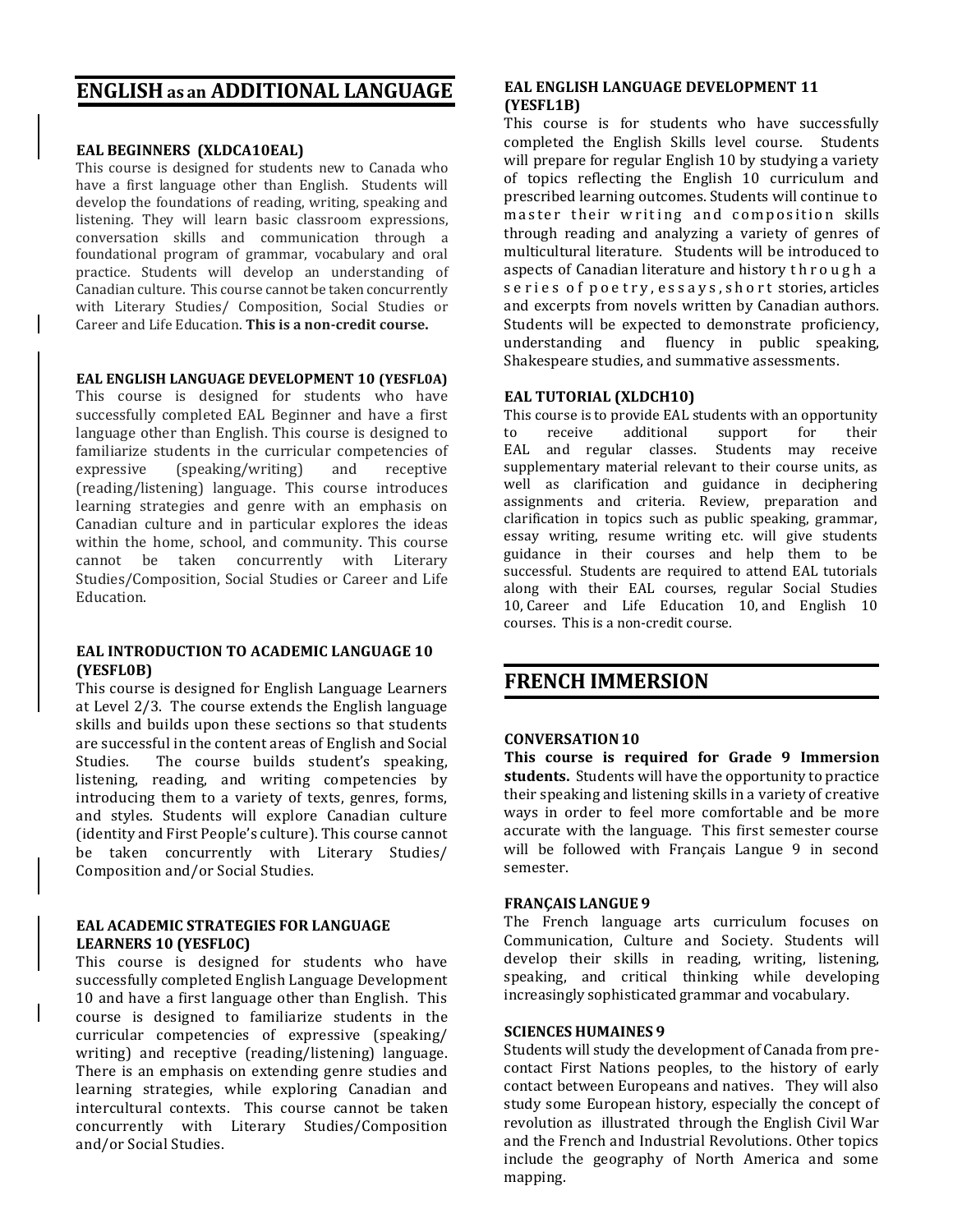## ENGLISH as an ADDITIONAL LANGUAGE

### EAL BEGINNERS (XLDCA10EAL)

This course is designed for students new to Canada who have a first language other than English. Students will develop the foundations of reading, writing, speaking and listening. They will learn basic classroom expressions, conversation skills and communication through a foundational program of grammar, vocabulary and oral practice. Students will develop an understanding of Canadian culture. This course cannot be taken concurrently with Literary Studies/ Composition, Social Studies or Career and Life Education. **This is a non-credit course.**

### EAL ENGLISH LANGUAGE DEVELOPMENT 10 (YESFL0A)

This course is designed for students who have successfully completed EAL Beginner and have a first language other than English. This course is designed to familiarize students in the curricular competencies of expressive (speaking/writing) and receptive (reading/listening) language. This course introduces learning strategies and genre with an emphasis on Canadian culture and in particular explores the ideas within the home, school, and community. This course cannot be taken concurrently with Literary Studies/Composition, Social Studies or Career and Life Education.

### EAL INTRODUCTION TO ACADEMIC LANGUAGE 10 (YESFL0B)

This course is designed for English Language Learners at Level 2/3. The course extends the English language skills and builds upon these sections so that students are successful in the content areas of English and Social Studies. The course builds student's speaking, listening, reading, and writing competencies by introducing them to a variety of texts, genres, forms, and styles. Students will explore Canadian culture (identity and First People's culture). This course cannot be taken concurrently with Literary Studies/ Composition and/or Social Studies.

### EAL ACADEMIC STRATEGIES FOR LANGUAGE LEARNERS 10 (YESFL0C)

This course is designed for students who have successfully completed English Language Development 10 and have a first language other than English. This course is designed to familiarize students in the curricular competencies of expressive (speaking/ writing) and receptive (reading/listening) language. There is an emphasis on extending genre studies and learning strategies, while exploring Canadian and intercultural contexts. This course cannot be taken concurrently with Literary Studies/Composition and/or Social Studies.

### EAL ENGLISH LANGUAGE DEVELOPMENT 11 (YESFL1B)

This course is for students who have successfully completed the English Skills level course. Students will prepare for regular English 10 by studying a variety of topics reflecting the English 10 curriculum and prescribed learning outcomes. Students will continue to master their writing and composition skills through reading and analyzing a variety of genres of multicultural literature. Students will be introduced to aspects of Canadian literature and history through a series of poetry, essays, short stories, articles and excerpts from novels written by Canadian authors. Students will be expected to demonstrate proficiency, understanding and fluency in public speaking, Shakespeare studies, and summative assessments.

### EAL TUTORIAL (XLDCH10)

This course is to provide EAL students with an opportunity to receive additional support for their EAL and regular classes. Students may receive supplementary material relevant to their course units, as well as clarification and guidance in deciphering assignments and criteria. Review, preparation and clarification in topics such as public speaking, grammar, essay writing, resume writing etc. will give students guidance in their courses and help them to be successful. Students are required to attend EAL tutorials along with their EAL courses, regular Social Studies 10, Career and Life Education 10, and English 10 courses. This is a non-credit course.

## FRENCH IMMERSION

### CONVERSATION 10

**This course is required for Grade 9 Immersion students.** Students will have the opportunity to practice their speaking and listening skills in a variety of creative ways in order to feel more comfortable and be more accurate with the language. This first semester course will be followed with Français Langue 9 in second semester.

### FRANÇAIS LANGUE 9

The French language arts curriculum focuses on Communication, Culture and Society. Students will develop their skills in reading, writing, listening, speaking, and critical thinking while developing increasingly sophisticated grammar and vocabulary.

### SCIENCES HUMAINES 9

Students will study the development of Canada from pre-contact First Nations peoples, to the history of early contact between Europeans and natives. They will also study some European history, especially the concept of revolution as illustrated through the English Civil War and the French and Industrial Revolutions. Other topics include the geography of North America and some mapping.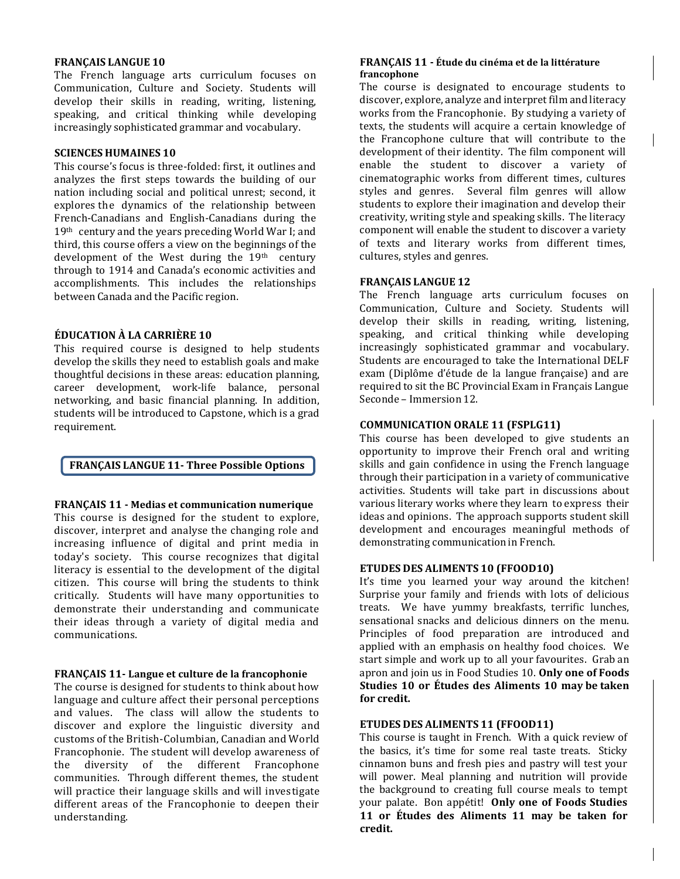### FRANÇAIS LANGUE 10

The French language arts curriculum focuses on Communication, Culture and Society. Students will develop their skills in reading, writing, listening, speaking, and critical thinking while developing increasingly sophisticated grammar and vocabulary.

### SCIENCES HUMAINES 10

This course's focus is three-folded: first, it outlines and analyzes the first steps towards the building of our nation including social and political unrest; second, it explores the dynamics of the relationship between French-Canadians and English-Canadians during the 19th century and the years preceding World War I; and third, this course offers a view on the beginnings of the development of the West during the 19th century through to 1914 and Canada's economic activities and accomplishments. This includes the relationships between Canada and the Pacific region.

### ÉDUCATION À LA CARRIÈRE 10

This required course is designed to help students develop the skills they need to establish goals and make thoughtful decisions in these areas: education planning, career development, work-life balance, personal networking, and basic financial planning. In addition, students will be introduced to Capstone, which is a grad requirement.

## FRANÇAIS LANGUE 11- Three Possible Options

### FRANÇAIS 11 - Medias et communication numerique

This course is designed for the student to explore, discover, interpret and analyse the changing role and increasing influence of digital and print media in today's society. This course recognizes that digital literacy is essential to the development of the digital citizen. This course will bring the students to think critically. Students will have many opportunities to demonstrate their understanding and communicate their ideas through a variety of digital media and communications.

### FRANÇAIS 11- Langue et culture de la francophonie

The course is designed for students to think about how language and culture affect their personal perceptions and values. The class will allow the students to discover and explore the linguistic diversity and customs of the British-Columbian, Canadian and World Francophonie. The student will develop awareness of the diversity of the different Francophone communities. Through different themes, the student will practice their language skills and will investigate different areas of the Francophonie to deepen their understanding.

### FRANÇAIS 11 - Étude du cinéma et de la littérature francophone

The course is designated to encourage students to discover, explore, analyze and interpret film and literacy works from the Francophonie. By studying a variety of texts, the students will acquire a certain knowledge of the Francophone culture that will contribute to the development of their identity. The film component will enable the student to discover a variety of cinematographic works from different times, cultures styles and genres. Several film genres will allow students to explore their imagination and develop their creativity, writing style and speaking skills. The literacy component will enable the student to discover a variety of texts and literary works from different times, cultures, styles and genres.

### FRANÇAIS LANGUE 12

The French language arts curriculum focuses on Communication, Culture and Society. Students will develop their skills in reading, writing, listening, speaking, and critical thinking while developing increasingly sophisticated grammar and vocabulary. Students are encouraged to take the International DELF exam (Diplôme d'étude de la langue française) and are required to sit the BC Provincial Exam in Français Langue Seconde – Immersion 12.

### COMMUNICATION ORALE 11 (FSPLG11)

This course has been developed to give students an opportunity to improve their French oral and writing skills and gain confidence in using the French language through their participation in a variety of communicative activities. Students will take part in discussions about various literary works where they learn to express their ideas and opinions. The approach supports student skill development and encourages meaningful methods of demonstrating communication in French.

### ETUDES DES ALIMENTS 10 (FFOOD10)

It's time you learned your way around the kitchen! Surprise your family and friends with lots of delicious treats. We have yummy breakfasts, terrific lunches, sensational snacks and delicious dinners on the menu. Principles of food preparation are introduced and applied with an emphasis on healthy food choices. We start simple and work up to all your favourites. Grab an apron and join us in Food Studies 10. **Only one of Foods Studies 10 or Études des Aliments 10 may be taken for credit.**

### ETUDES DES ALIMENTS 11 (FFOOD11)

This course is taught in French. With a quick review of the basics, it's time for some real taste treats. Sticky cinnamon buns and fresh pies and pastry will test your will power. Meal planning and nutrition will provide the background to creating full course meals to tempt your palate. Bon appétit! **Only one of Foods Studies 11 or Études des Aliments 11 may be taken for credit.**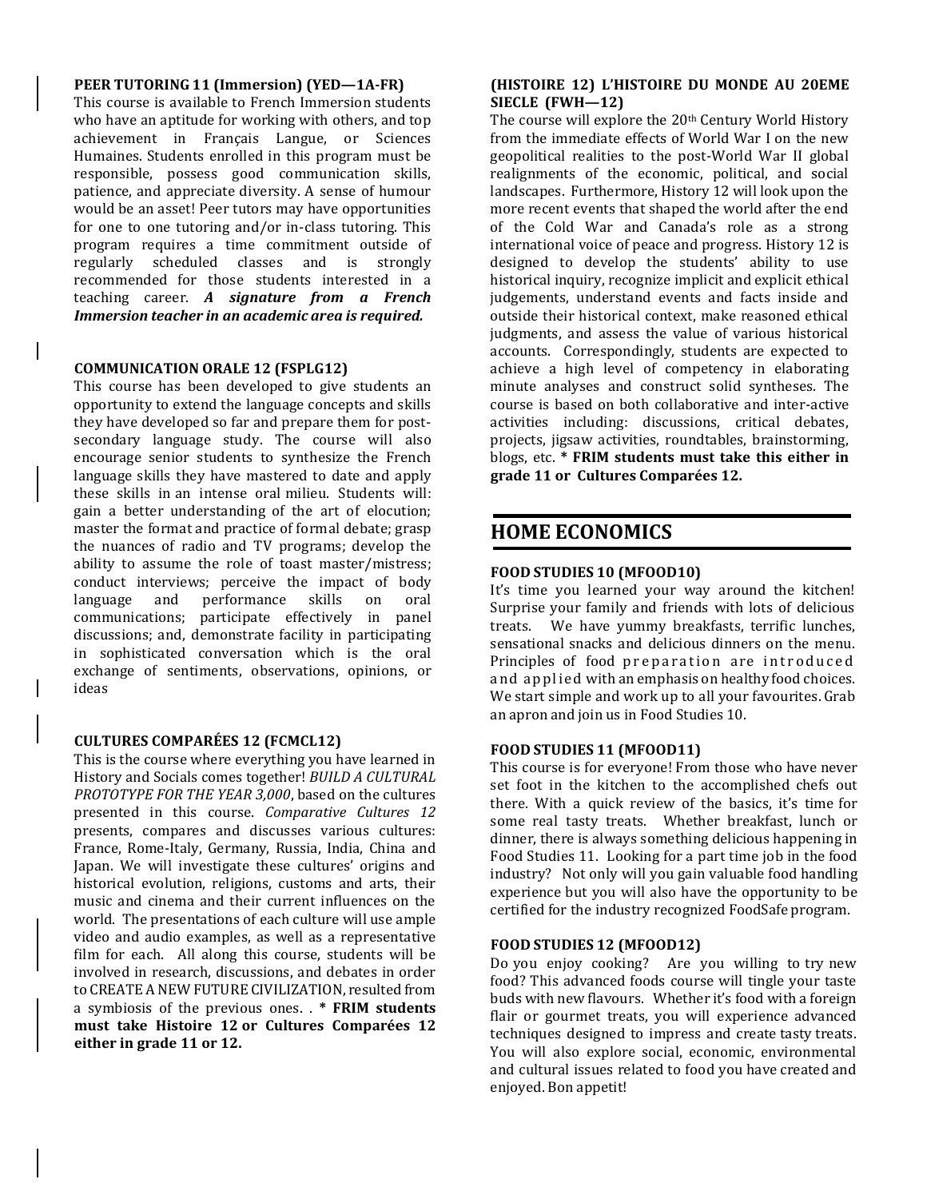### PEER TUTORING 11 (Immersion) (YED—1A-FR)

This course is available to French Immersion students who have an aptitude for working with others, and top achievement in Français Langue, or Sciences Humaines. Students enrolled in this program must be responsible, possess good communication skills, patience, and appreciate diversity. A sense of humour would be an asset! Peer tutors may have opportunities for one to one tutoring and/or in-class tutoring. This program requires a time commitment outside of regularly scheduled classes and is strongly recommended for those students interested in a teaching career. ***A signature from a French Immersion teacher in an academic area is required.***

### COMMUNICATION ORALE 12 (FSPLG12)

This course has been developed to give students an opportunity to extend the language concepts and skills they have developed so far and prepare them for post-secondary language study. The course will also encourage senior students to synthesize the French language skills they have mastered to date and apply these skills in an intense oral milieu. Students will: gain a better understanding of the art of elocution; master the format and practice of formal debate; grasp the nuances of radio and TV programs; develop the ability to assume the role of toast master/mistress; conduct interviews; perceive the impact of body language and performance skills on oral communications; participate effectively in panel discussions; and, demonstrate facility in participating in sophisticated conversation which is the oral exchange of sentiments, observations, opinions, or ideas

### CULTURES COMPARÉES 12 (FCMCL12)

This is the course where everything you have learned in History and Socials comes together! *BUILD A CULTURAL PROTOTYPE FOR THE YEAR 3,000*, based on the cultures presented in this course. *Comparative Cultures 12* presents, compares and discusses various cultures: France, Rome-Italy, Germany, Russia, India, China and Japan. We will investigate these cultures' origins and historical evolution, religions, customs and arts, their music and cinema and their current influences on the world. The presentations of each culture will use ample video and audio examples, as well as a representative film for each. All along this course, students will be involved in research, discussions, and debates in order to CREATE A NEW FUTURE CIVILIZATION, resulted from a symbiosis of the previous ones. . **\* FRIM students must take Histoire 12 or Cultures Comparées 12 either in grade 11 or 12.**

### (HISTOIRE 12) L'HISTOIRE DU MONDE AU 20EME SIECLE (FWH—12)

The course will explore the 20th Century World History from the immediate effects of World War I on the new geopolitical realities to the post-World War II global realignments of the economic, political, and social landscapes. Furthermore, History 12 will look upon the more recent events that shaped the world after the end of the Cold War and Canada's role as a strong international voice of peace and progress. History 12 is designed to develop the students' ability to use historical inquiry, recognize implicit and explicit ethical judgements, understand events and facts inside and outside their historical context, make reasoned ethical judgments, and assess the value of various historical accounts. Correspondingly, students are expected to achieve a high level of competency in elaborating minute analyses and construct solid syntheses. The course is based on both collaborative and inter-active activities including: discussions, critical debates, projects, jigsaw activities, roundtables, brainstorming, blogs, etc. **\* FRIM students must take this either in grade 11 or Cultures Comparées 12.**

## HOME ECONOMICS

### FOOD STUDIES 10 (MFOOD10)

It's time you learned your way around the kitchen! Surprise your family and friends with lots of delicious treats. We have yummy breakfasts, terrific lunches, sensational snacks and delicious dinners on the menu. Principles of food preparation are introduced and applied with an emphasis on healthy food choices. We start simple and work up to all your favourites. Grab an apron and join us in Food Studies 10.

### FOOD STUDIES 11 (MFOOD11)

This course is for everyone! From those who have never set foot in the kitchen to the accomplished chefs out there. With a quick review of the basics, it's time for some real tasty treats. Whether breakfast, lunch or dinner, there is always something delicious happening in Food Studies 11. Looking for a part time job in the food industry? Not only will you gain valuable food handling experience but you will also have the opportunity to be certified for the industry recognized FoodSafe program.

### FOOD STUDIES 12 (MFOOD12)

Do you enjoy cooking? Are you willing to try new food? This advanced foods course will tingle your taste buds with new flavours. Whether it's food with a foreign flair or gourmet treats, you will experience advanced techniques designed to impress and create tasty treats. You will also explore social, economic, environmental and cultural issues related to food you have created and enjoyed. Bon appetit!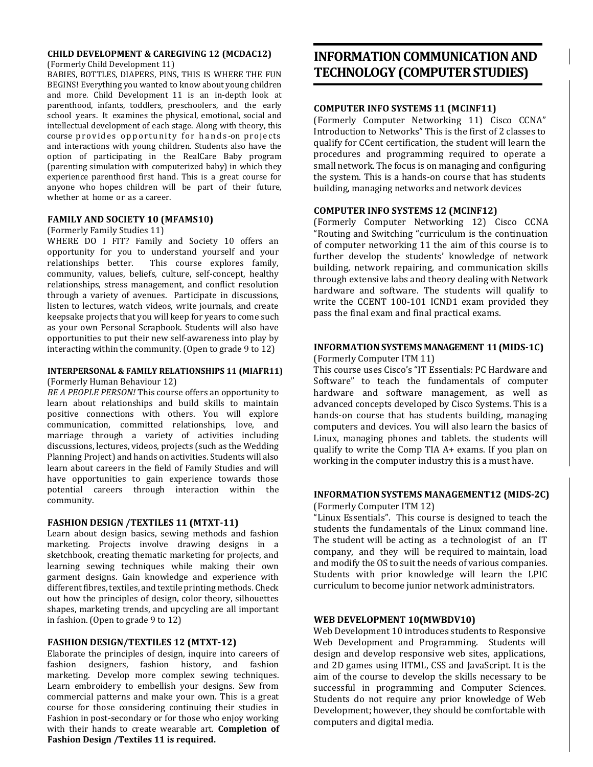### CHILD DEVELOPMENT & CAREGIVING 12 (MCDAC12)

(Formerly Child Development 11)

BABIES, BOTTLES, DIAPERS, PINS, THIS IS WHERE THE FUN BEGINS! Everything you wanted to know about young children and more. Child Development 11 is an in-depth look at parenthood, infants, toddlers, preschoolers, and the early school years. It examines the physical, emotional, social and intellectual development of each stage. Along with theory, this course provides opportunity for hands-on projects and interactions with young children. Students also have the option of participating in the RealCare Baby program (parenting simulation with computerized baby) in which they experience parenthood first hand. This is a great course for anyone who hopes children will be part of their future, whether at home or as a career.

### FAMILY AND SOCIETY 10 (MFAMS10)

(Formerly Family Studies 11)

WHERE DO I FIT? Family and Society 10 offers an opportunity for you to understand yourself and your relationships better. This course explores family, community, values, beliefs, culture, self-concept, healthy relationships, stress management, and conflict resolution through a variety of avenues. Participate in discussions, listen to lectures, watch videos, write journals, and create keepsake projects that you will keep for years to come such as your own Personal Scrapbook. Students will also have opportunities to put their new self-awareness into play by interacting within the community. (Open to grade 9 to 12)

### INTERPERSONAL & FAMILY RELATIONSHIPS 11 (MIAFR11)

(Formerly Human Behaviour 12)

*BE A PEOPLE PERSON!* This course offers an opportunity to learn about relationships and build skills to maintain positive connections with others. You will explore communication, committed relationships, love, and marriage through a variety of activities including discussions, lectures, videos, projects (such as the Wedding Planning Project) and hands on activities. Students will also learn about careers in the field of Family Studies and will have opportunities to gain experience towards those potential careers through interaction within the community.

### FASHION DESIGN /TEXTILES 11 (MTXT-11)

Learn about design basics, sewing methods and fashion marketing. Projects involve drawing designs in a sketchbook, creating thematic marketing for projects, and learning sewing techniques while making their own garment designs. Gain knowledge and experience with different fibres, textiles, and textile printing methods. Check out how the principles of design, color theory, silhouettes shapes, marketing trends, and upcycling are all important in fashion. (Open to grade 9 to 12)

### FASHION DESIGN/TEXTILES 12 (MTXT-12)

Elaborate the principles of design, inquire into careers of fashion designers, fashion history, and fashion marketing. Develop more complex sewing techniques. Learn embroidery to embellish your designs. Sew from commercial patterns and make your own. This is a great course for those considering continuing their studies in Fashion in post-secondary or for those who enjoy working with their hands to create wearable art. **Completion of Fashion Design /Textiles 11 is required.**

## INFORMATION COMMUNICATION AND TECHNOLOGY (COMPUTER STUDIES)

### COMPUTER INFO SYSTEMS 11 (MCINF11)

(Formerly Computer Networking 11) Cisco CCNA" Introduction to Networks" This is the first of 2 classes to qualify for CCent certification, the student will learn the procedures and programming required to operate a small network. The focus is on managing and configuring the system. This is a hands-on course that has students building, managing networks and network devices

### COMPUTER INFO SYSTEMS 12 (MCINF12)

(Formerly Computer Networking 12) Cisco CCNA "Routing and Switching "curriculum is the continuation of computer networking 11 the aim of this course is to further develop the students' knowledge of network building, network repairing, and communication skills through extensive labs and theory dealing with Network hardware and software. The students will qualify to write the CCENT 100-101 ICND1 exam provided they pass the final exam and final practical exams.

### INFORMATION SYSTEMS MANAGEMENT 11 (MIDS-1C)

(Formerly Computer ITM 11)

This course uses Cisco's "IT Essentials: PC Hardware and Software" to teach the fundamentals of computer hardware and software management, as well as advanced concepts developed by Cisco Systems. This is a hands-on course that has students building, managing computers and devices. You will also learn the basics of Linux, managing phones and tablets. the students will qualify to write the Comp TIA A+ exams. If you plan on working in the computer industry this is a must have.

### INFORMATION SYSTEMS MANAGEMENT12 (MIDS-2C)

(Formerly Computer ITM 12)

"Linux Essentials". This course is designed to teach the students the fundamentals of the Linux command line. The student will be acting as a technologist of an IT company, and they will be required to maintain, load and modify the OS to suit the needs of various companies. Students with prior knowledge will learn the LPIC curriculum to become junior network administrators.

### WEB DEVELOPMENT 10(MWBDV10)

Web Development 10 introduces students to Responsive Web Development and Programming. Students will design and develop responsive web sites, applications, and 2D games using HTML, CSS and JavaScript. It is the aim of the course to develop the skills necessary to be successful in programming and Computer Sciences. Students do not require any prior knowledge of Web Development; however, they should be comfortable with computers and digital media.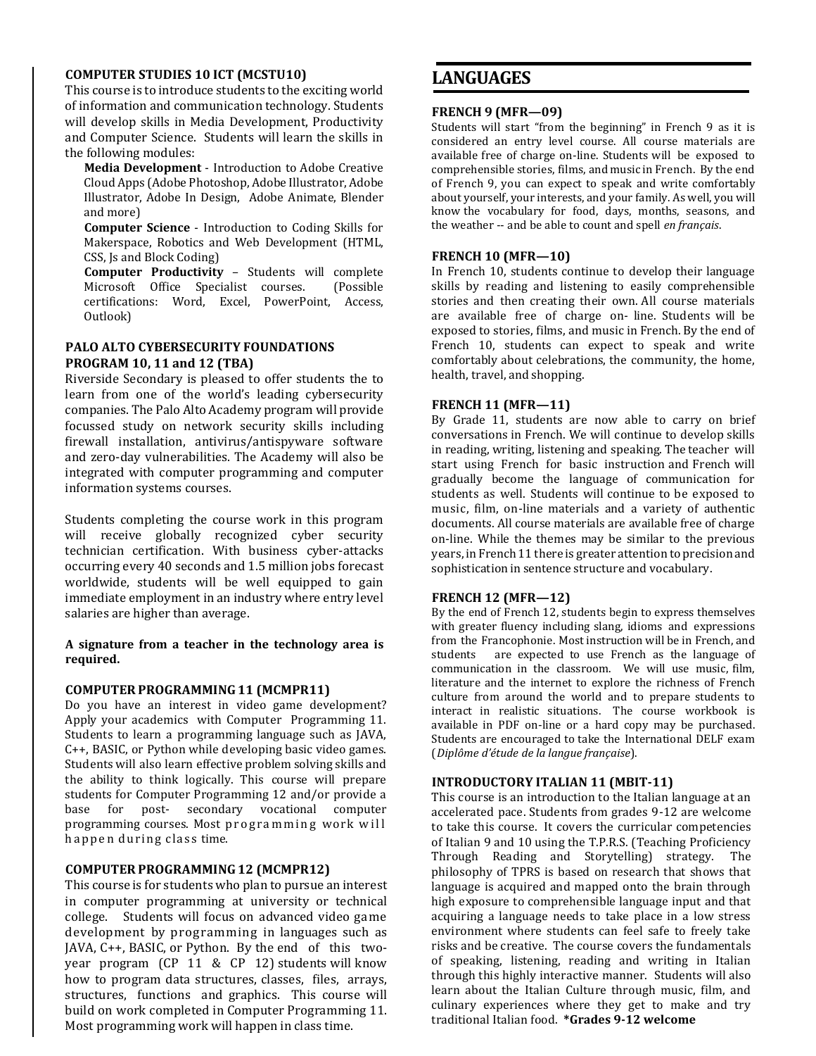### COMPUTER STUDIES 10 ICT (MCSTU10)

This course is to introduce students to the exciting world of information and communication technology. Students will develop skills in Media Development, Productivity and Computer Science. Students will learn the skills in the following modules:

**Media Development** - Introduction to Adobe Creative Cloud Apps (Adobe Photoshop, Adobe Illustrator, Adobe Illustrator, Adobe In Design, Adobe Animate, Blender and more)

**Computer Science** - Introduction to Coding Skills for Makerspace, Robotics and Web Development (HTML, CSS, Js and Block Coding)

**Computer Productivity** – Students will complete Microsoft Office Specialist courses. (Possible certifications: Word, Excel, PowerPoint, Access, Outlook)

### PALO ALTO CYBERSECURITY FOUNDATIONS PROGRAM 10, 11 and 12 (TBA)

Riverside Secondary is pleased to offer students the to learn from one of the world's leading cybersecurity companies. The Palo Alto Academy program will provide focussed study on network security skills including firewall installation, antivirus/antispyware software and zero-day vulnerabilities. The Academy will also be integrated with computer programming and computer information systems courses.

Students completing the course work in this program will receive globally recognized cyber security technician certification. With business cyber-attacks occurring every 40 seconds and 1.5 million jobs forecast worldwide, students will be well equipped to gain immediate employment in an industry where entry level salaries are higher than average.

**A signature from a teacher in the technology area is required.**

### COMPUTER PROGRAMMING 11 (MCMPR11)

Do you have an interest in video game development? Apply your academics with Computer Programming 11. Students to learn a programming language such as JAVA, C++, BASIC, or Python while developing basic video games. Students will also learn effective problem solving skills and the ability to think logically. This course will prepare students for Computer Programming 12 and/or provide a base for post- secondary vocational computer programming courses. Most programming work will happen during class time.

### COMPUTER PROGRAMMING 12 (MCMPR12)

This course is for students who plan to pursue an interest in computer programming at university or technical college. Students will focus on advanced video game development by programming in languages such as JAVA, C++, BASIC, or Python. By the end of this two-year program (CP 11 & CP 12) students will know how to program data structures, classes, files, arrays, structures, functions and graphics. This course will build on work completed in Computer Programming 11. Most programming work will happen in class time.

## LANGUAGES

### FRENCH 9 (MFR—09)

Students will start "from the beginning" in French 9 as it is considered an entry level course. All course materials are available free of charge on-line. Students will be exposed to comprehensible stories, films, and music in French. By the end of French 9, you can expect to speak and write comfortably about yourself, your interests, and your family. As well, you will know the vocabulary for food, days, months, seasons, and the weather -- and be able to count and spell *en français*.

### FRENCH 10 (MFR—10)

In French 10, students continue to develop their language skills by reading and listening to easily comprehensible stories and then creating their own. All course materials are available free of charge on- line. Students will be exposed to stories, films, and music in French. By the end of French 10, students can expect to speak and write comfortably about celebrations, the community, the home, health, travel, and shopping.

### FRENCH 11 (MFR—11)

By Grade 11, students are now able to carry on brief conversations in French. We will continue to develop skills in reading, writing, listening and speaking. The teacher will start using French for basic instruction and French will gradually become the language of communication for students as well. Students will continue to be exposed to music, film, on-line materials and a variety of authentic documents. All course materials are available free of charge on-line. While the themes may be similar to the previous years, in French 11 there is greater attention to precision and sophistication in sentence structure and vocabulary.

### FRENCH 12 (MFR—12)

By the end of French 12, students begin to express themselves with greater fluency including slang, idioms and expressions from the Francophonie. Most instruction will be in French, and students are expected to use French as the language of communication in the classroom. We will use music, film, literature and the internet to explore the richness of French culture from around the world and to prepare students to interact in realistic situations. The course workbook is available in PDF on-line or a hard copy may be purchased. Students are encouraged to take the International DELF exam (*Diplôme d'étude de la langue française*).

### INTRODUCTORY ITALIAN 11 (MBIT-11)

This course is an introduction to the Italian language at an accelerated pace. Students from grades 9-12 are welcome to take this course. It covers the curricular competencies of Italian 9 and 10 using the T.P.R.S. (Teaching Proficiency Through Reading and Storytelling) strategy. The philosophy of TPRS is based on research that shows that language is acquired and mapped onto the brain through high exposure to comprehensible language input and that acquiring a language needs to take place in a low stress environment where students can feel safe to freely take risks and be creative. The course covers the fundamentals of speaking, listening, reading and writing in Italian through this highly interactive manner. Students will also learn about the Italian Culture through music, film, and culinary experiences where they get to make and try traditional Italian food. ***Grades 9-12 welcome**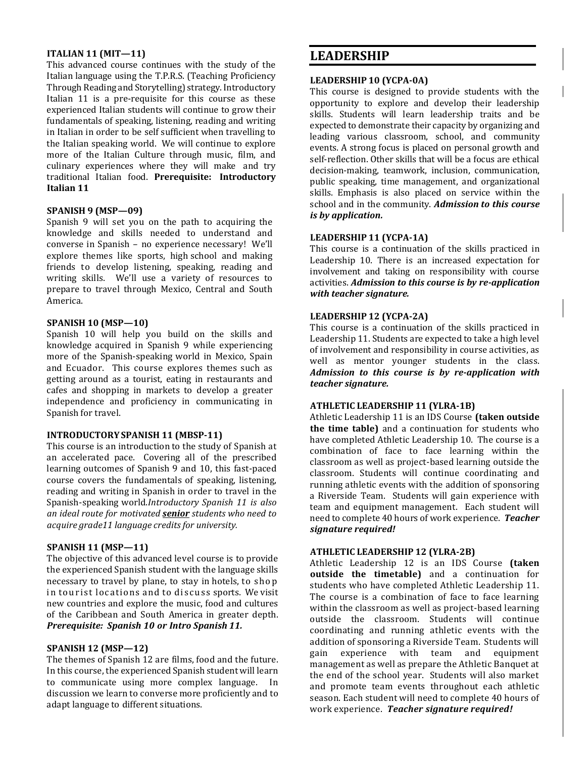### ITALIAN 11 (MIT—11)

This advanced course continues with the study of the Italian language using the T.P.R.S. (Teaching Proficiency Through Reading and Storytelling) strategy. Introductory Italian 11 is a pre-requisite for this course as these experienced Italian students will continue to grow their fundamentals of speaking, listening, reading and writing in Italian in order to be self sufficient when travelling to the Italian speaking world. We will continue to explore more of the Italian Culture through music, film, and culinary experiences where they will make and try traditional Italian food. **Prerequisite: Introductory Italian 11**

### SPANISH 9 (MSP—09)

Spanish 9 will set you on the path to acquiring the knowledge and skills needed to understand and converse in Spanish – no experience necessary! We'll explore themes like sports, high school and making friends to develop listening, speaking, reading and writing skills. We'll use a variety of resources to prepare to travel through Mexico, Central and South America.

### SPANISH 10 (MSP—10)

Spanish 10 will help you build on the skills and knowledge acquired in Spanish 9 while experiencing more of the Spanish-speaking world in Mexico, Spain and Ecuador. This course explores themes such as getting around as a tourist, eating in restaurants and cafes and shopping in markets to develop a greater independence and proficiency in communicating in Spanish for travel.

### INTRODUCTORY SPANISH 11 (MBSP-11)

This course is an introduction to the study of Spanish at an accelerated pace. Covering all of the prescribed learning outcomes of Spanish 9 and 10, this fast-paced course covers the fundamentals of speaking, listening, reading and writing in Spanish in order to travel in the Spanish-speaking world.*Introductory Spanish 11 is also an ideal route for motivated **senior** students who need to acquire grade11 language credits for university.*

### SPANISH 11 (MSP—11)

The objective of this advanced level course is to provide the experienced Spanish student with the language skills necessary to travel by plane, to stay in hotels, to shop in tourist locations and to discuss sports. We visit new countries and explore the music, food and cultures of the Caribbean and South America in greater depth. ***Prerequisite: Spanish 10 or Intro Spanish 11.***

### SPANISH 12 (MSP—12)

The themes of Spanish 12 are films, food and the future. In this course, the experienced Spanish student will learn to communicate using more complex language. In discussion we learn to converse more proficiently and to adapt language to different situations.

## LEADERSHIP

### LEADERSHIP 10 (YCPA-0A)

This course is designed to provide students with the opportunity to explore and develop their leadership skills. Students will learn leadership traits and be expected to demonstrate their capacity by organizing and leading various classroom, school, and community events. A strong focus is placed on personal growth and self-reflection. Other skills that will be a focus are ethical decision-making, teamwork, inclusion, communication, public speaking, time management, and organizational skills. Emphasis is also placed on service within the school and in the community. ***Admission to this course is by application.***

### LEADERSHIP 11 (YCPA-1A)

This course is a continuation of the skills practiced in Leadership 10. There is an increased expectation for involvement and taking on responsibility with course activities. ***Admission to this course is by re-application with teacher signature.***

### LEADERSHIP 12 (YCPA-2A)

This course is a continuation of the skills practiced in Leadership 11. Students are expected to take a high level of involvement and responsibility in course activities, as well as mentor younger students in the class. ***Admission to this course is by re-application with teacher signature.***

### ATHLETIC LEADERSHIP 11 (YLRA-1B)

Athletic Leadership 11 is an IDS Course **(taken outside the time table)** and a continuation for students who have completed Athletic Leadership 10. The course is a combination of face to face learning within the classroom as well as project-based learning outside the classroom. Students will continue coordinating and running athletic events with the addition of sponsoring a Riverside Team. Students will gain experience with team and equipment management. Each student will need to complete 40 hours of work experience. ***Teacher signature required!***

### ATHLETIC LEADERSHIP 12 (YLRA-2B)

Athletic Leadership 12 is an IDS Course **(taken outside the timetable)** and a continuation for students who have completed Athletic Leadership 11. The course is a combination of face to face learning within the classroom as well as project-based learning outside the classroom. Students will continue coordinating and running athletic events with the addition of sponsoring a Riverside Team. Students will gain experience with team and equipment management as well as prepare the Athletic Banquet at the end of the school year. Students will also market and promote team events throughout each athletic season. Each student will need to complete 40 hours of work experience. ***Teacher signature required!***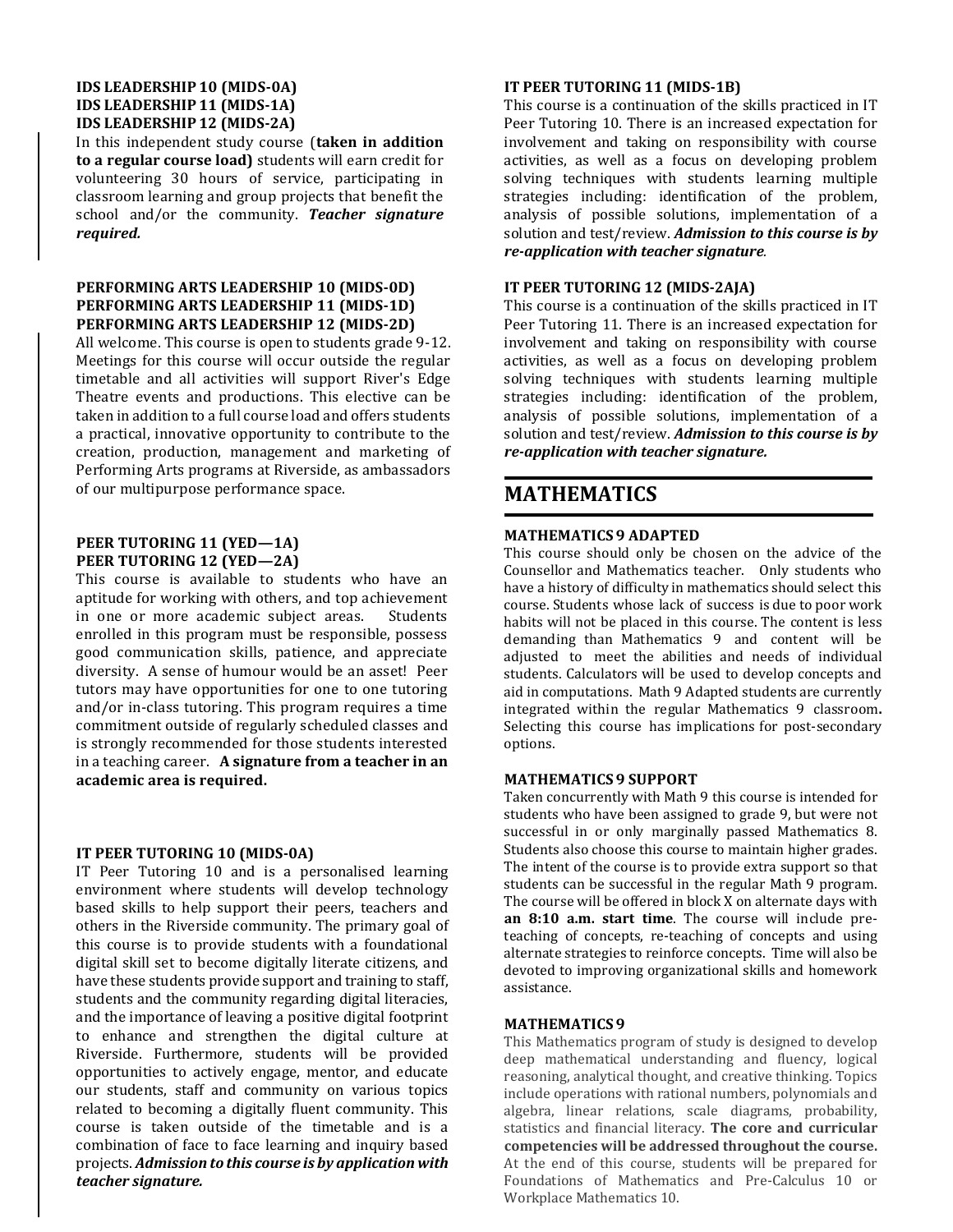**IDS LEADERSHIP 10 (MIDS-0A)**
**IDS LEADERSHIP 11 (MIDS-1A)**
**IDS LEADERSHIP 12 (MIDS-2A)**

In this independent study course (**taken in addition to a regular course load)** students will earn credit for volunteering 30 hours of service, participating in classroom learning and group projects that benefit the school and/or the community. ***Teacher signature required.***

**PERFORMING ARTS LEADERSHIP 10 (MIDS-0D)**
**PERFORMING ARTS LEADERSHIP 11 (MIDS-1D)**
**PERFORMING ARTS LEADERSHIP 12 (MIDS-2D)**

All welcome. This course is open to students grade 9-12. Meetings for this course will occur outside the regular timetable and all activities will support River's Edge Theatre events and productions. This elective can be taken in addition to a full course load and offers students a practical, innovative opportunity to contribute to the creation, production, management and marketing of Performing Arts programs at Riverside, as ambassadors of our multipurpose performance space.

**PEER TUTORING 11 (YED—1A)**
**PEER TUTORING 12 (YED—2A)**

This course is available to students who have an aptitude for working with others, and top achievement in one or more academic subject areas. Students enrolled in this program must be responsible, possess good communication skills, patience, and appreciate diversity. A sense of humour would be an asset! Peer tutors may have opportunities for one to one tutoring and/or in-class tutoring. This program requires a time commitment outside of regularly scheduled classes and is strongly recommended for those students interested in a teaching career. **A signature from a teacher in an academic area is required.**

**IT PEER TUTORING 10 (MIDS-0A)**

IT Peer Tutoring 10 and is a personalised learning environment where students will develop technology based skills to help support their peers, teachers and others in the Riverside community. The primary goal of this course is to provide students with a foundational digital skill set to become digitally literate citizens, and have these students provide support and training to staff, students and the community regarding digital literacies, and the importance of leaving a positive digital footprint to enhance and strengthen the digital culture at Riverside. Furthermore, students will be provided opportunities to actively engage, mentor, and educate our students, staff and community on various topics related to becoming a digitally fluent community. This course is taken outside of the timetable and is a combination of face to face learning and inquiry based projects. ***Admission to this course is by application with teacher signature.***

**IT PEER TUTORING 11 (MIDS-1B)**

This course is a continuation of the skills practiced in IT Peer Tutoring 10. There is an increased expectation for involvement and taking on responsibility with course activities, as well as a focus on developing problem solving techniques with students learning multiple strategies including: identification of the problem, analysis of possible solutions, implementation of a solution and test/review. ***Admission to this course is by re-application with teacher signature.***

**IT PEER TUTORING 12 (MIDS-2AJA)**

This course is a continuation of the skills practiced in IT Peer Tutoring 11. There is an increased expectation for involvement and taking on responsibility with course activities, as well as a focus on developing problem solving techniques with students learning multiple strategies including: identification of the problem, analysis of possible solutions, implementation of a solution and test/review. ***Admission to this course is by re-application with teacher signature.***

# MATHEMATICS

**MATHEMATICS 9 ADAPTED**

This course should only be chosen on the advice of the Counsellor and Mathematics teacher. Only students who have a history of difficulty in mathematics should select this course. Students whose lack of success is due to poor work habits will not be placed in this course. The content is less demanding than Mathematics 9 and content will be adjusted to meet the abilities and needs of individual students. Calculators will be used to develop concepts and aid in computations. Math 9 Adapted students are currently integrated within the regular Mathematics 9 classroom**.** Selecting this course has implications for post-secondary options.

**MATHEMATICS 9 SUPPORT**

Taken concurrently with Math 9 this course is intended for students who have been assigned to grade 9, but were not successful in or only marginally passed Mathematics 8. Students also choose this course to maintain higher grades. The intent of the course is to provide extra support so that students can be successful in the regular Math 9 program. The course will be offered in block X on alternate days with **an 8:10 a.m. start time**. The course will include pre-teaching of concepts, re-teaching of concepts and using alternate strategies to reinforce concepts. Time will also be devoted to improving organizational skills and homework assistance.

**MATHEMATICS 9**

This Mathematics program of study is designed to develop deep mathematical understanding and fluency, logical reasoning, analytical thought, and creative thinking. Topics include operations with rational numbers, polynomials and algebra, linear relations, scale diagrams, probability, statistics and financial literacy. **The core and curricular competencies will be addressed throughout the course.** At the end of this course, students will be prepared for Foundations of Mathematics and Pre-Calculus 10 or Workplace Mathematics 10.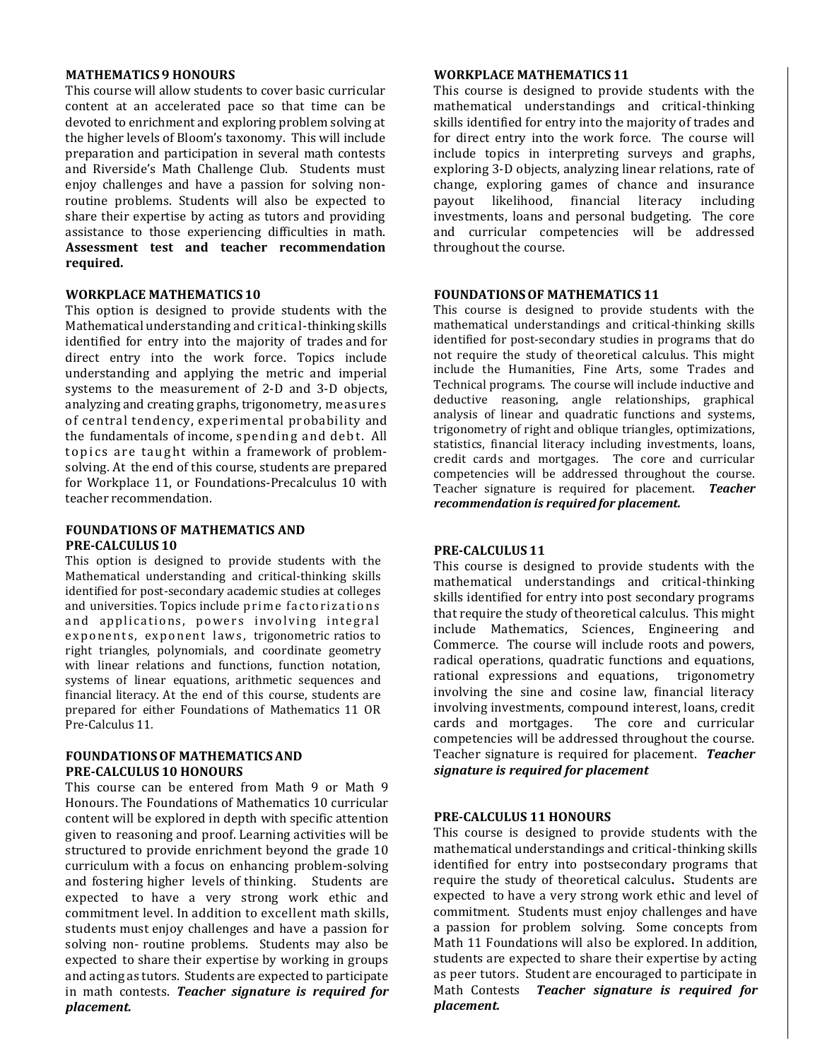### MATHEMATICS 9 HONOURS

This course will allow students to cover basic curricular content at an accelerated pace so that time can be devoted to enrichment and exploring problem solving at the higher levels of Bloom's taxonomy. This will include preparation and participation in several math contests and Riverside's Math Challenge Club. Students must enjoy challenges and have a passion for solving non-routine problems. Students will also be expected to share their expertise by acting as tutors and providing assistance to those experiencing difficulties in math. **Assessment test and teacher recommendation required.**

### WORKPLACE MATHEMATICS 10

This option is designed to provide students with the Mathematical understanding and critical-thinking skills identified for entry into the majority of trades and for direct entry into the work force. Topics include understanding and applying the metric and imperial systems to the measurement of 2-D and 3-D objects, analyzing and creating graphs, trigonometry, measures of central tendency, experimental probability and the fundamentals of income, spending and debt. All topics are taught within a framework of problem-solving. At the end of this course, students are prepared for Workplace 11, or Foundations-Precalculus 10 with teacher recommendation.

### FOUNDATIONS OF MATHEMATICS AND PRE-CALCULUS 10

This option is designed to provide students with the Mathematical understanding and critical-thinking skills identified for post-secondary academic studies at colleges and universities. Topics include prime factorizations and applications, powers involving integral exponents, exponent laws, trigonometric ratios to right triangles, polynomials, and coordinate geometry with linear relations and functions, function notation, systems of linear equations, arithmetic sequences and financial literacy. At the end of this course, students are prepared for either Foundations of Mathematics 11 OR Pre-Calculus 11.

### FOUNDATIONS OF MATHEMATICS AND PRE-CALCULUS 10 HONOURS

This course can be entered from Math 9 or Math 9 Honours. The Foundations of Mathematics 10 curricular content will be explored in depth with specific attention given to reasoning and proof. Learning activities will be structured to provide enrichment beyond the grade 10 curriculum with a focus on enhancing problem-solving and fostering higher levels of thinking. Students are expected to have a very strong work ethic and commitment level. In addition to excellent math skills, students must enjoy challenges and have a passion for solving non- routine problems. Students may also be expected to share their expertise by working in groups and acting as tutors. Students are expected to participate in math contests. ***Teacher signature is required for placement.***

### WORKPLACE MATHEMATICS 11

This course is designed to provide students with the mathematical understandings and critical-thinking skills identified for entry into the majority of trades and for direct entry into the work force. The course will include topics in interpreting surveys and graphs, exploring 3-D objects, analyzing linear relations, rate of change, exploring games of chance and insurance payout likelihood, financial literacy including investments, loans and personal budgeting. The core and curricular competencies will be addressed throughout the course.

### FOUNDATIONS OF MATHEMATICS 11

This course is designed to provide students with the mathematical understandings and critical-thinking skills identified for post-secondary studies in programs that do not require the study of theoretical calculus. This might include the Humanities, Fine Arts, some Trades and Technical programs. The course will include inductive and deductive reasoning, angle relationships, graphical analysis of linear and quadratic functions and systems, trigonometry of right and oblique triangles, optimizations, statistics, financial literacy including investments, loans, credit cards and mortgages. The core and curricular competencies will be addressed throughout the course. Teacher signature is required for placement. ***Teacher recommendation is required for placement.***

### PRE-CALCULUS 11

This course is designed to provide students with the mathematical understandings and critical-thinking skills identified for entry into post secondary programs that require the study of theoretical calculus. This might include Mathematics, Sciences, Engineering and Commerce. The course will include roots and powers, radical operations, quadratic functions and equations, rational expressions and equations, trigonometry involving the sine and cosine law, financial literacy involving investments, compound interest, loans, credit cards and mortgages. The core and curricular competencies will be addressed throughout the course. Teacher signature is required for placement. ***Teacher signature is required for placement***

### PRE-CALCULUS 11 HONOURS

This course is designed to provide students with the mathematical understandings and critical-thinking skills identified for entry into postsecondary programs that require the study of theoretical calculus**.** Students are expected to have a very strong work ethic and level of commitment. Students must enjoy challenges and have a passion for problem solving. Some concepts from Math 11 Foundations will also be explored. In addition, students are expected to share their expertise by acting as peer tutors. Student are encouraged to participate in Math Contests ***Teacher signature is required for placement.***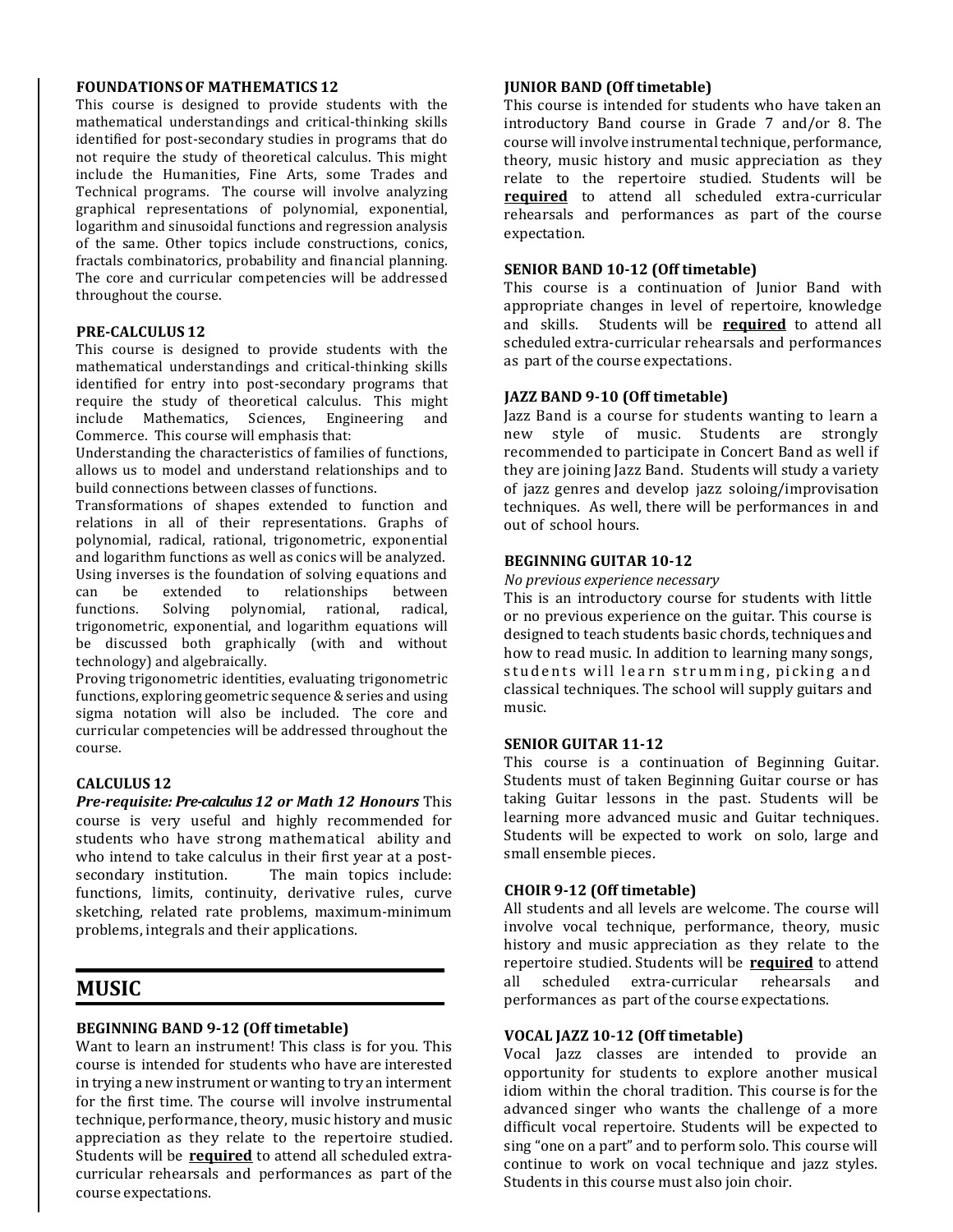### FOUNDATIONS OF MATHEMATICS 12

This course is designed to provide students with the mathematical understandings and critical-thinking skills identified for post-secondary studies in programs that do not require the study of theoretical calculus. This might include the Humanities, Fine Arts, some Trades and Technical programs. The course will involve analyzing graphical representations of polynomial, exponential, logarithm and sinusoidal functions and regression analysis of the same. Other topics include constructions, conics, fractals combinatorics, probability and financial planning. The core and curricular competencies will be addressed throughout the course.

### PRE-CALCULUS 12

This course is designed to provide students with the mathematical understandings and critical-thinking skills identified for entry into post-secondary programs that require the study of theoretical calculus. This might include Mathematics, Sciences, Engineering and Commerce. This course will emphasis that:

Understanding the characteristics of families of functions, allows us to model and understand relationships and to build connections between classes of functions.

Transformations of shapes extended to function and relations in all of their representations. Graphs of polynomial, radical, rational, trigonometric, exponential and logarithm functions as well as conics will be analyzed.

Using inverses is the foundation of solving equations and can be extended to relationships between functions. Solving polynomial, rational, radical, trigonometric, exponential, and logarithm equations will be discussed both graphically (with and without technology) and algebraically.

Proving trigonometric identities, evaluating trigonometric functions, exploring geometric sequence & series and using sigma notation will also be included. The core and curricular competencies will be addressed throughout the course.

### CALCULUS 12

***Pre-requisite: Pre-calculus 12 or Math 12 Honours*** This course is very useful and highly recommended for students who have strong mathematical ability and who intend to take calculus in their first year at a post-secondary institution. The main topics include: functions, limits, continuity, derivative rules, curve sketching, related rate problems, maximum-minimum problems, integrals and their applications.

## MUSIC

### BEGINNING BAND 9-12 (Off timetable)

Want to learn an instrument! This class is for you. This course is intended for students who have are interested in trying a new instrument or wanting to try an interment for the first time. The course will involve instrumental technique, performance, theory, music history and music appreciation as they relate to the repertoire studied. Students will be **required** to attend all scheduled extra-curricular rehearsals and performances as part of the course expectations.

### JUNIOR BAND (Off timetable)

This course is intended for students who have taken an introductory Band course in Grade 7 and/or 8. The course will involve instrumental technique, performance, theory, music history and music appreciation as they relate to the repertoire studied. Students will be **required** to attend all scheduled extra-curricular rehearsals and performances as part of the course expectation.

### SENIOR BAND 10-12 (Off timetable)

This course is a continuation of Junior Band with appropriate changes in level of repertoire, knowledge and skills. Students will be **required** to attend all scheduled extra-curricular rehearsals and performances as part of the course expectations.

### JAZZ BAND 9-10 (Off timetable)

Jazz Band is a course for students wanting to learn a new style of music. Students are strongly recommended to participate in Concert Band as well if they are joining Jazz Band. Students will study a variety of jazz genres and develop jazz soloing/improvisation techniques. As well, there will be performances in and out of school hours.

### BEGINNING GUITAR 10-12

*No previous experience necessary*

This is an introductory course for students with little or no previous experience on the guitar. This course is designed to teach students basic chords, techniques and how to read music. In addition to learning many songs, students will learn strumming, picking and classical techniques. The school will supply guitars and music.

### SENIOR GUITAR 11-12

This course is a continuation of Beginning Guitar. Students must of taken Beginning Guitar course or has taking Guitar lessons in the past. Students will be learning more advanced music and Guitar techniques. Students will be expected to work on solo, large and small ensemble pieces.

### CHOIR 9-12 (Off timetable)

All students and all levels are welcome. The course will involve vocal technique, performance, theory, music history and music appreciation as they relate to the repertoire studied. Students will be **required** to attend all scheduled extra-curricular rehearsals and performances as part of the course expectations.

### VOCAL JAZZ 10-12 (Off timetable)

Vocal Jazz classes are intended to provide an opportunity for students to explore another musical idiom within the choral tradition. This course is for the advanced singer who wants the challenge of a more difficult vocal repertoire. Students will be expected to sing "one on a part" and to perform solo. This course will continue to work on vocal technique and jazz styles. Students in this course must also join choir.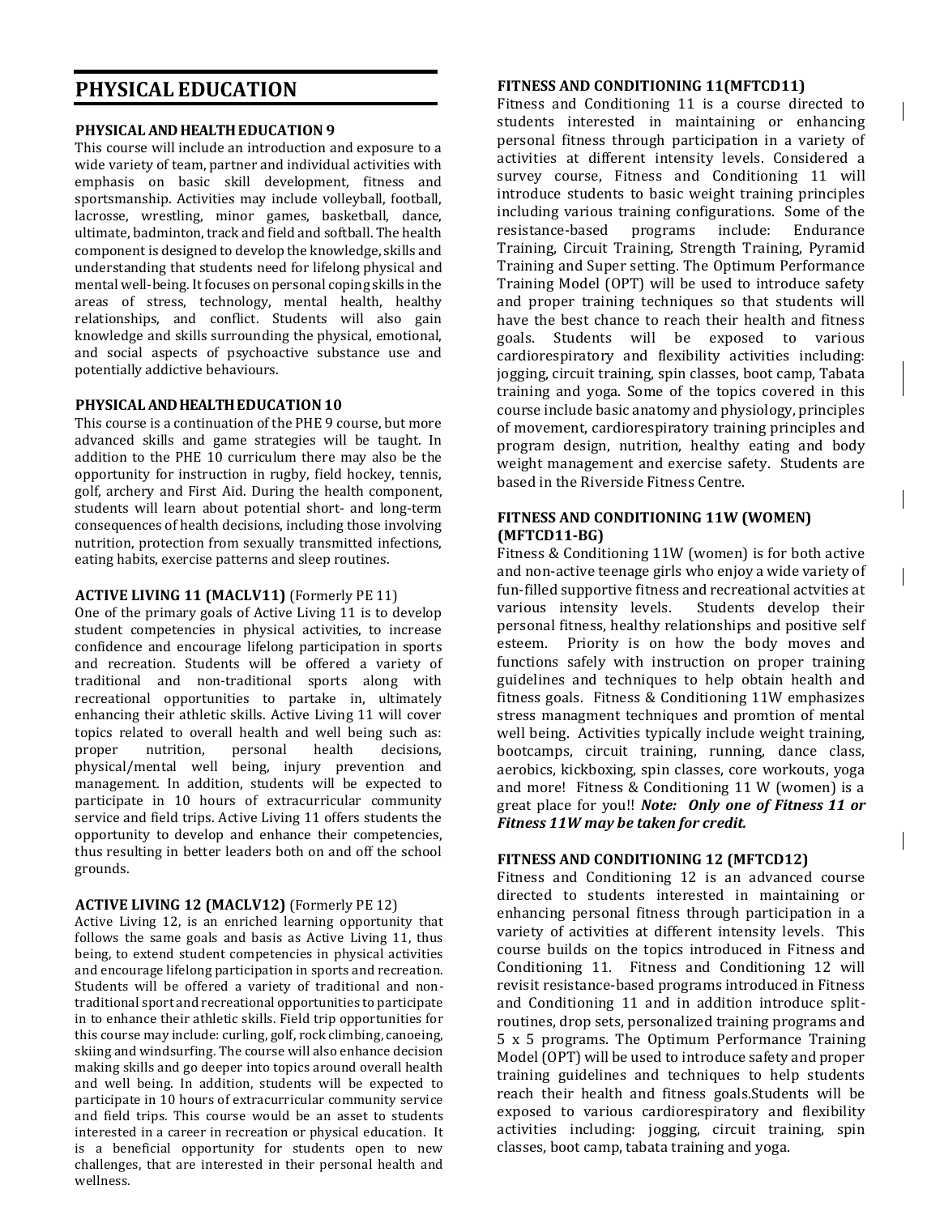# PHYSICAL EDUCATION

### PHYSICAL AND HEALTH EDUCATION 9

This course will include an introduction and exposure to a wide variety of team, partner and individual activities with emphasis on basic skill development, fitness and sportsmanship. Activities may include volleyball, football, lacrosse, wrestling, minor games, basketball, dance, ultimate, badminton, track and field and softball. The health component is designed to develop the knowledge, skills and understanding that students need for lifelong physical and mental well-being. It focuses on personal coping skills in the areas of stress, technology, mental health, healthy relationships, and conflict. Students will also gain knowledge and skills surrounding the physical, emotional, and social aspects of psychoactive substance use and potentially addictive behaviours.

### PHYSICAL AND HEALTH EDUCATION 10

This course is a continuation of the PHE 9 course, but more advanced skills and game strategies will be taught. In addition to the PHE 10 curriculum there may also be the opportunity for instruction in rugby, field hockey, tennis, golf, archery and First Aid. During the health component, students will learn about potential short- and long-term consequences of health decisions, including those involving nutrition, protection from sexually transmitted infections, eating habits, exercise patterns and sleep routines.

### ACTIVE LIVING 11 (MACLV11) (Formerly PE 11)

One of the primary goals of Active Living 11 is to develop student competencies in physical activities, to increase confidence and encourage lifelong participation in sports and recreation. Students will be offered a variety of traditional and non-traditional sports along with recreational opportunities to partake in, ultimately enhancing their athletic skills. Active Living 11 will cover topics related to overall health and well being such as: proper nutrition, personal health decisions, physical/mental well being, injury prevention and management. In addition, students will be expected to participate in 10 hours of extracurricular community service and field trips. Active Living 11 offers students the opportunity to develop and enhance their competencies, thus resulting in better leaders both on and off the school grounds.

### ACTIVE LIVING 12 (MACLV12) (Formerly PE 12)

Active Living 12, is an enriched learning opportunity that follows the same goals and basis as Active Living 11, thus being, to extend student competencies in physical activities and encourage lifelong participation in sports and recreation. Students will be offered a variety of traditional and non-traditional sport and recreational opportunities to participate in to enhance their athletic skills. Field trip opportunities for this course may include: curling, golf, rock climbing, canoeing, skiing and windsurfing. The course will also enhance decision making skills and go deeper into topics around overall health and well being. In addition, students will be expected to participate in 10 hours of extracurricular community service and field trips. This course would be an asset to students interested in a career in recreation or physical education. It is a beneficial opportunity for students open to new challenges, that are interested in their personal health and wellness.

### FITNESS AND CONDITIONING 11(MFTCD11)

Fitness and Conditioning 11 is a course directed to students interested in maintaining or enhancing personal fitness through participation in a variety of activities at different intensity levels. Considered a survey course, Fitness and Conditioning 11 will introduce students to basic weight training principles including various training configurations. Some of the resistance-based programs include: Endurance Training, Circuit Training, Strength Training, Pyramid Training and Super setting. The Optimum Performance Training Model (OPT) will be used to introduce safety and proper training techniques so that students will have the best chance to reach their health and fitness goals. Students will be exposed to various cardiorespiratory and flexibility activities including: jogging, circuit training, spin classes, boot camp, Tabata training and yoga. Some of the topics covered in this course include basic anatomy and physiology, principles of movement, cardiorespiratory training principles and program design, nutrition, healthy eating and body weight management and exercise safety. Students are based in the Riverside Fitness Centre.

### FITNESS AND CONDITIONING 11W (WOMEN) (MFTCD11-BG)

Fitness & Conditioning 11W (women) is for both active and non-active teenage girls who enjoy a wide variety of fun-filled supportive fitness and recreational actvities at various intensity levels. Students develop their personal fitness, healthy relationships and positive self esteem. Priority is on how the body moves and functions safely with instruction on proper training guidelines and techniques to help obtain health and fitness goals. Fitness & Conditioning 11W emphasizes stress managment techniques and promtion of mental well being. Activities typically include weight training, bootcamps, circuit training, running, dance class, aerobics, kickboxing, spin classes, core workouts, yoga and more! Fitness & Conditioning 11 W (women) is a great place for you!! ***Note: Only one of Fitness 11 or Fitness 11W may be taken for credit.***

### FITNESS AND CONDITIONING 12 (MFTCD12)

Fitness and Conditioning 12 is an advanced course directed to students interested in maintaining or enhancing personal fitness through participation in a variety of activities at different intensity levels. This course builds on the topics introduced in Fitness and Conditioning 11. Fitness and Conditioning 12 will revisit resistance-based programs introduced in Fitness and Conditioning 11 and in addition introduce split-routines, drop sets, personalized training programs and 5 x 5 programs. The Optimum Performance Training Model (OPT) will be used to introduce safety and proper training guidelines and techniques to help students reach their health and fitness goals.Students will be exposed to various cardiorespiratory and flexibility activities including: jogging, circuit training, spin classes, boot camp, tabata training and yoga.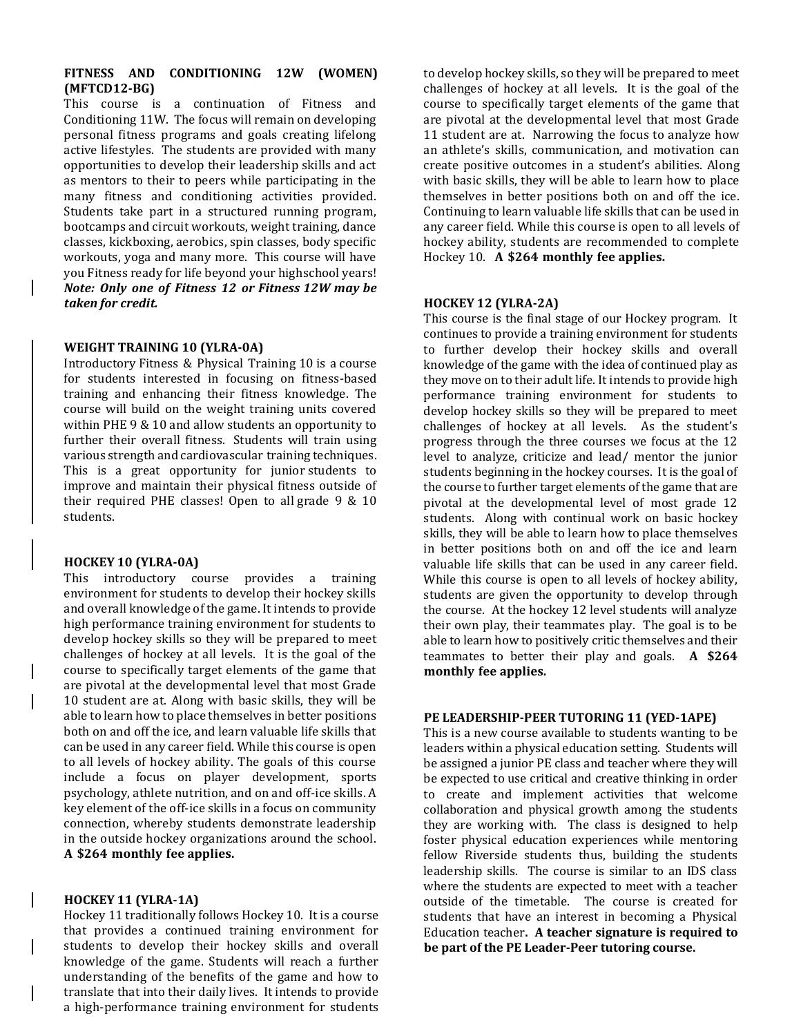### FITNESS AND CONDITIONING 12W (WOMEN) (MFTCD12-BG)

This course is a continuation of Fitness and Conditioning 11W. The focus will remain on developing personal fitness programs and goals creating lifelong active lifestyles. The students are provided with many opportunities to develop their leadership skills and act as mentors to their to peers while participating in the many fitness and conditioning activities provided. Students take part in a structured running program, bootcamps and circuit workouts, weight training, dance classes, kickboxing, aerobics, spin classes, body specific workouts, yoga and many more. This course will have you Fitness ready for life beyond your highschool years! ***Note: Only one of Fitness 12 or Fitness 12W may be taken for credit.***

### WEIGHT TRAINING 10 (YLRA-0A)

Introductory Fitness & Physical Training 10 is a course for students interested in focusing on fitness-based training and enhancing their fitness knowledge. The course will build on the weight training units covered within PHE 9 & 10 and allow students an opportunity to further their overall fitness. Students will train using various strength and cardiovascular training techniques. This is a great opportunity for junior students to improve and maintain their physical fitness outside of their required PHE classes! Open to all grade 9 & 10 students.

### HOCKEY 10 (YLRA-0A)

This introductory course provides a training environment for students to develop their hockey skills and overall knowledge of the game. It intends to provide high performance training environment for students to develop hockey skills so they will be prepared to meet challenges of hockey at all levels. It is the goal of the course to specifically target elements of the game that are pivotal at the developmental level that most Grade 10 student are at. Along with basic skills, they will be able to learn how to place themselves in better positions both on and off the ice, and learn valuable life skills that can be used in any career field. While this course is open to all levels of hockey ability. The goals of this course include a focus on player development, sports psychology, athlete nutrition, and on and off-ice skills. A key element of the off-ice skills in a focus on community connection, whereby students demonstrate leadership in the outside hockey organizations around the school. **A $264 monthly fee applies.**

### HOCKEY 11 (YLRA-1A)

Hockey 11 traditionally follows Hockey 10. It is a course that provides a continued training environment for students to develop their hockey skills and overall knowledge of the game. Students will reach a further understanding of the benefits of the game and how to translate that into their daily lives. It intends to provide a high-performance training environment for students to develop hockey skills, so they will be prepared to meet challenges of hockey at all levels. It is the goal of the course to specifically target elements of the game that are pivotal at the developmental level that most Grade 11 student are at. Narrowing the focus to analyze how an athlete's skills, communication, and motivation can create positive outcomes in a student's abilities. Along with basic skills, they will be able to learn how to place themselves in better positions both on and off the ice. Continuing to learn valuable life skills that can be used in any career field. While this course is open to all levels of hockey ability, students are recommended to complete Hockey 10. **A $264 monthly fee applies.**

### HOCKEY 12 (YLRA-2A)

This course is the final stage of our Hockey program. It continues to provide a training environment for students to further develop their hockey skills and overall knowledge of the game with the idea of continued play as they move on to their adult life. It intends to provide high performance training environment for students to develop hockey skills so they will be prepared to meet challenges of hockey at all levels. As the student's progress through the three courses we focus at the 12 level to analyze, criticize and lead/ mentor the junior students beginning in the hockey courses. It is the goal of the course to further target elements of the game that are pivotal at the developmental level of most grade 12 students. Along with continual work on basic hockey skills, they will be able to learn how to place themselves in better positions both on and off the ice and learn valuable life skills that can be used in any career field. While this course is open to all levels of hockey ability, students are given the opportunity to develop through the course. At the hockey 12 level students will analyze their own play, their teammates play. The goal is to be able to learn how to positively critic themselves and their teammates to better their play and goals. **A $264 monthly fee applies.**

### PE LEADERSHIP-PEER TUTORING 11 (YED-1APE)

This is a new course available to students wanting to be leaders within a physical education setting. Students will be assigned a junior PE class and teacher where they will be expected to use critical and creative thinking in order to create and implement activities that welcome collaboration and physical growth among the students they are working with. The class is designed to help foster physical education experiences while mentoring fellow Riverside students thus, building the students leadership skills. The course is similar to an IDS class where the students are expected to meet with a teacher outside of the timetable. The course is created for students that have an interest in becoming a Physical Education teacher**. A teacher signature is required to be part of the PE Leader-Peer tutoring course.**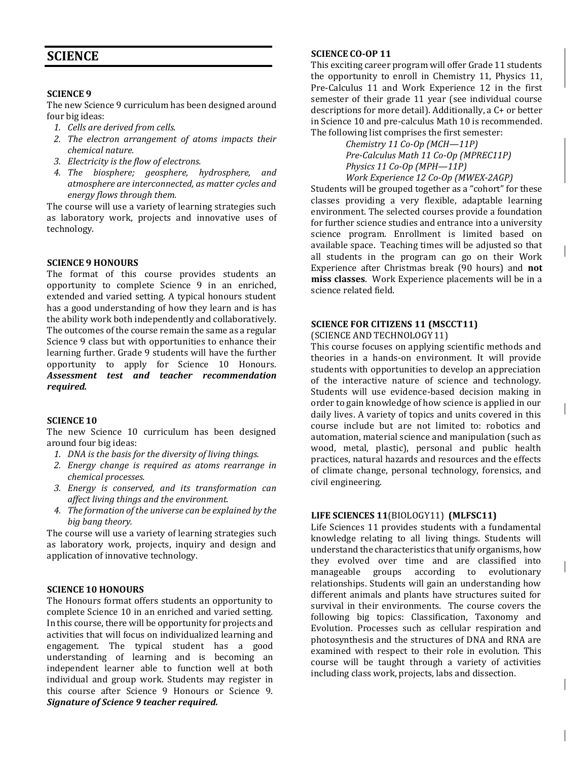# SCIENCE

### SCIENCE 9

The new Science 9 curriculum has been designed around four big ideas:

1. *Cells are derived from cells.*
2. *The electron arrangement of atoms impacts their chemical nature.*
3. *Electricity is the flow of electrons.*
4. *The biosphere; geosphere, hydrosphere, and atmosphere are interconnected, as matter cycles and energy flows through them.*

The course will use a variety of learning strategies such as laboratory work, projects and innovative uses of technology.

### SCIENCE 9 HONOURS

The format of this course provides students an opportunity to complete Science 9 in an enriched, extended and varied setting. A typical honours student has a good understanding of how they learn and is has the ability work both independently and collaboratively. The outcomes of the course remain the same as a regular Science 9 class but with opportunities to enhance their learning further. Grade 9 students will have the further opportunity to apply for Science 10 Honours. ***Assessment test and teacher recommendation required.***

### SCIENCE 10

The new Science 10 curriculum has been designed around four big ideas:

1. *DNA is the basis for the diversity of living things.*
2. *Energy change is required as atoms rearrange in chemical processes.*
3. *Energy is conserved, and its transformation can affect living things and the environment.*
4. *The formation of the universe can be explained by the big bang theory.*

The course will use a variety of learning strategies such as laboratory work, projects, inquiry and design and application of innovative technology.

### SCIENCE 10 HONOURS

The Honours format offers students an opportunity to complete Science 10 in an enriched and varied setting. In this course, there will be opportunity for projects and activities that will focus on individualized learning and engagement. The typical student has a good understanding of learning and is becoming an independent learner able to function well at both individual and group work. Students may register in this course after Science 9 Honours or Science 9. ***Signature of Science 9 teacher required.***

### SCIENCE CO-OP 11

This exciting career program will offer Grade 11 students the opportunity to enroll in Chemistry 11, Physics 11, Pre-Calculus 11 and Work Experience 12 in the first semester of their grade 11 year (see individual course descriptions for more detail). Additionally, a C+ or better in Science 10 and pre-calculus Math 10 is recommended. The following list comprises the first semester:

*Chemistry 11 Co-Op (MCH—11P)*
*Pre-Calculus Math 11 Co-Op (MPREC11P)*
*Physics 11 Co-Op (MPH—11P)*
*Work Experience 12 Co-Op (MWEX-2AGP)*

Students will be grouped together as a "cohort" for these classes providing a very flexible, adaptable learning environment. The selected courses provide a foundation for further science studies and entrance into a university science program. Enrollment is limited based on available space. Teaching times will be adjusted so that all students in the program can go on their Work Experience after Christmas break (90 hours) and **not miss classes**. Work Experience placements will be in a science related field.

### SCIENCE FOR CITIZENS 11 (MSCCT11)

(SCIENCE AND TECHNOLOGY 11)

This course focuses on applying scientific methods and theories in a hands-on environment. It will provide students with opportunities to develop an appreciation of the interactive nature of science and technology. Students will use evidence-based decision making in order to gain knowledge of how science is applied in our daily lives. A variety of topics and units covered in this course include but are not limited to: robotics and automation, material science and manipulation (such as wood, metal, plastic), personal and public health practices, natural hazards and resources and the effects of climate change, personal technology, forensics, and civil engineering.

### LIFE SCIENCES 11(BIOLOGY11) (MLFSC11)

Life Sciences 11 provides students with a fundamental knowledge relating to all living things. Students will understand the characteristics that unify organisms, how they evolved over time and are classified into manageable groups according to evolutionary relationships. Students will gain an understanding how different animals and plants have structures suited for survival in their environments. The course covers the following big topics: Classification, Taxonomy and Evolution. Processes such as cellular respiration and photosynthesis and the structures of DNA and RNA are examined with respect to their role in evolution. This course will be taught through a variety of activities including class work, projects, labs and dissection.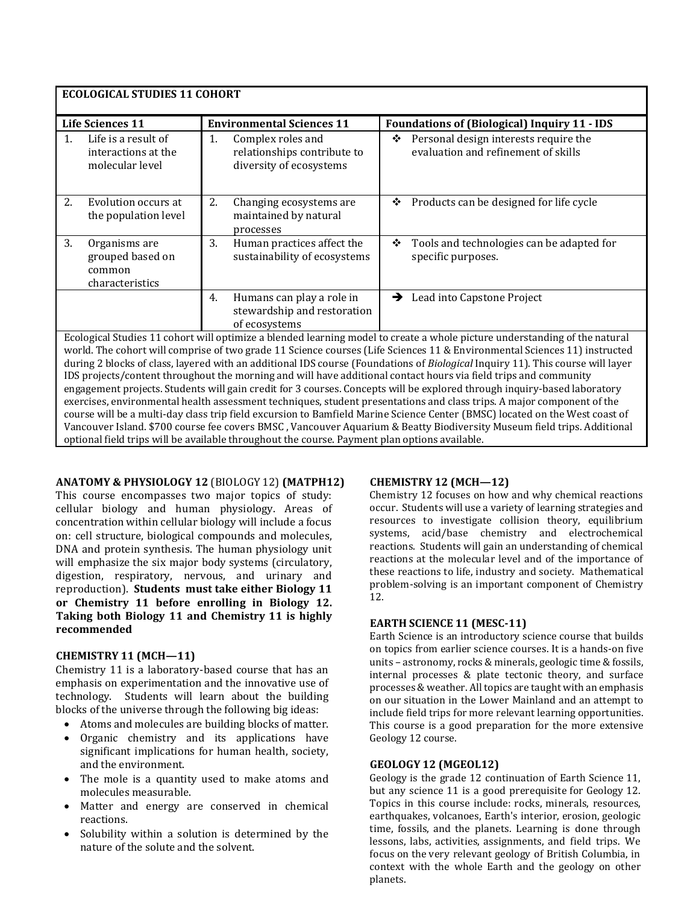| ECOLOGICAL STUDIES 11 COHORT | | |
|---|---|---|
| **Life Sciences 11** | **Environmental Sciences 11** | **Foundations of (Biological) Inquiry 11 - IDS** |
| 1. Life is a result of interactions at the molecular level | 1. Complex roles and relationships contribute to diversity of ecosystems | ❖ Personal design interests require the evaluation and refinement of skills |
| 2. Evolution occurs at the population level | 2. Changing ecosystems are maintained by natural processes | ❖ Products can be designed for life cycle |
| 3. Organisms are grouped based on common characteristics | 3. Human practices affect the sustainability of ecosystems | ❖ Tools and technologies can be adapted for specific purposes. |
| | 4. Humans can play a role in stewardship and restoration of ecosystems | ➔ Lead into Capstone Project |

Ecological Studies 11 cohort will optimize a blended learning model to create a whole picture understanding of the natural world. The cohort will comprise of two grade 11 Science courses (Life Sciences 11 & Environmental Sciences 11) instructed during 2 blocks of class, layered with an additional IDS course (Foundations of *Biological* Inquiry 11). This course will layer IDS projects/content throughout the morning and will have additional contact hours via field trips and community engagement projects. Students will gain credit for 3 courses. Concepts will be explored through inquiry-based laboratory exercises, environmental health assessment techniques, student presentations and class trips. A major component of the course will be a multi-day class trip field excursion to Bamfield Marine Science Center (BMSC) located on the West coast of Vancouver Island. $700 course fee covers BMSC , Vancouver Aquarium & Beatty Biodiversity Museum field trips. Additional optional field trips will be available throughout the course. Payment plan options available.

**ANATOMY & PHYSIOLOGY 12** (BIOLOGY 12) **(MATPH12)**

This course encompasses two major topics of study: cellular biology and human physiology. Areas of concentration within cellular biology will include a focus on: cell structure, biological compounds and molecules, DNA and protein synthesis. The human physiology unit will emphasize the six major body systems (circulatory, digestion, respiratory, nervous, and urinary and reproduction). **Students must take either Biology 11 or Chemistry 11 before enrolling in Biology 12. Taking both Biology 11 and Chemistry 11 is highly recommended**

**CHEMISTRY 11 (MCH—11)**

Chemistry 11 is a laboratory-based course that has an emphasis on experimentation and the innovative use of technology. Students will learn about the building blocks of the universe through the following big ideas:

- Atoms and molecules are building blocks of matter.
- Organic chemistry and its applications have significant implications for human health, society, and the environment.
- The mole is a quantity used to make atoms and molecules measurable.
- Matter and energy are conserved in chemical reactions.
- Solubility within a solution is determined by the nature of the solute and the solvent.

**CHEMISTRY 12 (MCH—12)**

Chemistry 12 focuses on how and why chemical reactions occur. Students will use a variety of learning strategies and resources to investigate collision theory, equilibrium systems, acid/base chemistry and electrochemical reactions. Students will gain an understanding of chemical reactions at the molecular level and of the importance of these reactions to life, industry and society. Mathematical problem-solving is an important component of Chemistry 12.

**EARTH SCIENCE 11 (MESC-11)**

Earth Science is an introductory science course that builds on topics from earlier science courses. It is a hands-on five units – astronomy, rocks & minerals, geologic time & fossils, internal processes & plate tectonic theory, and surface processes & weather. All topics are taught with an emphasis on our situation in the Lower Mainland and an attempt to include field trips for more relevant learning opportunities. This course is a good preparation for the more extensive Geology 12 course.

**GEOLOGY 12 (MGEOL12)**

Geology is the grade 12 continuation of Earth Science 11, but any science 11 is a good prerequisite for Geology 12. Topics in this course include: rocks, minerals, resources, earthquakes, volcanoes, Earth's interior, erosion, geologic time, fossils, and the planets. Learning is done through lessons, labs, activities, assignments, and field trips. We focus on the very relevant geology of British Columbia, in context with the whole Earth and the geology on other planets.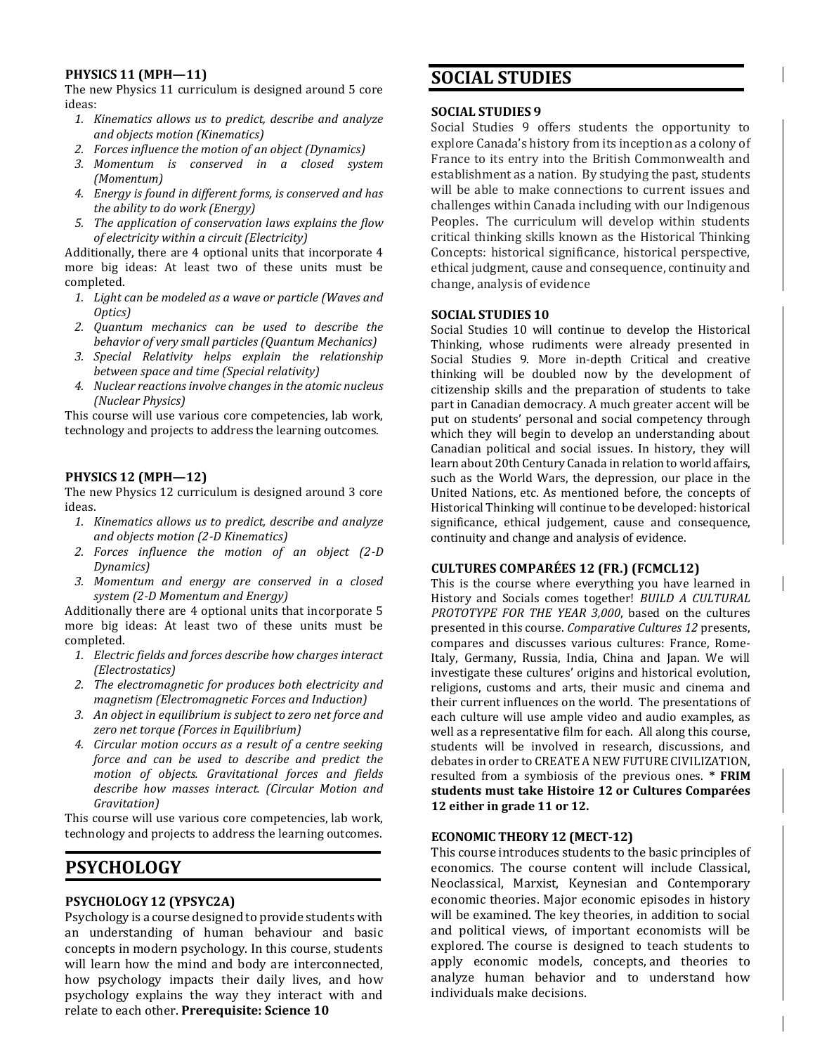### PHYSICS 11 (MPH—11)

The new Physics 11 curriculum is designed around 5 core ideas:

1. *Kinematics allows us to predict, describe and analyze and objects motion (Kinematics)*
2. *Forces influence the motion of an object (Dynamics)*
3. *Momentum is conserved in a closed system (Momentum)*
4. *Energy is found in different forms, is conserved and has the ability to do work (Energy)*
5. *The application of conservation laws explains the flow of electricity within a circuit (Electricity)*

Additionally, there are 4 optional units that incorporate 4 more big ideas: At least two of these units must be completed.

1. *Light can be modeled as a wave or particle (Waves and Optics)*
2. *Quantum mechanics can be used to describe the behavior of very small particles (Quantum Mechanics)*
3. *Special Relativity helps explain the relationship between space and time (Special relativity)*
4. *Nuclear reactions involve changes in the atomic nucleus (Nuclear Physics)*

This course will use various core competencies, lab work, technology and projects to address the learning outcomes.

### PHYSICS 12 (MPH—12)

The new Physics 12 curriculum is designed around 3 core ideas.

1. *Kinematics allows us to predict, describe and analyze and objects motion (2-D Kinematics)*
2. *Forces influence the motion of an object (2-D Dynamics)*
3. *Momentum and energy are conserved in a closed system (2-D Momentum and Energy)*

Additionally there are 4 optional units that incorporate 5 more big ideas: At least two of these units must be completed.

1. *Electric fields and forces describe how charges interact (Electrostatics)*
2. *The electromagnetic for produces both electricity and magnetism (Electromagnetic Forces and Induction)*
3. *An object in equilibrium is subject to zero net force and zero net torque (Forces in Equilibrium)*
4. *Circular motion occurs as a result of a centre seeking force and can be used to describe and predict the motion of objects. Gravitational forces and fields describe how masses interact. (Circular Motion and Gravitation)*

This course will use various core competencies, lab work, technology and projects to address the learning outcomes.

## PSYCHOLOGY

### PSYCHOLOGY 12 (YPSYC2A)

Psychology is a course designed to provide students with an understanding of human behaviour and basic concepts in modern psychology. In this course, students will learn how the mind and body are interconnected, how psychology impacts their daily lives, and how psychology explains the way they interact with and relate to each other. **Prerequisite: Science 10**

## SOCIAL STUDIES

### SOCIAL STUDIES 9

Social Studies 9 offers students the opportunity to explore Canada's history from its inception as a colony of France to its entry into the British Commonwealth and establishment as a nation. By studying the past, students will be able to make connections to current issues and challenges within Canada including with our Indigenous Peoples. The curriculum will develop within students critical thinking skills known as the Historical Thinking Concepts: historical significance, historical perspective, ethical judgment, cause and consequence, continuity and change, analysis of evidence

### SOCIAL STUDIES 10

Social Studies 10 will continue to develop the Historical Thinking, whose rudiments were already presented in Social Studies 9. More in-depth Critical and creative thinking will be doubled now by the development of citizenship skills and the preparation of students to take part in Canadian democracy. A much greater accent will be put on students' personal and social competency through which they will begin to develop an understanding about Canadian political and social issues. In history, they will learn about 20th Century Canada in relation to world affairs, such as the World Wars, the depression, our place in the United Nations, etc. As mentioned before, the concepts of Historical Thinking will continue to be developed: historical significance, ethical judgement, cause and consequence, continuity and change and analysis of evidence.

### CULTURES COMPARÉES 12 (FR.) (FCMCL12)

This is the course where everything you have learned in History and Socials comes together! *BUILD A CULTURAL PROTOTYPE FOR THE YEAR 3,000*, based on the cultures presented in this course. *Comparative Cultures 12* presents, compares and discusses various cultures: France, Rome-Italy, Germany, Russia, India, China and Japan. We will investigate these cultures' origins and historical evolution, religions, customs and arts, their music and cinema and their current influences on the world. The presentations of each culture will use ample video and audio examples, as well as a representative film for each. All along this course, students will be involved in research, discussions, and debates in order to CREATE A NEW FUTURE CIVILIZATION, resulted from a symbiosis of the previous ones. **\* FRIM students must take Histoire 12 or Cultures Comparées 12 either in grade 11 or 12.**

### ECONOMIC THEORY 12 (MECT-12)

This course introduces students to the basic principles of economics. The course content will include Classical, Neoclassical, Marxist, Keynesian and Contemporary economic theories. Major economic episodes in history will be examined. The key theories, in addition to social and political views, of important economists will be explored. The course is designed to teach students to apply economic models, concepts, and theories to analyze human behavior and to understand how individuals make decisions.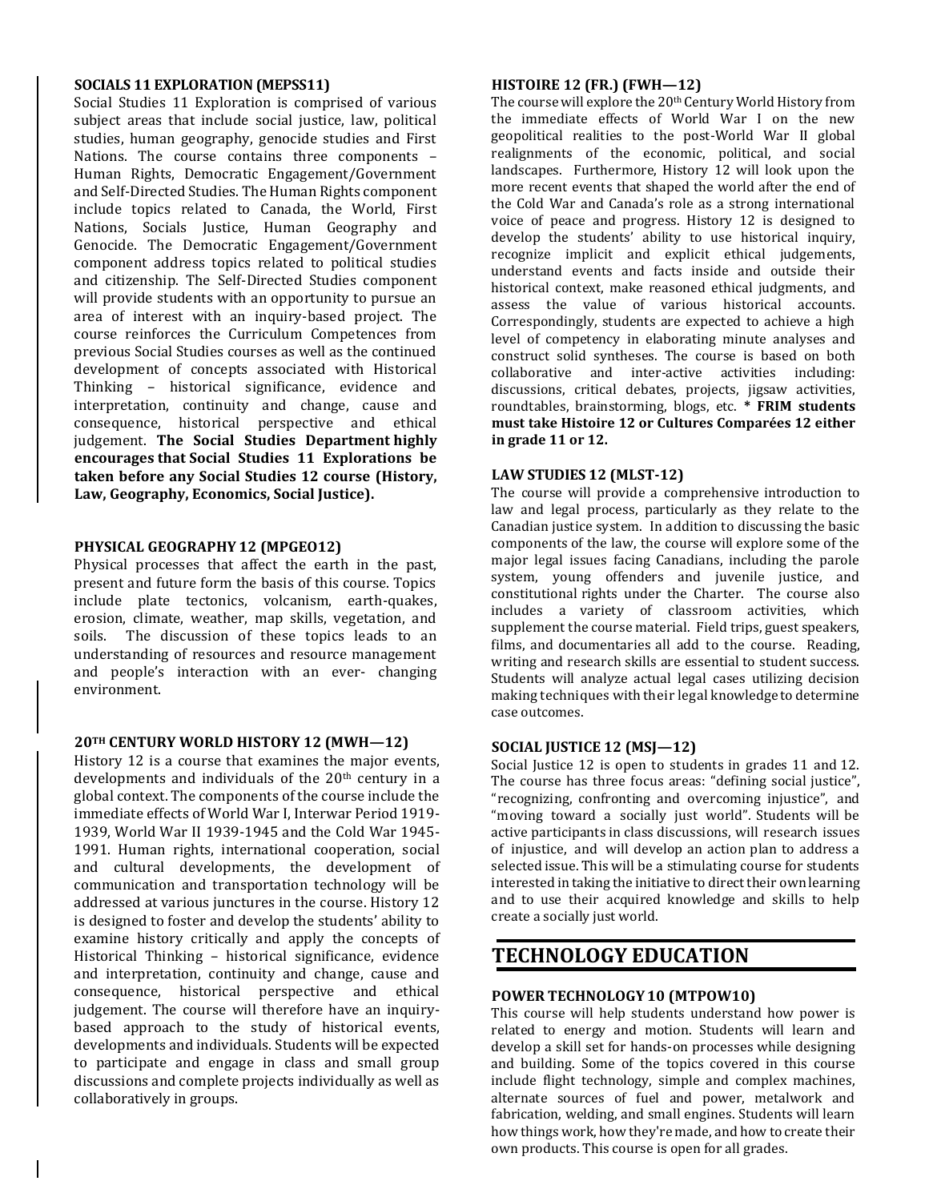### SOCIALS 11 EXPLORATION (MEPSS11)

Social Studies 11 Exploration is comprised of various subject areas that include social justice, law, political studies, human geography, genocide studies and First Nations. The course contains three components – Human Rights, Democratic Engagement/Government and Self-Directed Studies. The Human Rights component include topics related to Canada, the World, First Nations, Socials Justice, Human Geography and Genocide. The Democratic Engagement/Government component address topics related to political studies and citizenship. The Self-Directed Studies component will provide students with an opportunity to pursue an area of interest with an inquiry-based project. The course reinforces the Curriculum Competences from previous Social Studies courses as well as the continued development of concepts associated with Historical Thinking – historical significance, evidence and interpretation, continuity and change, cause and consequence, historical perspective and ethical judgement. **The Social Studies Department highly encourages that Social Studies 11 Explorations be taken before any Social Studies 12 course (History, Law, Geography, Economics, Social Justice).**

### PHYSICAL GEOGRAPHY 12 (MPGEO12)

Physical processes that affect the earth in the past, present and future form the basis of this course. Topics include plate tectonics, volcanism, earth-quakes, erosion, climate, weather, map skills, vegetation, and soils. The discussion of these topics leads to an understanding of resources and resource management and people's interaction with an ever- changing environment.

### 20TH CENTURY WORLD HISTORY 12 (MWH—12)

History 12 is a course that examines the major events, developments and individuals of the 20th century in a global context. The components of the course include the immediate effects of World War I, Interwar Period 1919-1939, World War II 1939-1945 and the Cold War 1945-1991. Human rights, international cooperation, social and cultural developments, the development of communication and transportation technology will be addressed at various junctures in the course. History 12 is designed to foster and develop the students' ability to examine history critically and apply the concepts of Historical Thinking – historical significance, evidence and interpretation, continuity and change, cause and consequence, historical perspective and ethical judgement. The course will therefore have an inquiry-based approach to the study of historical events, developments and individuals. Students will be expected to participate and engage in class and small group discussions and complete projects individually as well as collaboratively in groups.

### HISTOIRE 12 (FR.) (FWH—12)

The course will explore the 20th Century World History from the immediate effects of World War I on the new geopolitical realities to the post-World War II global realignments of the economic, political, and social landscapes. Furthermore, History 12 will look upon the more recent events that shaped the world after the end of the Cold War and Canada's role as a strong international voice of peace and progress. History 12 is designed to develop the students' ability to use historical inquiry, recognize implicit and explicit ethical judgements, understand events and facts inside and outside their historical context, make reasoned ethical judgments, and assess the value of various historical accounts. Correspondingly, students are expected to achieve a high level of competency in elaborating minute analyses and construct solid syntheses. The course is based on both collaborative and inter-active activities including: discussions, critical debates, projects, jigsaw activities, roundtables, brainstorming, blogs, etc. *** FRIM students must take Histoire 12 or Cultures Comparées 12 either in grade 11 or 12.**

### LAW STUDIES 12 (MLST-12)

The course will provide a comprehensive introduction to law and legal process, particularly as they relate to the Canadian justice system. In addition to discussing the basic components of the law, the course will explore some of the major legal issues facing Canadians, including the parole system, young offenders and juvenile justice, and constitutional rights under the Charter. The course also includes a variety of classroom activities, which supplement the course material. Field trips, guest speakers, films, and documentaries all add to the course. Reading, writing and research skills are essential to student success. Students will analyze actual legal cases utilizing decision making techniques with their legal knowledge to determine case outcomes.

### SOCIAL JUSTICE 12 (MSJ—12)

Social Justice 12 is open to students in grades 11 and 12. The course has three focus areas: "defining social justice", "recognizing, confronting and overcoming injustice", and "moving toward a socially just world". Students will be active participants in class discussions, will research issues of injustice, and will develop an action plan to address a selected issue. This will be a stimulating course for students interested in taking the initiative to direct their own learning and to use their acquired knowledge and skills to help create a socially just world.

## TECHNOLOGY EDUCATION

### POWER TECHNOLOGY 10 (MTPOW10)

This course will help students understand how power is related to energy and motion. Students will learn and develop a skill set for hands-on processes while designing and building. Some of the topics covered in this course include flight technology, simple and complex machines, alternate sources of fuel and power, metalwork and fabrication, welding, and small engines. Students will learn how things work, how they're made, and how to create their own products. This course is open for all grades.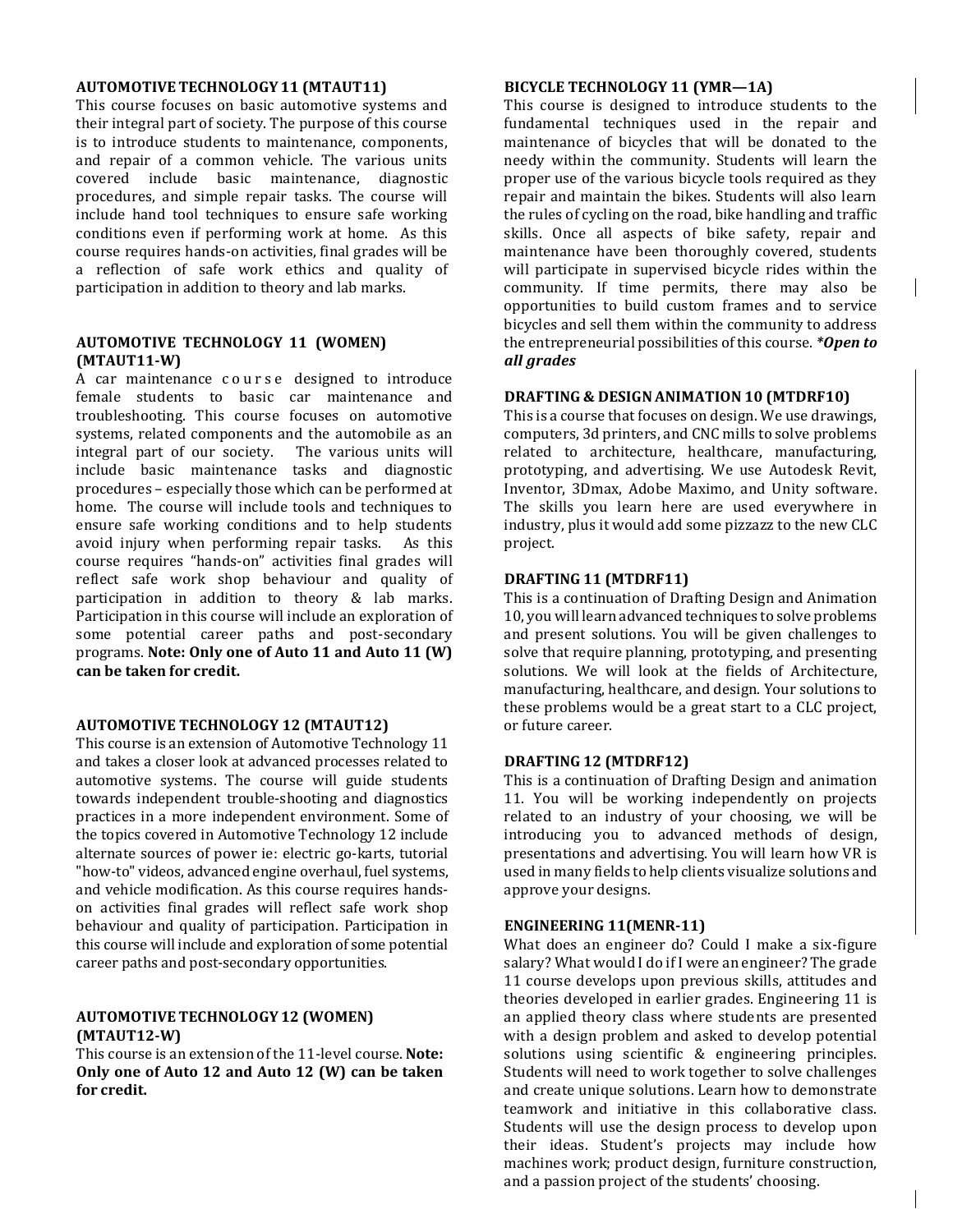### AUTOMOTIVE TECHNOLOGY 11 (MTAUT11)

This course focuses on basic automotive systems and their integral part of society. The purpose of this course is to introduce students to maintenance, components, and repair of a common vehicle. The various units covered include basic maintenance, diagnostic procedures, and simple repair tasks. The course will include hand tool techniques to ensure safe working conditions even if performing work at home. As this course requires hands-on activities, final grades will be a reflection of safe work ethics and quality of participation in addition to theory and lab marks.

### AUTOMOTIVE TECHNOLOGY 11 (WOMEN) (MTAUT11-W)

A car maintenance course designed to introduce female students to basic car maintenance and troubleshooting. This course focuses on automotive systems, related components and the automobile as an integral part of our society. The various units will include basic maintenance tasks and diagnostic procedures – especially those which can be performed at home. The course will include tools and techniques to ensure safe working conditions and to help students avoid injury when performing repair tasks. As this course requires "hands-on" activities final grades will reflect safe work shop behaviour and quality of participation in addition to theory & lab marks. Participation in this course will include an exploration of some potential career paths and post-secondary programs. **Note: Only one of Auto 11 and Auto 11 (W) can be taken for credit.**

### AUTOMOTIVE TECHNOLOGY 12 (MTAUT12)

This course is an extension of Automotive Technology 11 and takes a closer look at advanced processes related to automotive systems. The course will guide students towards independent trouble-shooting and diagnostics practices in a more independent environment. Some of the topics covered in Automotive Technology 12 include alternate sources of power ie: electric go-karts, tutorial "how-to" videos, advanced engine overhaul, fuel systems, and vehicle modification. As this course requires hands-on activities final grades will reflect safe work shop behaviour and quality of participation. Participation in this course will include and exploration of some potential career paths and post-secondary opportunities.

### AUTOMOTIVE TECHNOLOGY 12 (WOMEN) (MTAUT12-W)

This course is an extension of the 11-level course. **Note: Only one of Auto 12 and Auto 12 (W) can be taken for credit.**

### BICYCLE TECHNOLOGY 11 (YMR—1A)

This course is designed to introduce students to the fundamental techniques used in the repair and maintenance of bicycles that will be donated to the needy within the community. Students will learn the proper use of the various bicycle tools required as they repair and maintain the bikes. Students will also learn the rules of cycling on the road, bike handling and traffic skills. Once all aspects of bike safety, repair and maintenance have been thoroughly covered, students will participate in supervised bicycle rides within the community. If time permits, there may also be opportunities to build custom frames and to service bicycles and sell them within the community to address the entrepreneurial possibilities of this course. ***\*Open to all grades***

### DRAFTING & DESIGN ANIMATION 10 (MTDRF10)

This is a course that focuses on design. We use drawings, computers, 3d printers, and CNC mills to solve problems related to architecture, healthcare, manufacturing, prototyping, and advertising. We use Autodesk Revit, Inventor, 3Dmax, Adobe Maximo, and Unity software. The skills you learn here are used everywhere in industry, plus it would add some pizzazz to the new CLC project.

### DRAFTING 11 (MTDRF11)

This is a continuation of Drafting Design and Animation 10, you will learn advanced techniques to solve problems and present solutions. You will be given challenges to solve that require planning, prototyping, and presenting solutions. We will look at the fields of Architecture, manufacturing, healthcare, and design. Your solutions to these problems would be a great start to a CLC project, or future career.

### DRAFTING 12 (MTDRF12)

This is a continuation of Drafting Design and animation 11. You will be working independently on projects related to an industry of your choosing, we will be introducing you to advanced methods of design, presentations and advertising. You will learn how VR is used in many fields to help clients visualize solutions and approve your designs.

### ENGINEERING 11(MENR-11)

What does an engineer do? Could I make a six-figure salary? What would I do if I were an engineer? The grade 11 course develops upon previous skills, attitudes and theories developed in earlier grades. Engineering 11 is an applied theory class where students are presented with a design problem and asked to develop potential solutions using scientific & engineering principles. Students will need to work together to solve challenges and create unique solutions. Learn how to demonstrate teamwork and initiative in this collaborative class. Students will use the design process to develop upon their ideas. Student's projects may include how machines work; product design, furniture construction, and a passion project of the students' choosing.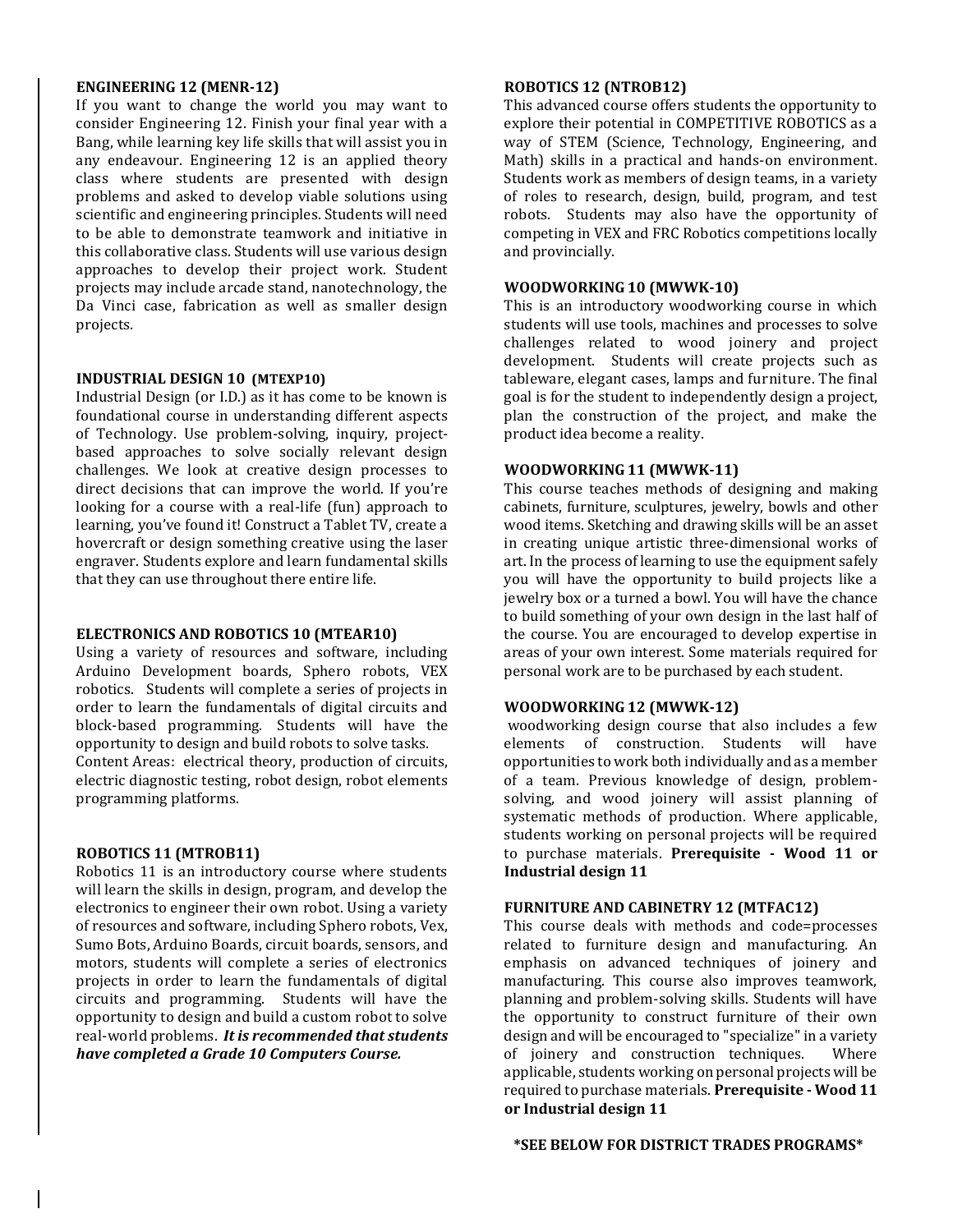### ENGINEERING 12 (MENR-12)

If you want to change the world you may want to consider Engineering 12. Finish your final year with a Bang, while learning key life skills that will assist you in any endeavour. Engineering 12 is an applied theory class where students are presented with design problems and asked to develop viable solutions using scientific and engineering principles. Students will need to be able to demonstrate teamwork and initiative in this collaborative class. Students will use various design approaches to develop their project work. Student projects may include arcade stand, nanotechnology, the Da Vinci case, fabrication as well as smaller design projects.

### INDUSTRIAL DESIGN 10 (MTEXP10)

Industrial Design (or I.D.) as it has come to be known is foundational course in understanding different aspects of Technology. Use problem-solving, inquiry, project-based approaches to solve socially relevant design challenges. We look at creative design processes to direct decisions that can improve the world. If you're looking for a course with a real-life (fun) approach to learning, you've found it! Construct a Tablet TV, create a hovercraft or design something creative using the laser engraver. Students explore and learn fundamental skills that they can use throughout there entire life.

### ELECTRONICS AND ROBOTICS 10 (MTEAR10)

Using a variety of resources and software, including Arduino Development boards, Sphero robots, VEX robotics. Students will complete a series of projects in order to learn the fundamentals of digital circuits and block-based programming. Students will have the opportunity to design and build robots to solve tasks.
Content Areas: electrical theory, production of circuits, electric diagnostic testing, robot design, robot elements programming platforms.

### ROBOTICS 11 (MTROB11)

Robotics 11 is an introductory course where students will learn the skills in design, program, and develop the electronics to engineer their own robot. Using a variety of resources and software, including Sphero robots, Vex, Sumo Bots, Arduino Boards, circuit boards, sensors, and motors, students will complete a series of electronics projects in order to learn the fundamentals of digital circuits and programming. Students will have the opportunity to design and build a custom robot to solve real-world problems. ***It is recommended that students have completed a Grade 10 Computers Course.***

### ROBOTICS 12 (NTROB12)

This advanced course offers students the opportunity to explore their potential in COMPETITIVE ROBOTICS as a way of STEM (Science, Technology, Engineering, and Math) skills in a practical and hands-on environment. Students work as members of design teams, in a variety of roles to research, design, build, program, and test robots. Students may also have the opportunity of competing in VEX and FRC Robotics competitions locally and provincially.

### WOODWORKING 10 (MWWK-10)

This is an introductory woodworking course in which students will use tools, machines and processes to solve challenges related to wood joinery and project development. Students will create projects such as tableware, elegant cases, lamps and furniture. The final goal is for the student to independently design a project, plan the construction of the project, and make the product idea become a reality.

### WOODWORKING 11 (MWWK-11)

This course teaches methods of designing and making cabinets, furniture, sculptures, jewelry, bowls and other wood items. Sketching and drawing skills will be an asset in creating unique artistic three-dimensional works of art. In the process of learning to use the equipment safely you will have the opportunity to build projects like a jewelry box or a turned a bowl. You will have the chance to build something of your own design in the last half of the course. You are encouraged to develop expertise in areas of your own interest. Some materials required for personal work are to be purchased by each student.

### WOODWORKING 12 (MWWK-12)

woodworking design course that also includes a few elements of construction. Students will have opportunities to work both individually and as a member of a team. Previous knowledge of design, problem-solving, and wood joinery will assist planning of systematic methods of production. Where applicable, students working on personal projects will be required to purchase materials. **Prerequisite - Wood 11 or Industrial design 11**

### FURNITURE AND CABINETRY 12 (MTFAC12)

This course deals with methods and code=processes related to furniture design and manufacturing. An emphasis on advanced techniques of joinery and manufacturing. This course also improves teamwork, planning and problem-solving skills. Students will have the opportunity to construct furniture of their own design and will be encouraged to "specialize" in a variety of joinery and construction techniques. Where applicable, students working on personal projects will be required to purchase materials. **Prerequisite - Wood 11 or Industrial design 11**

**\*SEE BELOW FOR DISTRICT TRADES PROGRAMS\***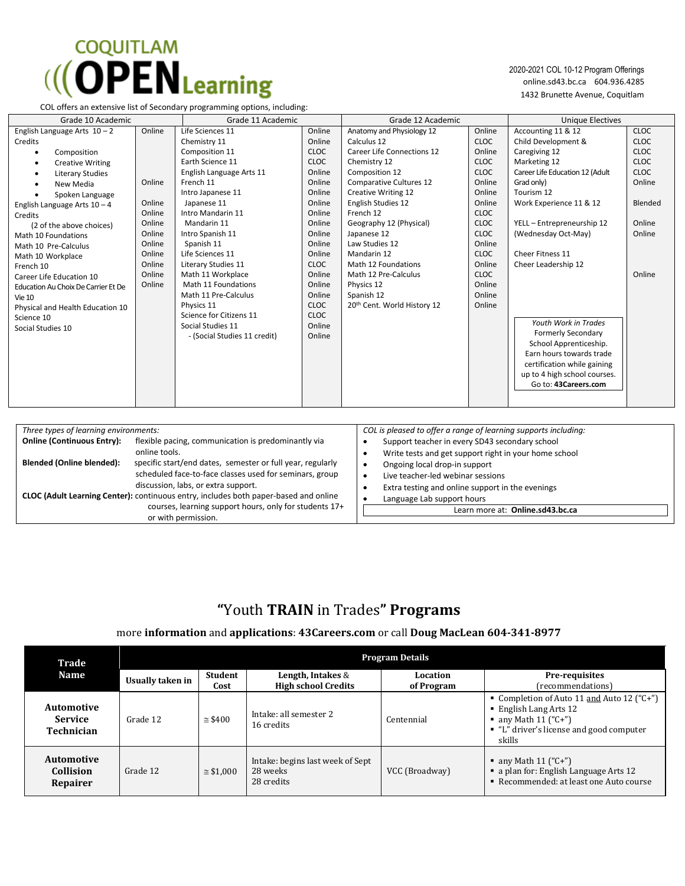# COQUITLAM OPEN Learning

2020-2021 COL 10-12 Program Offerings
online.sd43.bc.ca 604.936.4285
1432 Brunette Avenue, Coquitlam

COL offers an extensive list of Secondary programming options, including:

| Grade 10 Academic | | Grade 11 Academic | | Grade 12 Academic | | Unique Electives | |
|---|---|---|---|---|---|---|---|
| English Language Arts 10 – 2 Credits | Online | Life Sciences 11 | Online | Anatomy and Physiology 12 | Online | Accounting 11 & 12 | CLOC |
| • Composition | | Chemistry 11 | Online | Calculus 12 | CLOC | Child Development & Caregiving 12 | CLOC |
| • Creative Writing | | Composition 11 | CLOC | Career Life Connections 12 | Online | Marketing 12 | CLOC |
| • Literary Studies | | Earth Science 11 | CLOC | Chemistry 12 | CLOC | Career Life Education 12 (Adult Grad only) | CLOC |
| • New Media | Online | English Language Arts 11 | Online | Composition 12 | CLOC | Tourism 12 | Online |
| • Spoken Language | | French 11 | Online | Comparative Cultures 12 | Online | Work Experience 11 & 12 | Blended |
| English Language Arts 10 – 4 Credits (2 of the above choices) | Online | Intro Japanese 11 | Online | Creative Writing 12 | Online | YELL – Entrepreneurship 12 (Wednesday Oct-May) | Online |
| Math 10 Foundations | Online | Japanese 11 | Online | English Studies 12 | Online | | Online |
| Math 10 Pre-Calculus | Online | Intro Mandarin 11 | Online | French 12 | CLOC | Cheer Fitness 11 | |
| Math 10 Workplace | Online | Mandarin 11 | Online | Geography 12 (Physical) | CLOC | Cheer Leadership 12 | Online |
| French 10 | Online | Intro Spanish 11 | Online | Japanese 12 | CLOC | | |
| Career Life Education 10 | Online | Spanish 11 | Online | Law Studies 12 | Online | | |
| Education Au Choix De Carrier Et De Vie 10 | Online | Life Sciences 11 | Online | Mandarin 12 | CLOC | | |
| Physical and Health Education 10 | | Literary Studies 11 | CLOC | Math 12 Foundations | Online | | |
| Science 10 | | Math 11 Workplace | Online | Math 12 Pre-Calculus | CLOC | | |
| Social Studies 10 | | Math 11 Foundations | Online | Physics 12 | Online | | |
| | | Math 11 Pre-Calculus | Online | Spanish 12 | Online | | |
| | | Physics 11 | CLOC | 20th Cent. World History 12 | Online | | |
| | | Science for Citizens 11 | CLOC | | | *Youth Work in Trades* Formerly Secondary School Apprenticeship. Earn hours towards trade certification while gaining up to 4 high school courses. Go to: **43Careers.com** | |
| | | Social Studies 11 | Online | | | | |
| | | - (Social Studies 11 credit) | Online | | | | |

*Three types of learning environments:*

**Online (Continuous Entry):** flexible pacing, communication is predominantly via online tools.

**Blended (Online blended):** specific start/end dates, semester or full year, regularly scheduled face-to-face classes used for seminars, group discussion, labs, or extra support.

**CLOC (Adult Learning Center):** continuous entry, includes both paper-based and online courses, learning support hours, only for students 17+ or with permission.

*COL is pleased to offer a range of learning supports including:*

- Support teacher in every SD43 secondary school
- Write tests and get support right in your home school
- Ongoing local drop-in support
- Live teacher-led webinar sessions
- Extra testing and online support in the evenings
- Language Lab support hours

Learn more at: **Online.sd43.bc.ca**

# "Youth **TRAIN** in Trades" **Programs**

more **information** and **applications**: **43Careers.com** or call **Doug MacLean 604-341-8977**

| Trade Name | Program Details | | | | |
|---|---|---|---|---|---|
| | **Usually taken in** | **Student Cost** | **Length, Intakes & High school Credits** | **Location of Program** | **Pre-requisites** (recommendations) |
| **Automotive Service Technician** | Grade 12 | ≅ $400 | Intake: all semester 2<br>16 credits | Centennial | ▪ Completion of Auto 11 and Auto 12 ("C+")<br>▪ English Lang Arts 12<br>▪ any Math 11 ("C+")<br>▪ "L" driver's license and good computer skills |
| **Automotive Collision Repairer** | Grade 12 | ≅ $1,000 | Intake: begins last week of Sept<br>28 weeks<br>28 credits | VCC (Broadway) | ▪ any Math 11 ("C+")<br>▪ a plan for: English Language Arts 12<br>▪ Recommended: at least one Auto course |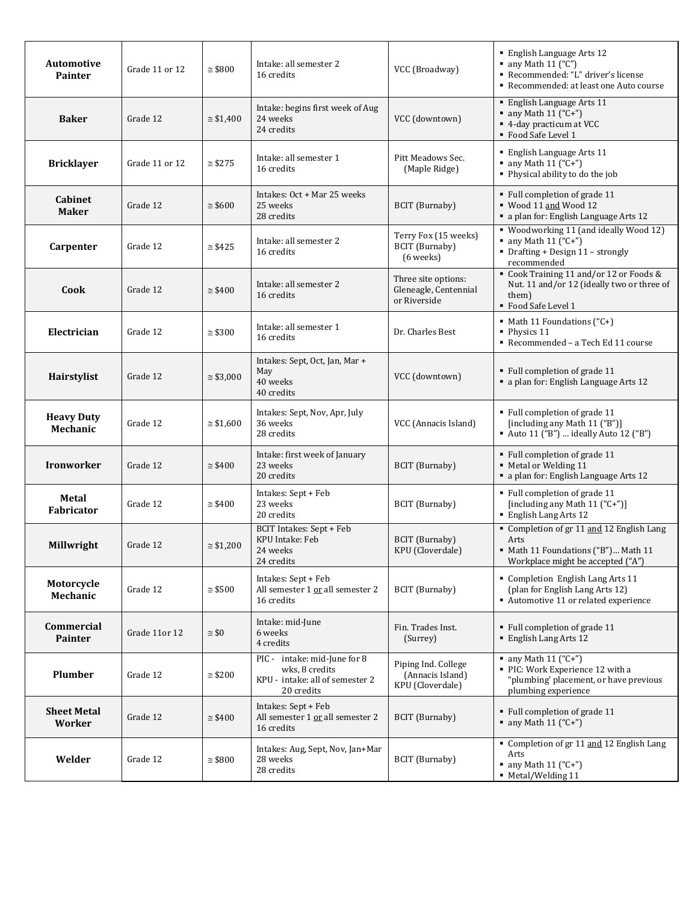| | | | | | |
|---|---|---|---|---|---|
| **Automotive Painter** | Grade 11 or 12 | ≅ $800 | Intake: all semester 2<br>16 credits | VCC (Broadway) | ▪ English Language Arts 12<br>▪ any Math 11 ("C")<br>▪ Recommended: "L" driver's license<br>▪ Recommended: at least one Auto course |
| **Baker** | Grade 12 | ≅ $1,400 | Intake: begins first week of Aug<br>24 weeks<br>24 credits | VCC (downtown) | ▪ English Language Arts 11<br>▪ any Math 11 ("C+")<br>▪ 4-day practicum at VCC<br>▪ Food Safe Level 1 |
| **Bricklayer** | Grade 11 or 12 | ≅ $275 | Intake: all semester 1<br>16 credits | Pitt Meadows Sec. (Maple Ridge) | ▪ English Language Arts 11<br>▪ any Math 11 ("C+")<br>▪ Physical ability to do the job |
| **Cabinet Maker** | Grade 12 | ≅ $600 | Intakes: Oct + Mar 25 weeks<br>25 weeks<br>28 credits | BCIT (Burnaby) | ▪ Full completion of grade 11<br>▪ Wood 11 and Wood 12<br>▪ a plan for: English Language Arts 12 |
| **Carpenter** | Grade 12 | ≅ $425 | Intake: all semester 2<br>16 credits | Terry Fox (15 weeks)<br>BCIT (Burnaby) (6 weeks) | ▪ Woodworking 11 (and ideally Wood 12)<br>▪ any Math 11 ("C+")<br>▪ Drafting + Design 11 – strongly recommended |
| **Cook** | Grade 12 | ≅ $400 | Intake: all semester 2<br>16 credits | Three site options: Gleneagle, Centennial or Riverside | ▪ Cook Training 11 and/or 12 or Foods & Nut. 11 and/or 12 (ideally two or three of them)<br>▪ Food Safe Level 1 |
| **Electrician** | Grade 12 | ≅ $300 | Intake: all semester 1<br>16 credits | Dr. Charles Best | ▪ Math 11 Foundations ("C+)<br>▪ Physics 11<br>▪ Recommended – a Tech Ed 11 course |
| **Hairstylist** | Grade 12 | ≅ $3,000 | Intakes: Sept, Oct, Jan, Mar + May<br>40 weeks<br>40 credits | VCC (downtown) | ▪ Full completion of grade 11<br>▪ a plan for: English Language Arts 12 |
| **Heavy Duty Mechanic** | Grade 12 | ≅ $1,600 | Intakes: Sept, Nov, Apr, July<br>36 weeks<br>28 credits | VCC (Annacis Island) | ▪ Full completion of grade 11 [including any Math 11 ("B")]<br>▪ Auto 11 ("B") … ideally Auto 12 ("B") |
| **Ironworker** | Grade 12 | ≅ $400 | Intake: first week of January<br>23 weeks<br>20 credits | BCIT (Burnaby) | ▪ Full completion of grade 11<br>▪ Metal or Welding 11<br>▪ a plan for: English Language Arts 12 |
| **Metal Fabricator** | Grade 12 | ≅ $400 | Intakes: Sept + Feb<br>23 weeks<br>20 credits | BCIT (Burnaby) | ▪ Full completion of grade 11 [including any Math 11 ("C+")]<br>▪ English Lang Arts 12 |
| **Millwright** | Grade 12 | ≅ $1,200 | BCIT Intakes: Sept + Feb<br>KPU Intake: Feb<br>24 weeks<br>24 credits | BCIT (Burnaby)<br>KPU (Cloverdale) | ▪ Completion of gr 11 and 12 English Lang Arts<br>▪ Math 11 Foundations ("B")… Math 11 Workplace might be accepted ("A") |
| **Motorcycle Mechanic** | Grade 12 | ≅ $500 | Intakes: Sept + Feb<br>All semester 1 or all semester 2<br>16 credits | BCIT (Burnaby) | ▪ Completion English Lang Arts 11 (plan for English Lang Arts 12)<br>▪ Automotive 11 or related experience |
| **Commercial Painter** | Grade 11or 12 | ≅ $0 | Intake: mid-June<br>6 weeks<br>4 credits | Fin. Trades Inst. (Surrey) | ▪ Full completion of grade 11<br>▪ English Lang Arts 12 |
| **Plumber** | Grade 12 | ≅ $200 | PIC - intake: mid-June for 8 wks, 8 credits<br>KPU - intake: all of semester 2 20 credits | Piping Ind. College (Annacis Island)<br>KPU (Cloverdale) | ▪ any Math 11 ("C+")<br>▪ PIC: Work Experience 12 with a "plumbing' placement, or have previous plumbing experience |
| **Sheet Metal Worker** | Grade 12 | ≅ $400 | Intakes: Sept + Feb<br>All semester 1 or all semester 2<br>16 credits | BCIT (Burnaby) | ▪ Full completion of grade 11<br>▪ any Math 11 ("C+") |
| **Welder** | Grade 12 | ≅ $800 | Intakes: Aug, Sept, Nov, Jan+Mar<br>28 weeks<br>28 credits | BCIT (Burnaby) | ▪ Completion of gr 11 and 12 English Lang Arts<br>▪ any Math 11 ("C+")<br>▪ Metal/Welding 11 |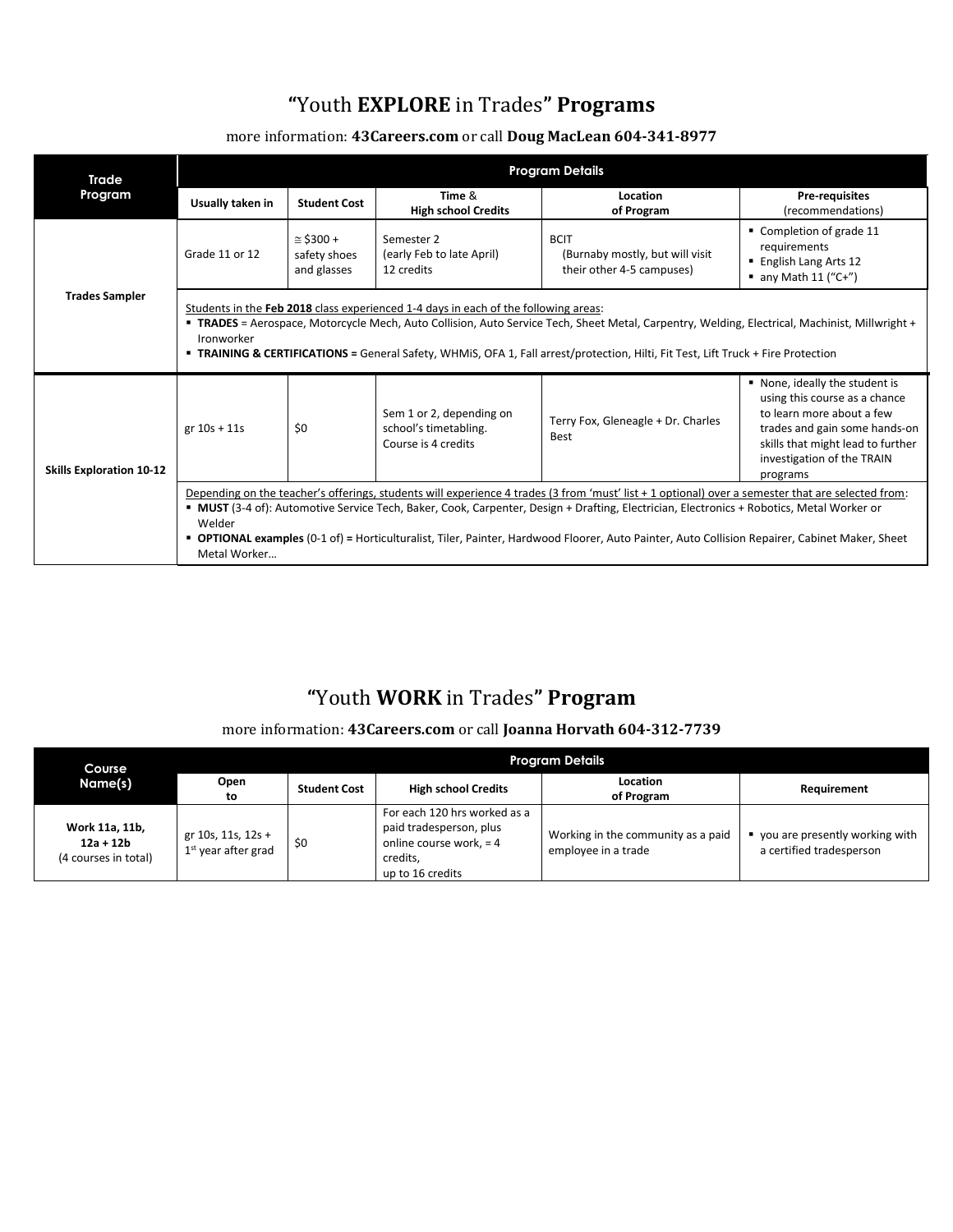# "Youth **EXPLORE** in Trades" Programs

more information: **43Careers.com** or call **Doug MacLean 604-341-8977**

| Trade Program | Program Details | | | | |
|---|---|---|---|---|---|
| | Usually taken in | Student Cost | Time & High school Credits | Location of Program | Pre-requisites (recommendations) |
| **Trades Sampler** | Grade 11 or 12 | ≅ $300 + safety shoes and glasses | Semester 2 (early Feb to late April) 12 credits | BCIT (Burnaby mostly, but will visit their other 4-5 campuses) | ▪ Completion of grade 11 requirements ▪ English Lang Arts 12 ▪ any Math 11 ("C+") |
| | Students in the **Feb 2018** class experienced 1-4 days in each of the following areas: ▪ **TRADES** = Aerospace, Motorcycle Mech, Auto Collision, Auto Service Tech, Sheet Metal, Carpentry, Welding, Electrical, Machinist, Millwright + Ironworker ▪ **TRAINING & CERTIFICATIONS =** General Safety, WHMiS, OFA 1, Fall arrest/protection, Hilti, Fit Test, Lift Truck + Fire Protection | | | | |
| **Skills Exploration 10-12** | gr 10s + 11s | $0 | Sem 1 or 2, depending on school's timetabling. Course is 4 credits | Terry Fox, Gleneagle + Dr. Charles Best | ▪ None, ideally the student is using this course as a chance to learn more about a few trades and gain some hands-on skills that might lead to further investigation of the TRAIN programs |
| | Depending on the teacher's offerings, students will experience 4 trades (3 from 'must' list + 1 optional) over a semester that are selected from: ▪ **MUST** (3-4 of): Automotive Service Tech, Baker, Cook, Carpenter, Design + Drafting, Electrician, Electronics + Robotics, Metal Worker or Welder ▪ **OPTIONAL examples** (0-1 of) **=** Horticulturalist, Tiler, Painter, Hardwood Floorer, Auto Painter, Auto Collision Repairer, Cabinet Maker, Sheet Metal Worker… | | | | |

# "Youth **WORK** in Trades" Program

more information: **43Careers.com** or call **Joanna Horvath 604-312-7739**

| Course Name(s) | Program Details | | | | |
|---|---|---|---|---|---|
| | Open to | Student Cost | High school Credits | Location of Program | Requirement |
| **Work 11a, 11b, 12a + 12b** (4 courses in total) | gr 10s, 11s, 12s + 1st year after grad | $0 | For each 120 hrs worked as a paid tradesperson, plus online course work, = 4 credits, up to 16 credits | Working in the community as a paid employee in a trade | ▪ you are presently working with a certified tradesperson |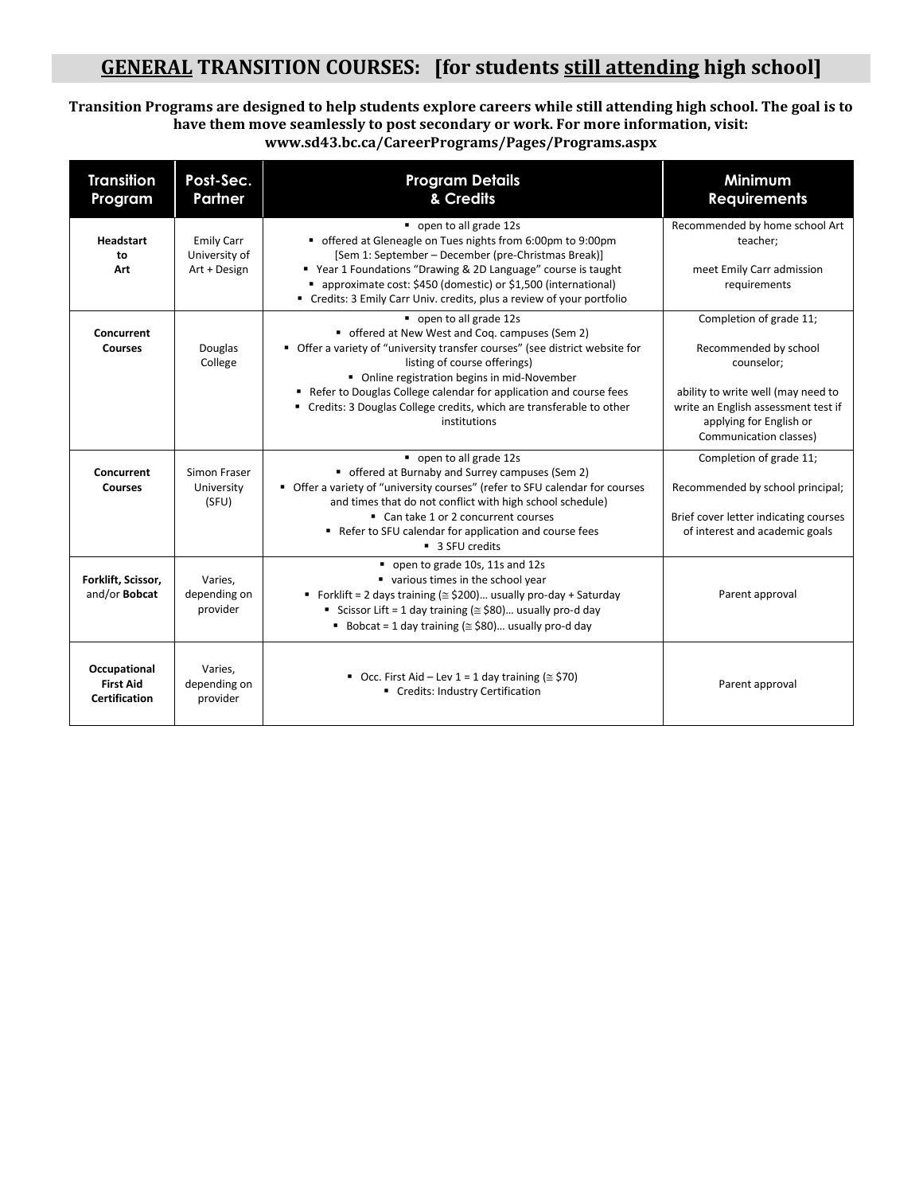# GENERAL TRANSITION COURSES: [for students still attending high school]

**Transition Programs are designed to help students explore careers while still attending high school. The goal is to have them move seamlessly to post secondary or work. For more information, visit: www.sd43.bc.ca/CareerPrograms/Pages/Programs.aspx**

| Transition Program | Post-Sec. Partner | Program Details & Credits | Minimum Requirements |
|---|---|---|---|
| **Headstart to Art** | Emily Carr University of Art + Design | ▪ open to all grade 12s<br>▪ offered at Gleneagle on Tues nights from 6:00pm to 9:00pm [Sem 1: September – December (pre-Christmas Break)]<br>▪ Year 1 Foundations "Drawing & 2D Language" course is taught<br>▪ approximate cost: $450 (domestic) or $1,500 (international)<br>▪ Credits: 3 Emily Carr Univ. credits, plus a review of your portfolio | Recommended by home school Art teacher;<br><br>meet Emily Carr admission requirements |
| **Concurrent Courses** | Douglas College | ▪ open to all grade 12s<br>▪ offered at New West and Coq. campuses (Sem 2)<br>▪ Offer a variety of "university transfer courses" (see district website for listing of course offerings)<br>▪ Online registration begins in mid-November<br>▪ Refer to Douglas College calendar for application and course fees<br>▪ Credits: 3 Douglas College credits, which are transferable to other institutions | Completion of grade 11;<br><br>Recommended by school counselor;<br><br>ability to write well (may need to write an English assessment test if applying for English or Communication classes) |
| **Concurrent Courses** | Simon Fraser University (SFU) | ▪ open to all grade 12s<br>▪ offered at Burnaby and Surrey campuses (Sem 2)<br>▪ Offer a variety of "university courses" (refer to SFU calendar for courses and times that do not conflict with high school schedule)<br>▪ Can take 1 or 2 concurrent courses<br>▪ Refer to SFU calendar for application and course fees<br>▪ 3 SFU credits | Completion of grade 11;<br><br>Recommended by school principal;<br><br>Brief cover letter indicating courses of interest and academic goals |
| **Forklift, Scissor,** and/or **Bobcat** | Varies, depending on provider | ▪ open to grade 10s, 11s and 12s<br>▪ various times in the school year<br>▪ Forklift = 2 days training (≅ $200)… usually pro-day + Saturday<br>▪ Scissor Lift = 1 day training (≅ $80)… usually pro-d day<br>▪ Bobcat = 1 day training (≅ $80)… usually pro-d day | Parent approval |
| **Occupational First Aid Certification** | Varies, depending on provider | ▪ Occ. First Aid – Lev 1 = 1 day training (≅ $70)<br>▪ Credits: Industry Certification | Parent approval |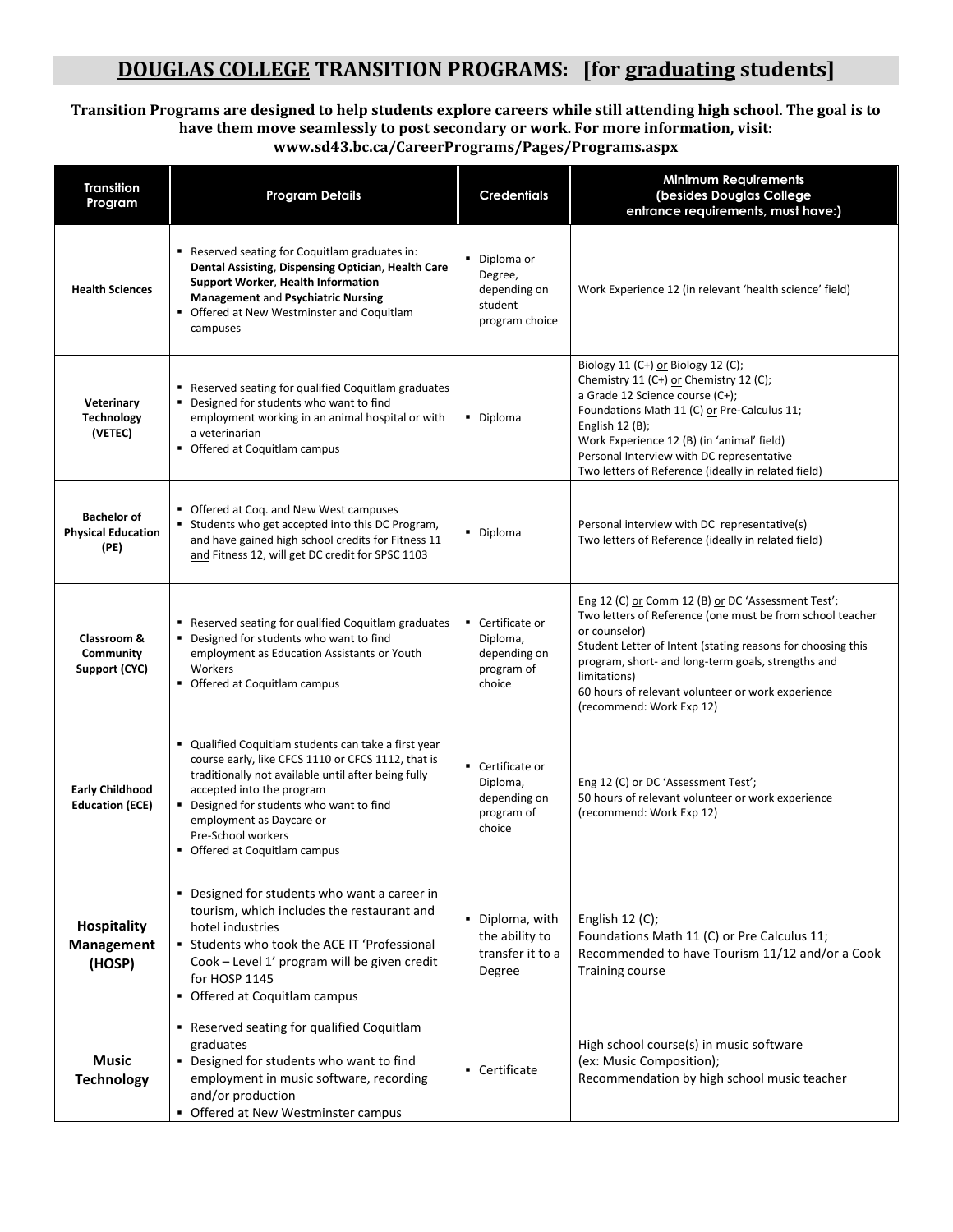# **DOUGLAS COLLEGE** TRANSITION PROGRAMS: [for graduating students]

**Transition Programs are designed to help students explore careers while still attending high school. The goal is to have them move seamlessly to post secondary or work. For more information, visit: www.sd43.bc.ca/CareerPrograms/Pages/Programs.aspx**

| Transition Program | Program Details | Credentials | Minimum Requirements (besides Douglas College entrance requirements, must have:) |
|---|---|---|---|
| **Health Sciences** | ▪ Reserved seating for Coquitlam graduates in: **Dental Assisting**, **Dispensing Optician**, **Health Care Support Worker**, **Health Information Management** and **Psychiatric Nursing**<br>▪ Offered at New Westminster and Coquitlam campuses | ▪ Diploma or Degree, depending on student program choice | Work Experience 12 (in relevant 'health science' field) |
| **Veterinary Technology (VETEC)** | ▪ Reserved seating for qualified Coquitlam graduates<br>▪ Designed for students who want to find employment working in an animal hospital or with a veterinarian<br>▪ Offered at Coquitlam campus | ▪ Diploma | Biology 11 (C+) or Biology 12 (C);<br>Chemistry 11 (C+) or Chemistry 12 (C);<br>a Grade 12 Science course (C+);<br>Foundations Math 11 (C) or Pre-Calculus 11;<br>English 12 (B);<br>Work Experience 12 (B) (in 'animal' field)<br>Personal Interview with DC representative<br>Two letters of Reference (ideally in related field) |
| **Bachelor of Physical Education (PE)** | ▪ Offered at Coq. and New West campuses<br>▪ Students who get accepted into this DC Program, and have gained high school credits for Fitness 11 and Fitness 12, will get DC credit for SPSC 1103 | ▪ Diploma | Personal interview with DC representative(s)<br>Two letters of Reference (ideally in related field) |
| **Classroom & Community Support (CYC)** | ▪ Reserved seating for qualified Coquitlam graduates<br>▪ Designed for students who want to find employment as Education Assistants or Youth Workers<br>▪ Offered at Coquitlam campus | ▪ Certificate or Diploma, depending on program of choice | Eng 12 (C) or Comm 12 (B) or DC 'Assessment Test';<br>Two letters of Reference (one must be from school teacher or counselor)<br>Student Letter of Intent (stating reasons for choosing this program, short- and long-term goals, strengths and limitations)<br>60 hours of relevant volunteer or work experience (recommend: Work Exp 12) |
| **Early Childhood Education (ECE)** | ▪ Qualified Coquitlam students can take a first year course early, like CFCS 1110 or CFCS 1112, that is traditionally not available until after being fully accepted into the program<br>▪ Designed for students who want to find employment as Daycare or Pre-School workers<br>▪ Offered at Coquitlam campus | ▪ Certificate or Diploma, depending on program of choice | Eng 12 (C) or DC 'Assessment Test';<br>50 hours of relevant volunteer or work experience (recommend: Work Exp 12) |
| **Hospitality Management (HOSP)** | ▪ Designed for students who want a career in tourism, which includes the restaurant and hotel industries<br>▪ Students who took the ACE IT 'Professional Cook – Level 1' program will be given credit for HOSP 1145<br>▪ Offered at Coquitlam campus | ▪ Diploma, with the ability to transfer it to a Degree | English 12 (C);<br>Foundations Math 11 (C) or Pre Calculus 11;<br>Recommended to have Tourism 11/12 and/or a Cook Training course |
| **Music Technology** | ▪ Reserved seating for qualified Coquitlam graduates<br>▪ Designed for students who want to find employment in music software, recording and/or production<br>▪ Offered at New Westminster campus | ▪ Certificate | High school course(s) in music software (ex: Music Composition);<br>Recommendation by high school music teacher |